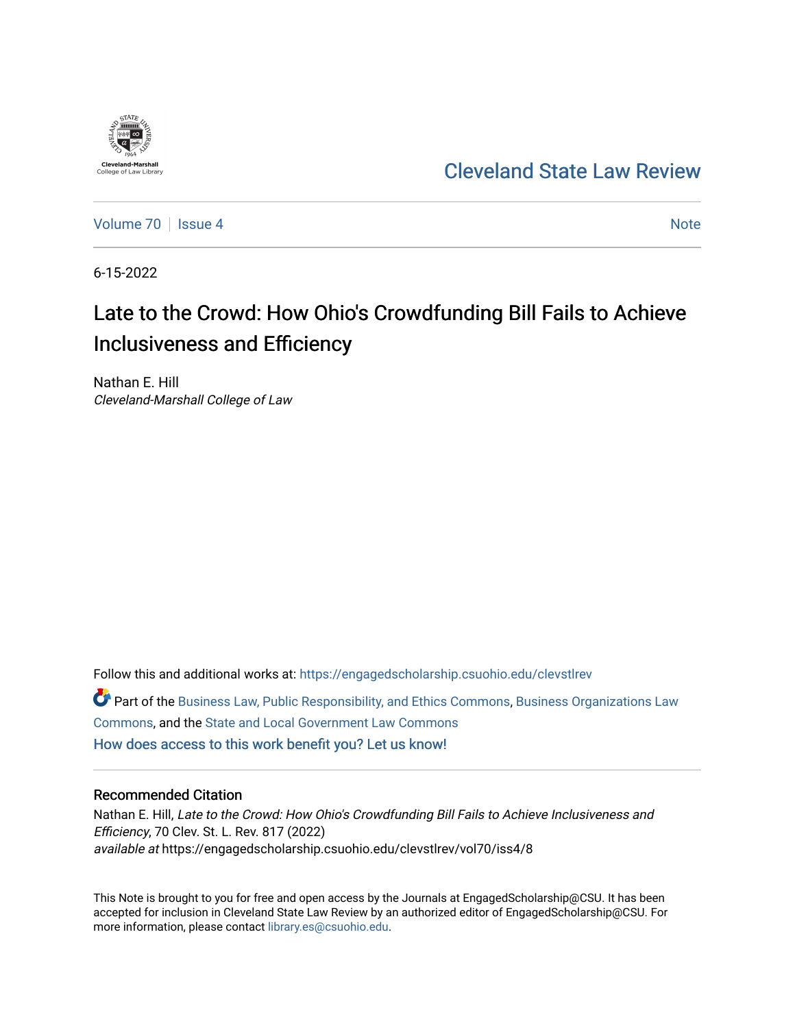Cleveland-Marshall College of Law Library

# Cleveland State Law Review

Volume 70 | Issue 4 | Note

6-15-2022

# Late to the Crowd: How Ohio's Crowdfunding Bill Fails to Achieve Inclusiveness and Efficiency

Nathan E. Hill
*Cleveland-Marshall College of Law*

Follow this and additional works at: https://engagedscholarship.csuohio.edu/clevstlrev

Part of the Business Law, Public Responsibility, and Ethics Commons, Business Organizations Law Commons, and the State and Local Government Law Commons

How does access to this work benefit you? Let us know!

## Recommended Citation

Nathan E. Hill, *Late to the Crowd: How Ohio's Crowdfunding Bill Fails to Achieve Inclusiveness and Efficiency*, 70 Clev. St. L. Rev. 817 (2022)
*available at* https://engagedscholarship.csuohio.edu/clevstlrev/vol70/iss4/8

This Note is brought to you for free and open access by the Journals at EngagedScholarship@CSU. It has been accepted for inclusion in Cleveland State Law Review by an authorized editor of EngagedScholarship@CSU. For more information, please contact library.es@csuohio.edu.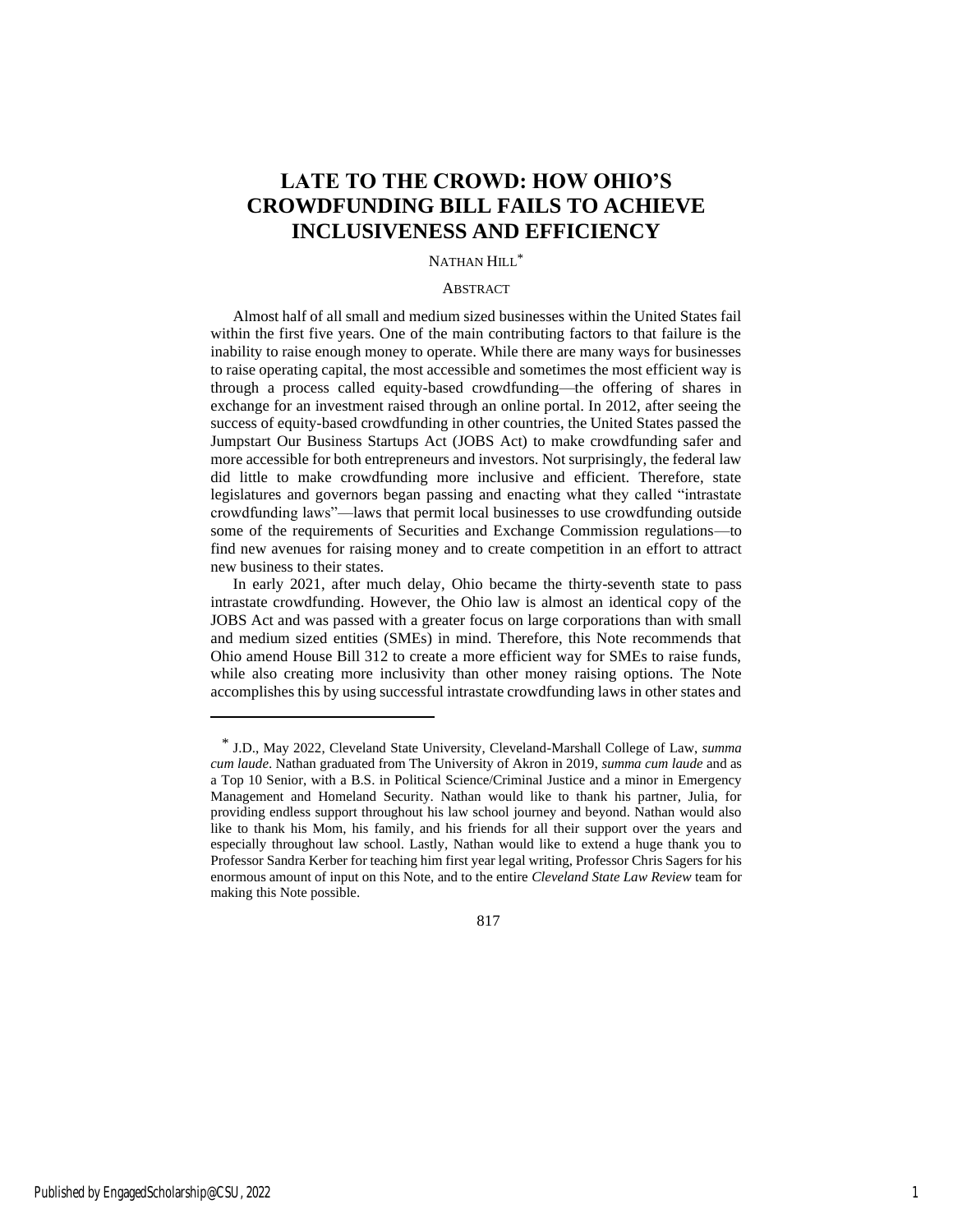# LATE TO THE CROWD: HOW OHIO'S CROWDFUNDING BILL FAILS TO ACHIEVE INCLUSIVENESS AND EFFICIENCY

NATHAN HILL*

ABSTRACT

Almost half of all small and medium sized businesses within the United States fail within the first five years. One of the main contributing factors to that failure is the inability to raise enough money to operate. While there are many ways for businesses to raise operating capital, the most accessible and sometimes the most efficient way is through a process called equity-based crowdfunding—the offering of shares in exchange for an investment raised through an online portal. In 2012, after seeing the success of equity-based crowdfunding in other countries, the United States passed the Jumpstart Our Business Startups Act (JOBS Act) to make crowdfunding safer and more accessible for both entrepreneurs and investors. Not surprisingly, the federal law did little to make crowdfunding more inclusive and efficient. Therefore, state legislatures and governors began passing and enacting what they called "intrastate crowdfunding laws"—laws that permit local businesses to use crowdfunding outside some of the requirements of Securities and Exchange Commission regulations—to find new avenues for raising money and to create competition in an effort to attract new business to their states.

In early 2021, after much delay, Ohio became the thirty-seventh state to pass intrastate crowdfunding. However, the Ohio law is almost an identical copy of the JOBS Act and was passed with a greater focus on large corporations than with small and medium sized entities (SMEs) in mind. Therefore, this Note recommends that Ohio amend House Bill 312 to create a more efficient way for SMEs to raise funds, while also creating more inclusivity than other money raising options. The Note accomplishes this by using successful intrastate crowdfunding laws in other states and

---

* J.D., May 2022, Cleveland State University, Cleveland-Marshall College of Law, *summa cum laude*. Nathan graduated from The University of Akron in 2019, *summa cum laude* and as a Top 10 Senior, with a B.S. in Political Science/Criminal Justice and a minor in Emergency Management and Homeland Security. Nathan would like to thank his partner, Julia, for providing endless support throughout his law school journey and beyond. Nathan would also like to thank his Mom, his family, and his friends for all their support over the years and especially throughout law school. Lastly, Nathan would like to extend a huge thank you to Professor Sandra Kerber for teaching him first year legal writing, Professor Chris Sagers for his enormous amount of input on this Note, and to the entire *Cleveland State Law Review* team for making this Note possible.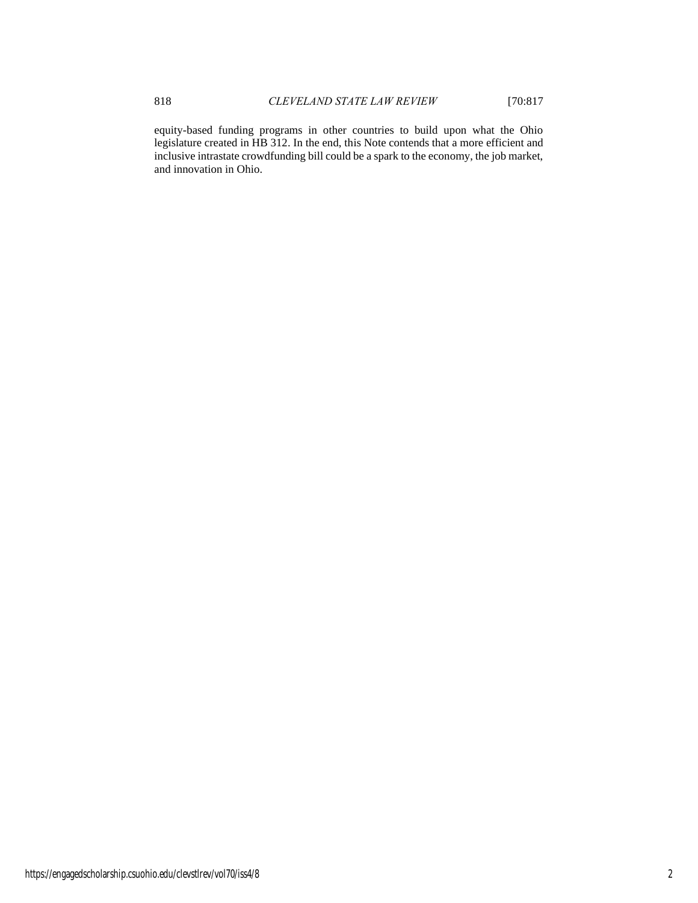equity-based funding programs in other countries to build upon what the Ohio legislature created in HB 312. In the end, this Note contends that a more efficient and inclusive intrastate crowdfunding bill could be a spark to the economy, the job market, and innovation in Ohio.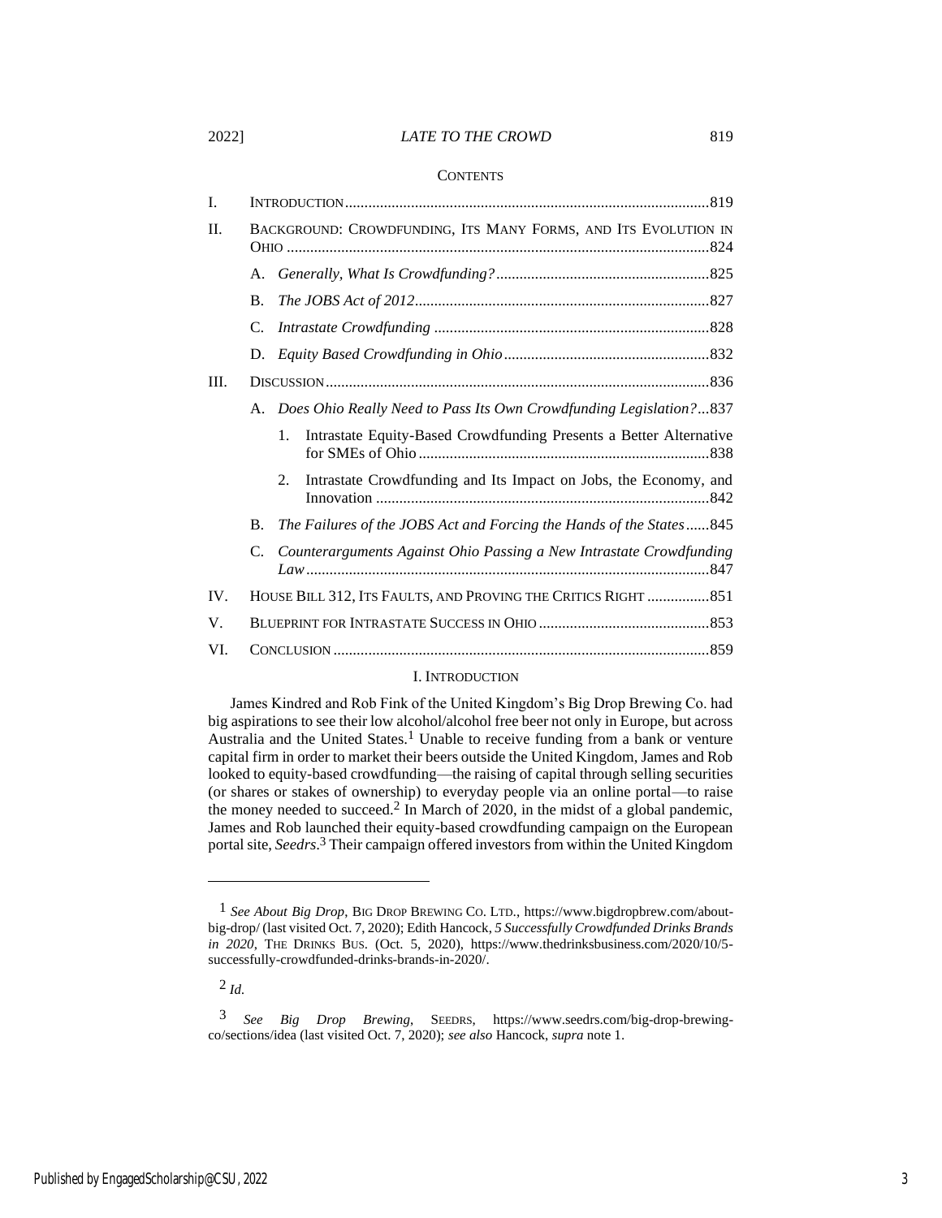CONTENTS

| | | |
|---|---|---|
| I. | INTRODUCTION | 819 |
| II. | BACKGROUND: CROWDFUNDING, ITS MANY FORMS, AND ITS EVOLUTION IN OHIO | 824 |
| | A. *Generally, What Is Crowdfunding?* | 825 |
| | B. *The JOBS Act of 2012* | 827 |
| | C. *Intrastate Crowdfunding* | 828 |
| | D. *Equity Based Crowdfunding in Ohio* | 832 |
| III. | DISCUSSION | 836 |
| | A. *Does Ohio Really Need to Pass Its Own Crowdfunding Legislation?* | 837 |
| | 1. Intrastate Equity-Based Crowdfunding Presents a Better Alternative for SMEs of Ohio | 838 |
| | 2. Intrastate Crowdfunding and Its Impact on Jobs, the Economy, and Innovation | 842 |
| | B. *The Failures of the JOBS Act and Forcing the Hands of the States* | 845 |
| | C. *Counterarguments Against Ohio Passing a New Intrastate Crowdfunding Law* | 847 |
| IV. | HOUSE BILL 312, ITS FAULTS, AND PROVING THE CRITICS RIGHT | 851 |
| V. | BLUEPRINT FOR INTRASTATE SUCCESS IN OHIO | 853 |
| VI. | CONCLUSION | 859 |

## I. INTRODUCTION

James Kindred and Rob Fink of the United Kingdom's Big Drop Brewing Co. had big aspirations to see their low alcohol/alcohol free beer not only in Europe, but across Australia and the United States.[1] Unable to receive funding from a bank or venture capital firm in order to market their beers outside the United Kingdom, James and Rob looked to equity-based crowdfunding—the raising of capital through selling securities (or shares or stakes of ownership) to everyday people via an online portal—to raise the money needed to succeed.[2] In March of 2020, in the midst of a global pandemic, James and Rob launched their equity-based crowdfunding campaign on the European portal site, *Seedrs*.[3] Their campaign offered investors from within the United Kingdom

---

[1] *See About Big Drop*, BIG DROP BREWING CO. LTD., https://www.bigdropbrew.com/about-big-drop/ (last visited Oct. 7, 2020); Edith Hancock, *5 Successfully Crowdfunded Drinks Brands in 2020*, THE DRINKS BUS. (Oct. 5, 2020), https://www.thedrinksbusiness.com/2020/10/5-successfully-crowdfunded-drinks-brands-in-2020/.

[2] *Id.*

[3] *See Big Drop Brewing*, SEEDRS, https://www.seedrs.com/big-drop-brewing-co/sections/idea (last visited Oct. 7, 2020); *see also* Hancock, *supra* note 1.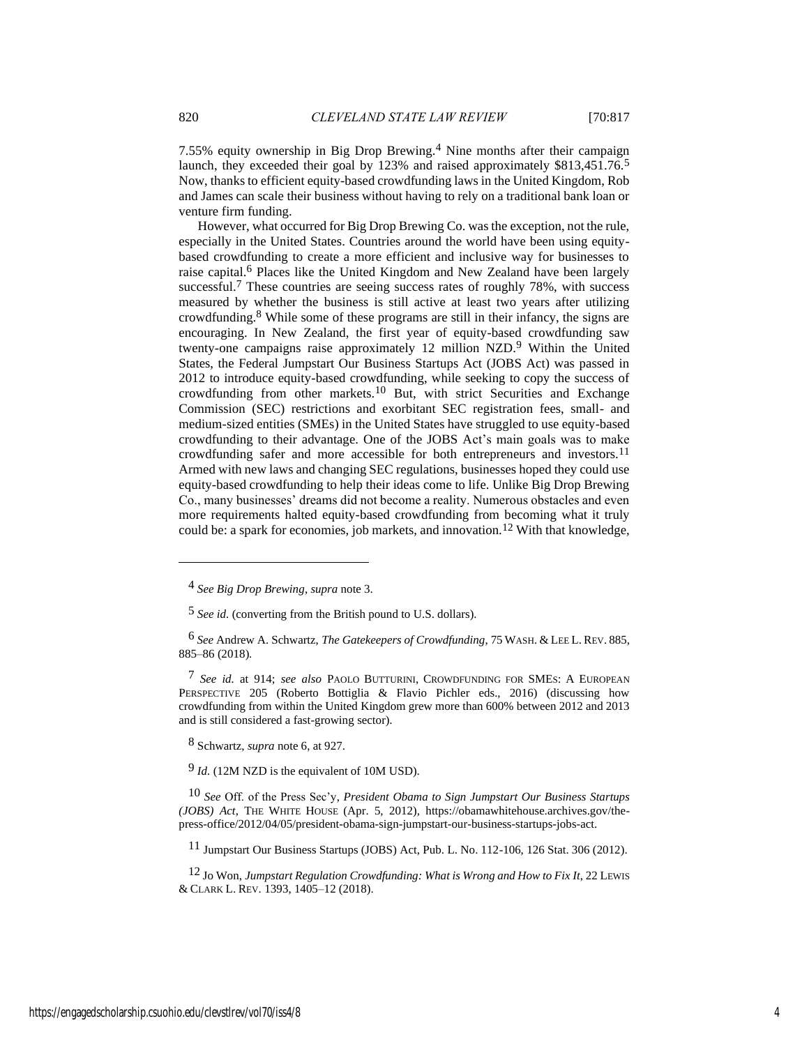7.55% equity ownership in Big Drop Brewing.[4] Nine months after their campaign launch, they exceeded their goal by 123% and raised approximately $813,451.76.[5] Now, thanks to efficient equity-based crowdfunding laws in the United Kingdom, Rob and James can scale their business without having to rely on a traditional bank loan or venture firm funding.

However, what occurred for Big Drop Brewing Co. was the exception, not the rule, especially in the United States. Countries around the world have been using equity-based crowdfunding to create a more efficient and inclusive way for businesses to raise capital.[6] Places like the United Kingdom and New Zealand have been largely successful.[7] These countries are seeing success rates of roughly 78%, with success measured by whether the business is still active at least two years after utilizing crowdfunding.[8] While some of these programs are still in their infancy, the signs are encouraging. In New Zealand, the first year of equity-based crowdfunding saw twenty-one campaigns raise approximately 12 million NZD.[9] Within the United States, the Federal Jumpstart Our Business Startups Act (JOBS Act) was passed in 2012 to introduce equity-based crowdfunding, while seeking to copy the success of crowdfunding from other markets.[10] But, with strict Securities and Exchange Commission (SEC) restrictions and exorbitant SEC registration fees, small- and medium-sized entities (SMEs) in the United States have struggled to use equity-based crowdfunding to their advantage. One of the JOBS Act's main goals was to make crowdfunding safer and more accessible for both entrepreneurs and investors.[11] Armed with new laws and changing SEC regulations, businesses hoped they could use equity-based crowdfunding to help their ideas come to life. Unlike Big Drop Brewing Co., many businesses' dreams did not become a reality. Numerous obstacles and even more requirements halted equity-based crowdfunding from becoming what it truly could be: a spark for economies, job markets, and innovation.[12] With that knowledge,

---

[4] *See Big Drop Brewing*, *supra* note 3.

[5] *See id.* (converting from the British pound to U.S. dollars).

[6] *See* Andrew A. Schwartz, *The Gatekeepers of Crowdfunding*, 75 WASH. & LEE L. REV. 885, 885–86 (2018).

[7] *See id.* at 914; *see also* PAOLO BUTTURINI, CROWDFUNDING FOR SMES: A EUROPEAN PERSPECTIVE 205 (Roberto Bottiglia & Flavio Pichler eds., 2016) (discussing how crowdfunding from within the United Kingdom grew more than 600% between 2012 and 2013 and is still considered a fast-growing sector).

[8] Schwartz, *supra* note 6, at 927.

[9] *Id.* (12M NZD is the equivalent of 10M USD).

[10] *See* Off. of the Press Sec'y, *President Obama to Sign Jumpstart Our Business Startups (JOBS) Act*, THE WHITE HOUSE (Apr. 5, 2012), https://obamawhitehouse.archives.gov/the-press-office/2012/04/05/president-obama-sign-jumpstart-our-business-startups-jobs-act.

[11] Jumpstart Our Business Startups (JOBS) Act, Pub. L. No. 112-106, 126 Stat. 306 (2012).

[12] Jo Won, *Jumpstart Regulation Crowdfunding: What is Wrong and How to Fix It*, 22 LEWIS & CLARK L. REV. 1393, 1405–12 (2018).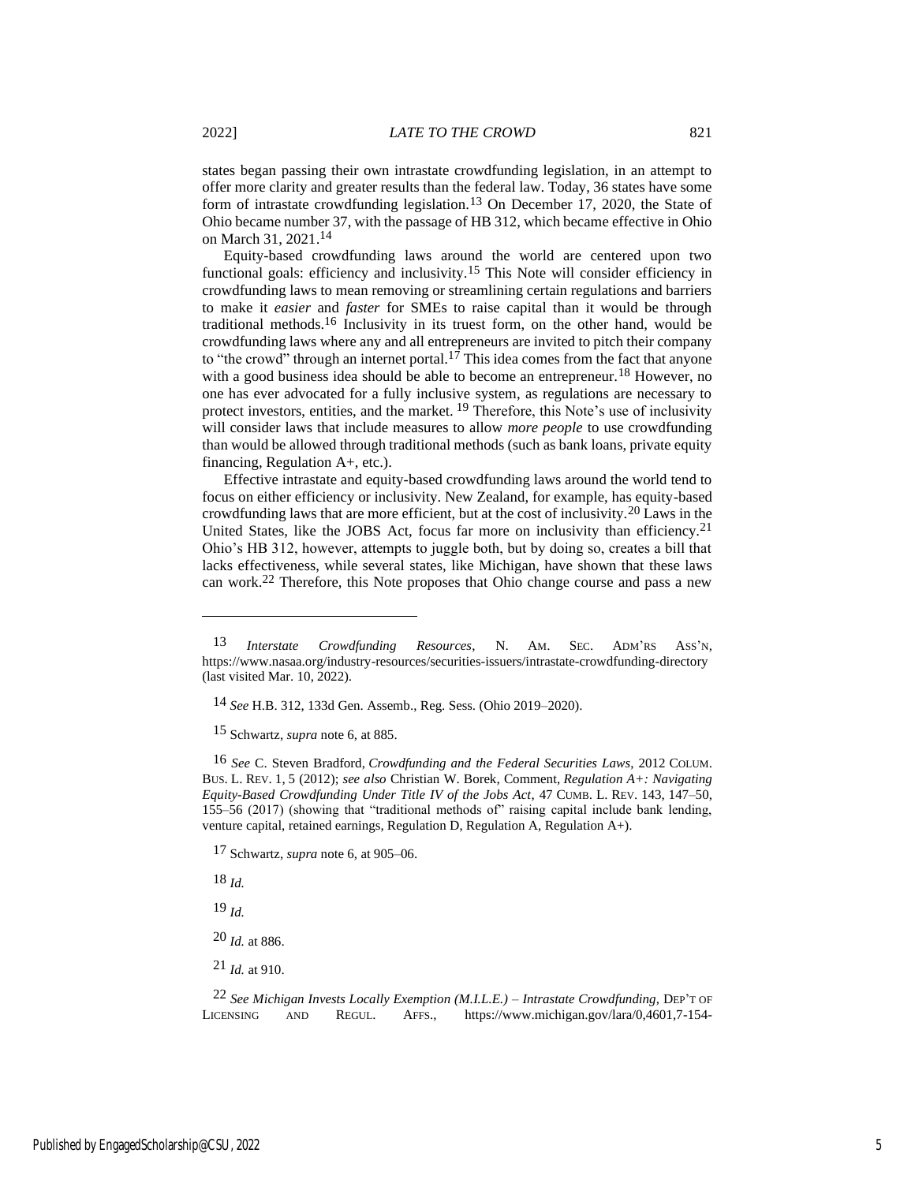states began passing their own intrastate crowdfunding legislation, in an attempt to offer more clarity and greater results than the federal law. Today, 36 states have some form of intrastate crowdfunding legislation.[13] On December 17, 2020, the State of Ohio became number 37, with the passage of HB 312, which became effective in Ohio on March 31, 2021.[14]

Equity-based crowdfunding laws around the world are centered upon two functional goals: efficiency and inclusivity.[15] This Note will consider efficiency in crowdfunding laws to mean removing or streamlining certain regulations and barriers to make it *easier* and *faster* for SMEs to raise capital than it would be through traditional methods.[16] Inclusivity in its truest form, on the other hand, would be crowdfunding laws where any and all entrepreneurs are invited to pitch their company to "the crowd" through an internet portal.[17] This idea comes from the fact that anyone with a good business idea should be able to become an entrepreneur.[18] However, no one has ever advocated for a fully inclusive system, as regulations are necessary to protect investors, entities, and the market.[19] Therefore, this Note's use of inclusivity will consider laws that include measures to allow *more people* to use crowdfunding than would be allowed through traditional methods (such as bank loans, private equity financing, Regulation A+, etc.).

Effective intrastate and equity-based crowdfunding laws around the world tend to focus on either efficiency or inclusivity. New Zealand, for example, has equity-based crowdfunding laws that are more efficient, but at the cost of inclusivity.[20] Laws in the United States, like the JOBS Act, focus far more on inclusivity than efficiency.[21] Ohio's HB 312, however, attempts to juggle both, but by doing so, creates a bill that lacks effectiveness, while several states, like Michigan, have shown that these laws can work.[22] Therefore, this Note proposes that Ohio change course and pass a new

---

13 *Interstate Crowdfunding Resources*, N. AM. SEC. ADM'RS ASS'N, https://www.nasaa.org/industry-resources/securities-issuers/intrastate-crowdfunding-directory (last visited Mar. 10, 2022).

14 *See* H.B. 312, 133d Gen. Assemb., Reg. Sess. (Ohio 2019–2020).

15 Schwartz, *supra* note 6, at 885.

16 *See* C. Steven Bradford, *Crowdfunding and the Federal Securities Laws*, 2012 COLUM. BUS. L. REV. 1, 5 (2012); *see also* Christian W. Borek, Comment, *Regulation A+: Navigating Equity-Based Crowdfunding Under Title IV of the Jobs Act*, 47 CUMB. L. REV. 143, 147–50, 155–56 (2017) (showing that "traditional methods of" raising capital include bank lending, venture capital, retained earnings, Regulation D, Regulation A, Regulation A+).

17 Schwartz, *supra* note 6, at 905–06.

18 *Id.*

19 *Id.*

20 *Id.* at 886.

21 *Id.* at 910.

22 *See Michigan Invests Locally Exemption (M.I.L.E.) – Intrastate Crowdfunding*, DEP'T OF LICENSING AND REGUL. AFFS., https://www.michigan.gov/lara/0,4601,7-154-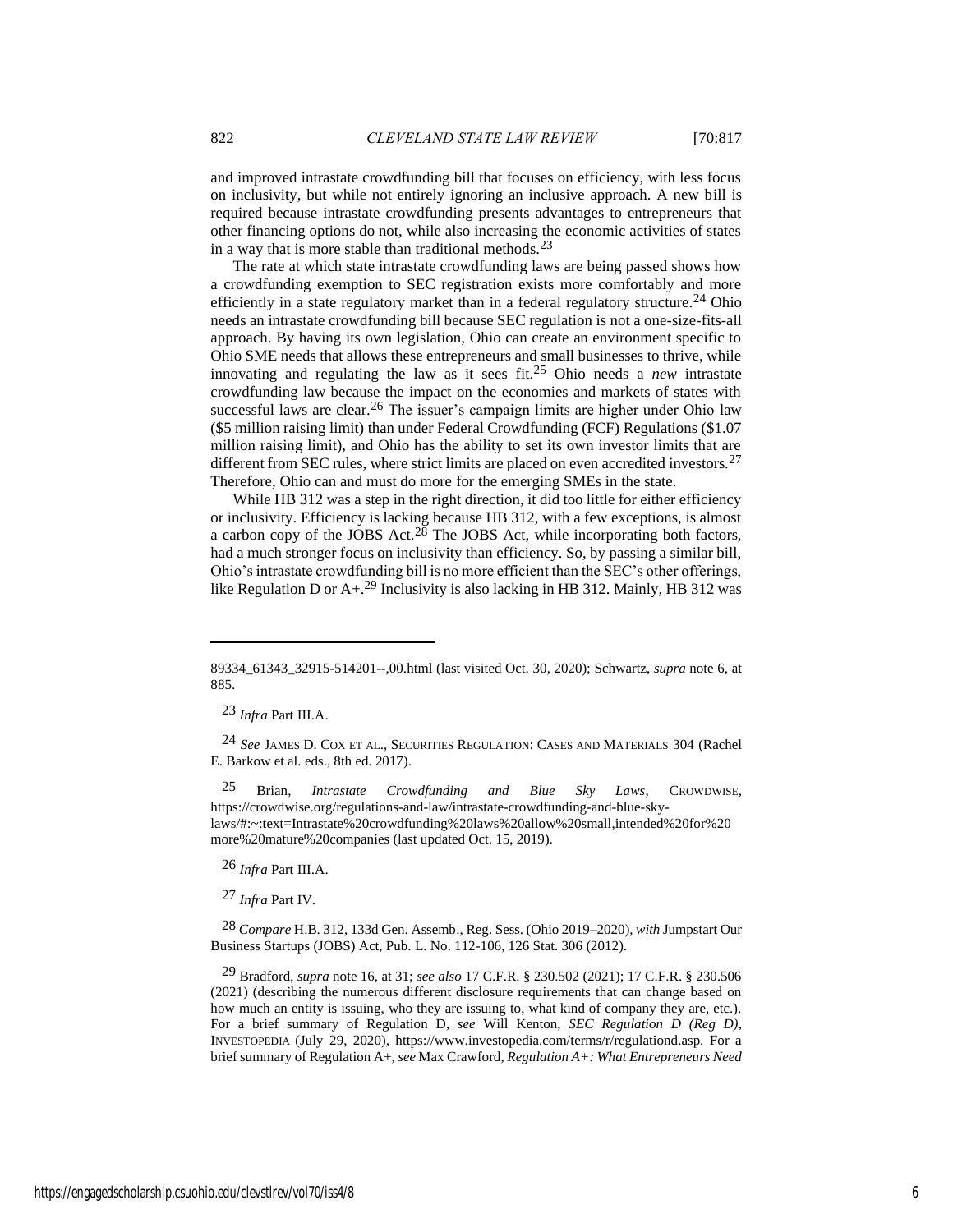and improved intrastate crowdfunding bill that focuses on efficiency, with less focus on inclusivity, but while not entirely ignoring an inclusive approach. A new bill is required because intrastate crowdfunding presents advantages to entrepreneurs that other financing options do not, while also increasing the economic activities of states in a way that is more stable than traditional methods.[23]

The rate at which state intrastate crowdfunding laws are being passed shows how a crowdfunding exemption to SEC registration exists more comfortably and more efficiently in a state regulatory market than in a federal regulatory structure.[24] Ohio needs an intrastate crowdfunding bill because SEC regulation is not a one-size-fits-all approach. By having its own legislation, Ohio can create an environment specific to Ohio SME needs that allows these entrepreneurs and small businesses to thrive, while innovating and regulating the law as it sees fit.[25] Ohio needs a *new* intrastate crowdfunding law because the impact on the economies and markets of states with successful laws are clear.[26] The issuer's campaign limits are higher under Ohio law ($5 million raising limit) than under Federal Crowdfunding (FCF) Regulations ($1.07 million raising limit), and Ohio has the ability to set its own investor limits that are different from SEC rules, where strict limits are placed on even accredited investors.[27] Therefore, Ohio can and must do more for the emerging SMEs in the state.

While HB 312 was a step in the right direction, it did too little for either efficiency or inclusivity. Efficiency is lacking because HB 312, with a few exceptions, is almost a carbon copy of the JOBS Act.[28] The JOBS Act, while incorporating both factors, had a much stronger focus on inclusivity than efficiency. So, by passing a similar bill, Ohio's intrastate crowdfunding bill is no more efficient than the SEC's other offerings, like Regulation D or A+.[29] Inclusivity is also lacking in HB 312. Mainly, HB 312 was

---

89334_61343_32915-514201--,00.html (last visited Oct. 30, 2020); Schwartz, *supra* note 6, at 885.

[23] *Infra* Part III.A.

[24] *See* JAMES D. COX ET AL., SECURITIES REGULATION: CASES AND MATERIALS 304 (Rachel E. Barkow et al. eds., 8th ed. 2017).

[25] Brian, *Intrastate Crowdfunding and Blue Sky Laws*, CROWDWISE, https://crowdwise.org/regulations-and-law/intrastate-crowdfunding-and-blue-sky-laws/#:~:text=Intrastate%20crowdfunding%20laws%20allow%20small,intended%20for%20more%20mature%20companies (last updated Oct. 15, 2019).

[26] *Infra* Part III.A.

[27] *Infra* Part IV.

[28] *Compare* H.B. 312, 133d Gen. Assemb., Reg. Sess. (Ohio 2019–2020), *with* Jumpstart Our Business Startups (JOBS) Act, Pub. L. No. 112-106, 126 Stat. 306 (2012).

[29] Bradford, *supra* note 16, at 31; *see also* 17 C.F.R. § 230.502 (2021); 17 C.F.R. § 230.506 (2021) (describing the numerous different disclosure requirements that can change based on how much an entity is issuing, who they are issuing to, what kind of company they are, etc.). For a brief summary of Regulation D, *see* Will Kenton, *SEC Regulation D (Reg D)*, INVESTOPEDIA (July 29, 2020), https://www.investopedia.com/terms/r/regulationd.asp. For a brief summary of Regulation A+, *see* Max Crawford, *Regulation A+: What Entrepreneurs Need*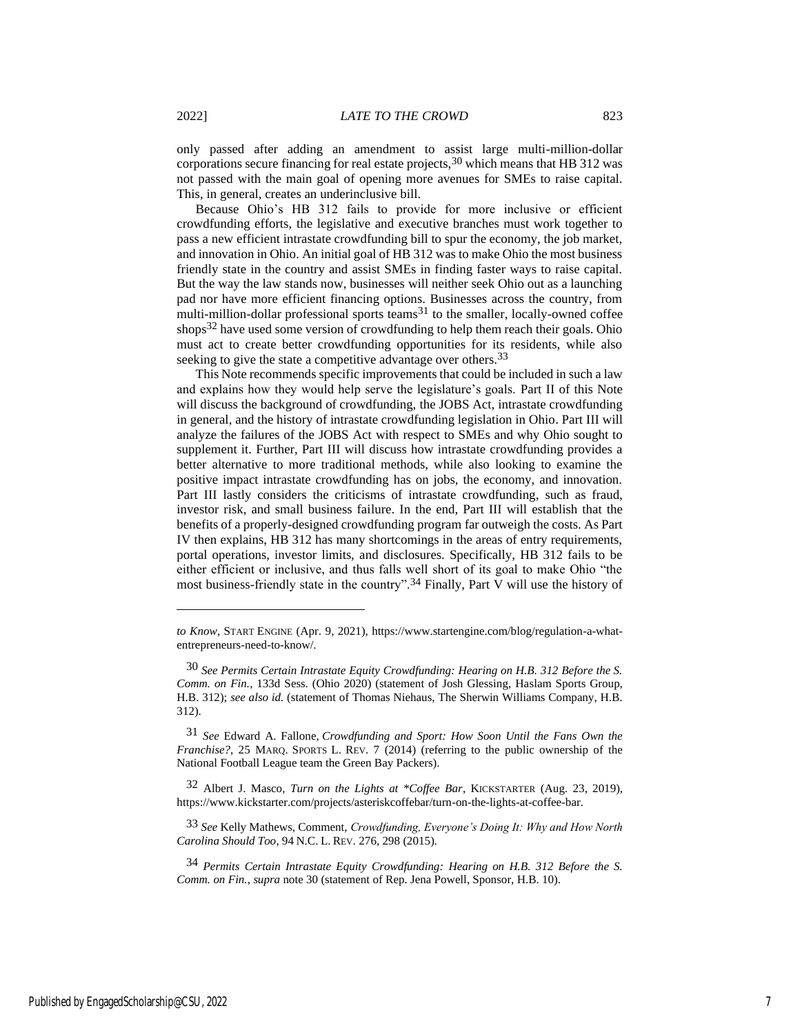only passed after adding an amendment to assist large multi-million-dollar corporations secure financing for real estate projects,[30] which means that HB 312 was not passed with the main goal of opening more avenues for SMEs to raise capital. This, in general, creates an underinclusive bill.

Because Ohio's HB 312 fails to provide for more inclusive or efficient crowdfunding efforts, the legislative and executive branches must work together to pass a new efficient intrastate crowdfunding bill to spur the economy, the job market, and innovation in Ohio. An initial goal of HB 312 was to make Ohio the most business friendly state in the country and assist SMEs in finding faster ways to raise capital. But the way the law stands now, businesses will neither seek Ohio out as a launching pad nor have more efficient financing options. Businesses across the country, from multi-million-dollar professional sports teams[31] to the smaller, locally-owned coffee shops[32] have used some version of crowdfunding to help them reach their goals. Ohio must act to create better crowdfunding opportunities for its residents, while also seeking to give the state a competitive advantage over others.[33]

This Note recommends specific improvements that could be included in such a law and explains how they would help serve the legislature's goals. Part II of this Note will discuss the background of crowdfunding, the JOBS Act, intrastate crowdfunding in general, and the history of intrastate crowdfunding legislation in Ohio. Part III will analyze the failures of the JOBS Act with respect to SMEs and why Ohio sought to supplement it. Further, Part III will discuss how intrastate crowdfunding provides a better alternative to more traditional methods, while also looking to examine the positive impact intrastate crowdfunding has on jobs, the economy, and innovation. Part III lastly considers the criticisms of intrastate crowdfunding, such as fraud, investor risk, and small business failure. In the end, Part III will establish that the benefits of a properly-designed crowdfunding program far outweigh the costs. As Part IV then explains, HB 312 has many shortcomings in the areas of entry requirements, portal operations, investor limits, and disclosures. Specifically, HB 312 fails to be either efficient or inclusive, and thus falls well short of its goal to make Ohio "the most business-friendly state in the country".[34] Finally, Part V will use the history of

---

*to Know*, START ENGINE (Apr. 9, 2021), https://www.startengine.com/blog/regulation-a-what-entrepreneurs-need-to-know/.

[30] *See Permits Certain Intrastate Equity Crowdfunding: Hearing on H.B. 312 Before the S. Comm. on Fin.*, 133d Sess. (Ohio 2020) (statement of Josh Glessing, Haslam Sports Group, H.B. 312); *see also id.* (statement of Thomas Niehaus, The Sherwin Williams Company, H.B. 312).

[31] *See* Edward A. Fallone, *Crowdfunding and Sport: How Soon Until the Fans Own the Franchise?*, 25 MARQ. SPORTS L. REV. 7 (2014) (referring to the public ownership of the National Football League team the Green Bay Packers).

[32] Albert J. Masco, *Turn on the Lights at *Coffee Bar*, KICKSTARTER (Aug. 23, 2019), https://www.kickstarter.com/projects/asteriskcoffebar/turn-on-the-lights-at-coffee-bar.

[33] *See* Kelly Mathews, Comment, *Crowdfunding, Everyone's Doing It: Why and How North Carolina Should Too*, 94 N.C. L. REV. 276, 298 (2015).

[34] *Permits Certain Intrastate Equity Crowdfunding: Hearing on H.B. 312 Before the S. Comm. on Fin.*, *supra* note 30 (statement of Rep. Jena Powell, Sponsor, H.B. 10).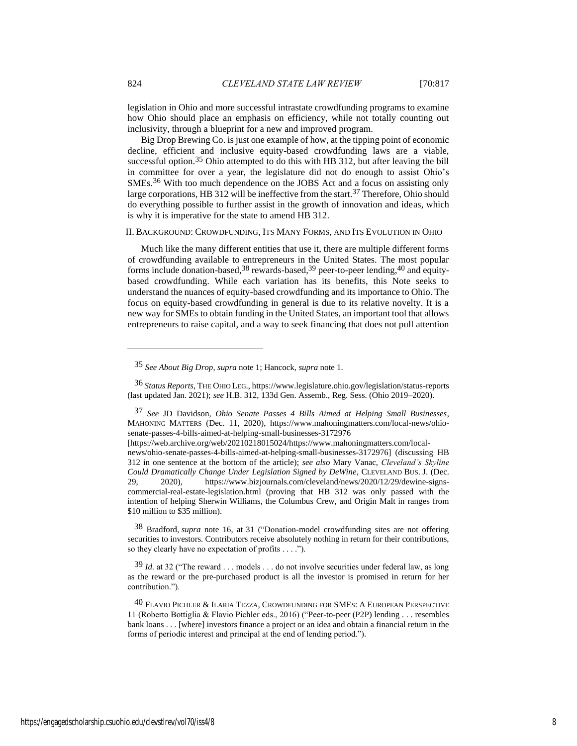legislation in Ohio and more successful intrastate crowdfunding programs to examine how Ohio should place an emphasis on efficiency, while not totally counting out inclusivity, through a blueprint for a new and improved program.

Big Drop Brewing Co. is just one example of how, at the tipping point of economic decline, efficient and inclusive equity-based crowdfunding laws are a viable, successful option.[35] Ohio attempted to do this with HB 312, but after leaving the bill in committee for over a year, the legislature did not do enough to assist Ohio's SMEs.[36] With too much dependence on the JOBS Act and a focus on assisting only large corporations, HB 312 will be ineffective from the start.[37] Therefore, Ohio should do everything possible to further assist in the growth of innovation and ideas, which is why it is imperative for the state to amend HB 312.

## II. Background: Crowdfunding, Its Many Forms, and Its Evolution in Ohio

Much like the many different entities that use it, there are multiple different forms of crowdfunding available to entrepreneurs in the United States. The most popular forms include donation-based,[38] rewards-based,[39] peer-to-peer lending,[40] and equity-based crowdfunding. While each variation has its benefits, this Note seeks to understand the nuances of equity-based crowdfunding and its importance to Ohio. The focus on equity-based crowdfunding in general is due to its relative novelty. It is a new way for SMEs to obtain funding in the United States, an important tool that allows entrepreneurs to raise capital, and a way to seek financing that does not pull attention

---

[35] *See About Big Drop*, *supra* note 1; Hancock, *supra* note 1.

[36] *Status Reports*, The Ohio Leg., https://www.legislature.ohio.gov/legislation/status-reports (last updated Jan. 2021); *see* H.B. 312, 133d Gen. Assemb., Reg. Sess. (Ohio 2019–2020).

[37] *See* JD Davidson, *Ohio Senate Passes 4 Bills Aimed at Helping Small Businesses*, Mahoning Matters (Dec. 11, 2020), https://www.mahoningmatters.com/local-news/ohio-senate-passes-4-bills-aimed-at-helping-small-businesses-3172976 [https://web.archive.org/web/20210218015024/https://www.mahoningmatters.com/local-news/ohio-senate-passes-4-bills-aimed-at-helping-small-businesses-3172976] (discussing HB 312 in one sentence at the bottom of the article); *see also* Mary Vanac, *Cleveland's Skyline Could Dramatically Change Under Legislation Signed by DeWine*, Cleveland Bus. J. (Dec. 29, 2020), https://www.bizjournals.com/cleveland/news/2020/12/29/dewine-signs-commercial-real-estate-legislation.html (proving that HB 312 was only passed with the intention of helping Sherwin Williams, the Columbus Crew, and Origin Malt in ranges from $10 million to $35 million).

[38] Bradford, *supra* note 16, at 31 ("Donation-model crowdfunding sites are not offering securities to investors. Contributors receive absolutely nothing in return for their contributions, so they clearly have no expectation of profits . . . .").

[39] *Id.* at 32 ("The reward . . . models . . . do not involve securities under federal law, as long as the reward or the pre-purchased product is all the investor is promised in return for her contribution.").

[40] Flavio Pichler & Ilaria Tezza, Crowdfunding for SMEs: A European Perspective 11 (Roberto Bottiglia & Flavio Pichler eds., 2016) ("Peer-to-peer (P2P) lending . . . resembles bank loans . . . [where] investors finance a project or an idea and obtain a financial return in the forms of periodic interest and principal at the end of lending period.").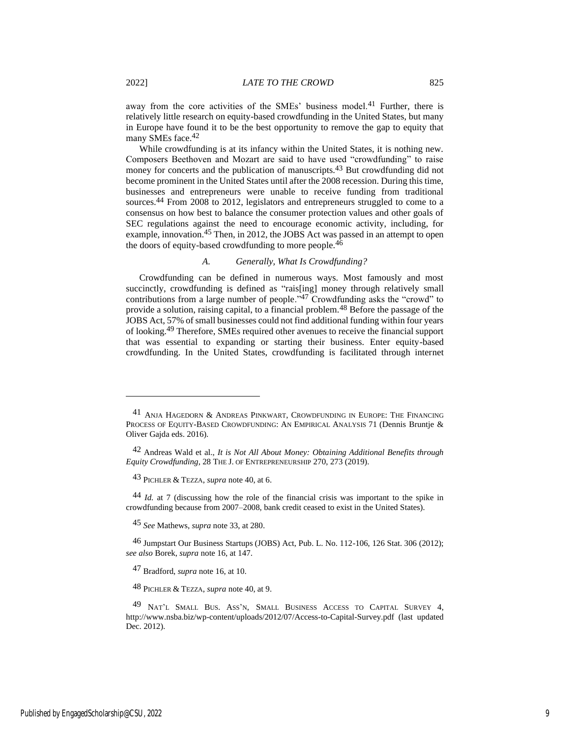away from the core activities of the SMEs' business model.[41] Further, there is relatively little research on equity-based crowdfunding in the United States, but many in Europe have found it to be the best opportunity to remove the gap to equity that many SMEs face.[42]

While crowdfunding is at its infancy within the United States, it is nothing new. Composers Beethoven and Mozart are said to have used "crowdfunding" to raise money for concerts and the publication of manuscripts.[43] But crowdfunding did not become prominent in the United States until after the 2008 recession. During this time, businesses and entrepreneurs were unable to receive funding from traditional sources.[44] From 2008 to 2012, legislators and entrepreneurs struggled to come to a consensus on how best to balance the consumer protection values and other goals of SEC regulations against the need to encourage economic activity, including, for example, innovation.[45] Then, in 2012, the JOBS Act was passed in an attempt to open the doors of equity-based crowdfunding to more people.[46]

### A. Generally, What Is Crowdfunding?

Crowdfunding can be defined in numerous ways. Most famously and most succinctly, crowdfunding is defined as "rais[ing] money through relatively small contributions from a large number of people."[47] Crowdfunding asks the "crowd" to provide a solution, raising capital, to a financial problem.[48] Before the passage of the JOBS Act, 57% of small businesses could not find additional funding within four years of looking.[49] Therefore, SMEs required other avenues to receive the financial support that was essential to expanding or starting their business. Enter equity-based crowdfunding. In the United States, crowdfunding is facilitated through internet

---

41 ANJA HAGEDORN & ANDREAS PINKWART, CROWDFUNDING IN EUROPE: THE FINANCING PROCESS OF EQUITY-BASED CROWDFUNDING: AN EMPIRICAL ANALYSIS 71 (Dennis Bruntje & Oliver Gajda eds. 2016).

42 Andreas Wald et al., *It is Not All About Money: Obtaining Additional Benefits through Equity Crowdfunding*, 28 THE J. OF ENTREPRENEURSHIP 270, 273 (2019).

43 PICHLER & TEZZA, *supra* note 40, at 6.

44 *Id.* at 7 (discussing how the role of the financial crisis was important to the spike in crowdfunding because from 2007–2008, bank credit ceased to exist in the United States).

45 *See* Mathews, *supra* note 33, at 280.

46 Jumpstart Our Business Startups (JOBS) Act, Pub. L. No. 112-106, 126 Stat. 306 (2012); *see also* Borek, *supra* note 16, at 147.

47 Bradford, *supra* note 16, at 10.

48 PICHLER & TEZZA, *supra* note 40, at 9.

49 NAT'L SMALL BUS. ASS'N, SMALL BUSINESS ACCESS TO CAPITAL SURVEY 4, http://www.nsba.biz/wp-content/uploads/2012/07/Access-to-Capital-Survey.pdf (last updated Dec. 2012).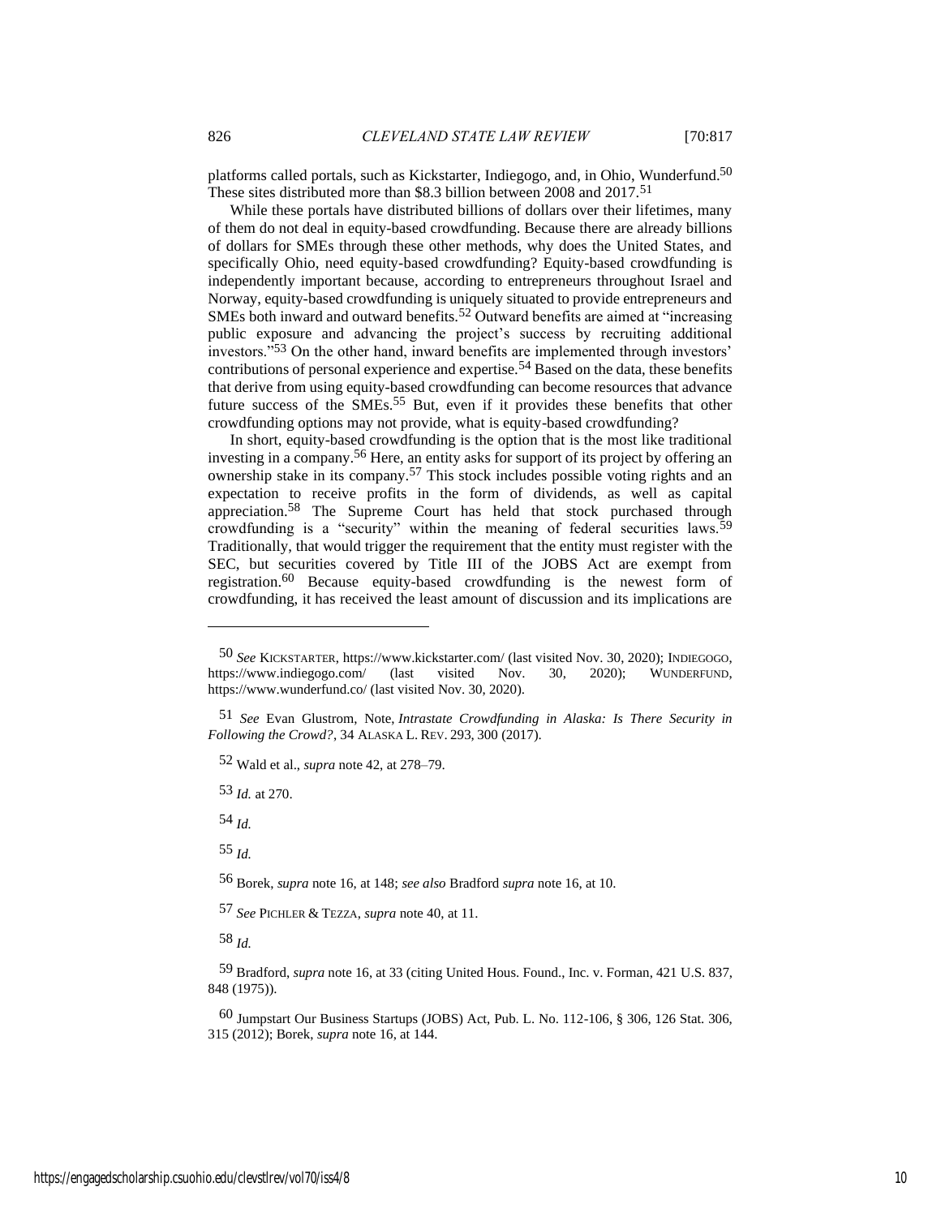platforms called portals, such as Kickstarter, Indiegogo, and, in Ohio, Wunderfund.[50] These sites distributed more than $8.3 billion between 2008 and 2017.[51]

While these portals have distributed billions of dollars over their lifetimes, many of them do not deal in equity-based crowdfunding. Because there are already billions of dollars for SMEs through these other methods, why does the United States, and specifically Ohio, need equity-based crowdfunding? Equity-based crowdfunding is independently important because, according to entrepreneurs throughout Israel and Norway, equity-based crowdfunding is uniquely situated to provide entrepreneurs and SMEs both inward and outward benefits.[52] Outward benefits are aimed at "increasing public exposure and advancing the project's success by recruiting additional investors."[53] On the other hand, inward benefits are implemented through investors' contributions of personal experience and expertise.[54] Based on the data, these benefits that derive from using equity-based crowdfunding can become resources that advance future success of the SMEs.[55] But, even if it provides these benefits that other crowdfunding options may not provide, what is equity-based crowdfunding?

In short, equity-based crowdfunding is the option that is the most like traditional investing in a company.[56] Here, an entity asks for support of its project by offering an ownership stake in its company.[57] This stock includes possible voting rights and an expectation to receive profits in the form of dividends, as well as capital appreciation.[58] The Supreme Court has held that stock purchased through crowdfunding is a "security" within the meaning of federal securities laws.[59] Traditionally, that would trigger the requirement that the entity must register with the SEC, but securities covered by Title III of the JOBS Act are exempt from registration.[60] Because equity-based crowdfunding is the newest form of crowdfunding, it has received the least amount of discussion and its implications are

---

[50] *See* KICKSTARTER, https://www.kickstarter.com/ (last visited Nov. 30, 2020); INDIEGOGO, https://www.indiegogo.com/ (last visited Nov. 30, 2020); WUNDERFUND, https://www.wunderfund.co/ (last visited Nov. 30, 2020).

[51] *See* Evan Glustrom, Note, *Intrastate Crowdfunding in Alaska: Is There Security in Following the Crowd?*, 34 ALASKA L. REV. 293, 300 (2017).

[52] Wald et al., *supra* note 42, at 278–79.

[53] *Id.* at 270.

[54] *Id.*

[55] *Id.*

[56] Borek, *supra* note 16, at 148; *see also* Bradford *supra* note 16, at 10.

[57] *See* PICHLER & TEZZA, *supra* note 40, at 11.

[58] *Id.*

[59] Bradford, *supra* note 16, at 33 (citing United Hous. Found., Inc. v. Forman, 421 U.S. 837, 848 (1975)).

[60] Jumpstart Our Business Startups (JOBS) Act, Pub. L. No. 112-106, § 306, 126 Stat. 306, 315 (2012); Borek, *supra* note 16, at 144.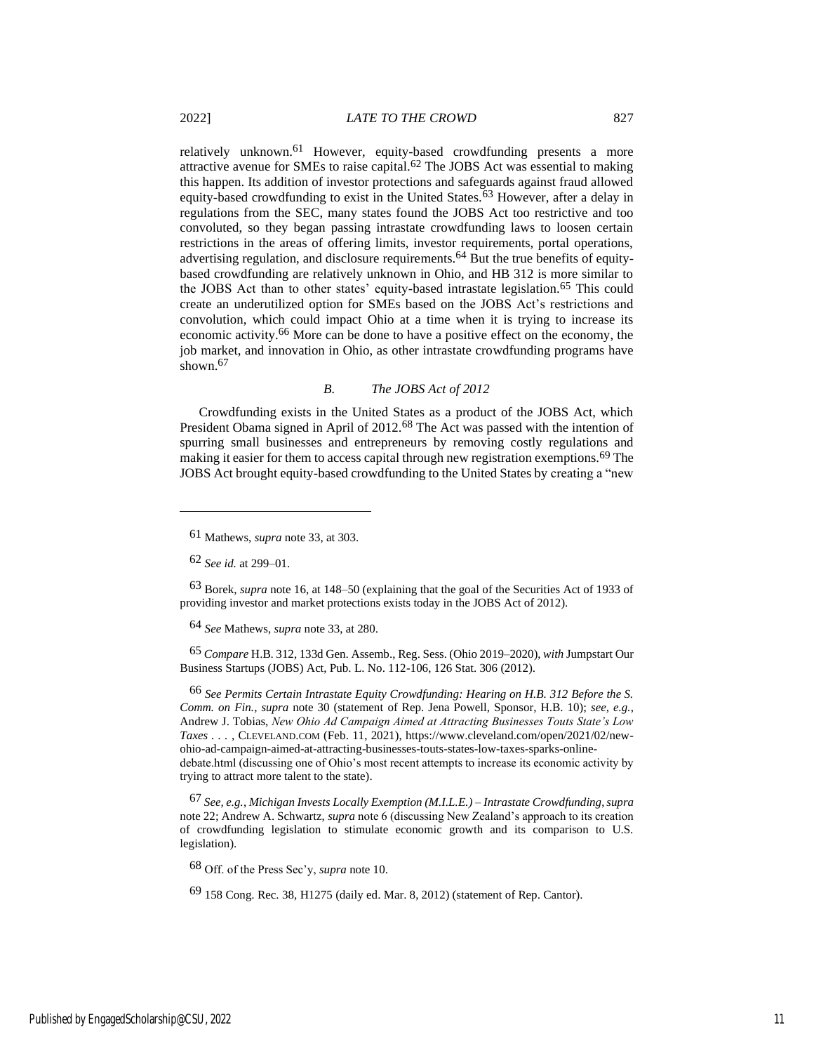relatively unknown.[61] However, equity-based crowdfunding presents a more attractive avenue for SMEs to raise capital.[62] The JOBS Act was essential to making this happen. Its addition of investor protections and safeguards against fraud allowed equity-based crowdfunding to exist in the United States.[63] However, after a delay in regulations from the SEC, many states found the JOBS Act too restrictive and too convoluted, so they began passing intrastate crowdfunding laws to loosen certain restrictions in the areas of offering limits, investor requirements, portal operations, advertising regulation, and disclosure requirements.[64] But the true benefits of equity-based crowdfunding are relatively unknown in Ohio, and HB 312 is more similar to the JOBS Act than to other states' equity-based intrastate legislation.[65] This could create an underutilized option for SMEs based on the JOBS Act's restrictions and convolution, which could impact Ohio at a time when it is trying to increase its economic activity.[66] More can be done to have a positive effect on the economy, the job market, and innovation in Ohio, as other intrastate crowdfunding programs have shown.[67]

### *B. The JOBS Act of 2012*

Crowdfunding exists in the United States as a product of the JOBS Act, which President Obama signed in April of 2012.[68] The Act was passed with the intention of spurring small businesses and entrepreneurs by removing costly regulations and making it easier for them to access capital through new registration exemptions.[69] The JOBS Act brought equity-based crowdfunding to the United States by creating a "new

---

61 Mathews, *supra* note 33, at 303.

62 *See id.* at 299–01.

63 Borek, *supra* note 16, at 148–50 (explaining that the goal of the Securities Act of 1933 of providing investor and market protections exists today in the JOBS Act of 2012).

64 *See* Mathews, *supra* note 33, at 280.

65 *Compare* H.B. 312, 133d Gen. Assemb., Reg. Sess. (Ohio 2019–2020), *with* Jumpstart Our Business Startups (JOBS) Act, Pub. L. No. 112-106, 126 Stat. 306 (2012).

66 *See Permits Certain Intrastate Equity Crowdfunding: Hearing on H.B. 312 Before the S. Comm. on Fin.*, *supra* note 30 (statement of Rep. Jena Powell, Sponsor, H.B. 10); *see, e.g.*, Andrew J. Tobias, *New Ohio Ad Campaign Aimed at Attracting Businesses Touts State's Low Taxes . . .* , CLEVELAND.COM (Feb. 11, 2021), https://www.cleveland.com/open/2021/02/new-ohio-ad-campaign-aimed-at-attracting-businesses-touts-states-low-taxes-sparks-online-debate.html (discussing one of Ohio's most recent attempts to increase its economic activity by trying to attract more talent to the state).

67 *See, e.g.*, *Michigan Invests Locally Exemption (M.I.L.E.) – Intrastate Crowdfunding*, *supra* note 22; Andrew A. Schwartz, *supra* note 6 (discussing New Zealand's approach to its creation of crowdfunding legislation to stimulate economic growth and its comparison to U.S. legislation).

68 Off. of the Press Sec'y, *supra* note 10.

69 158 Cong. Rec. 38, H1275 (daily ed. Mar. 8, 2012) (statement of Rep. Cantor).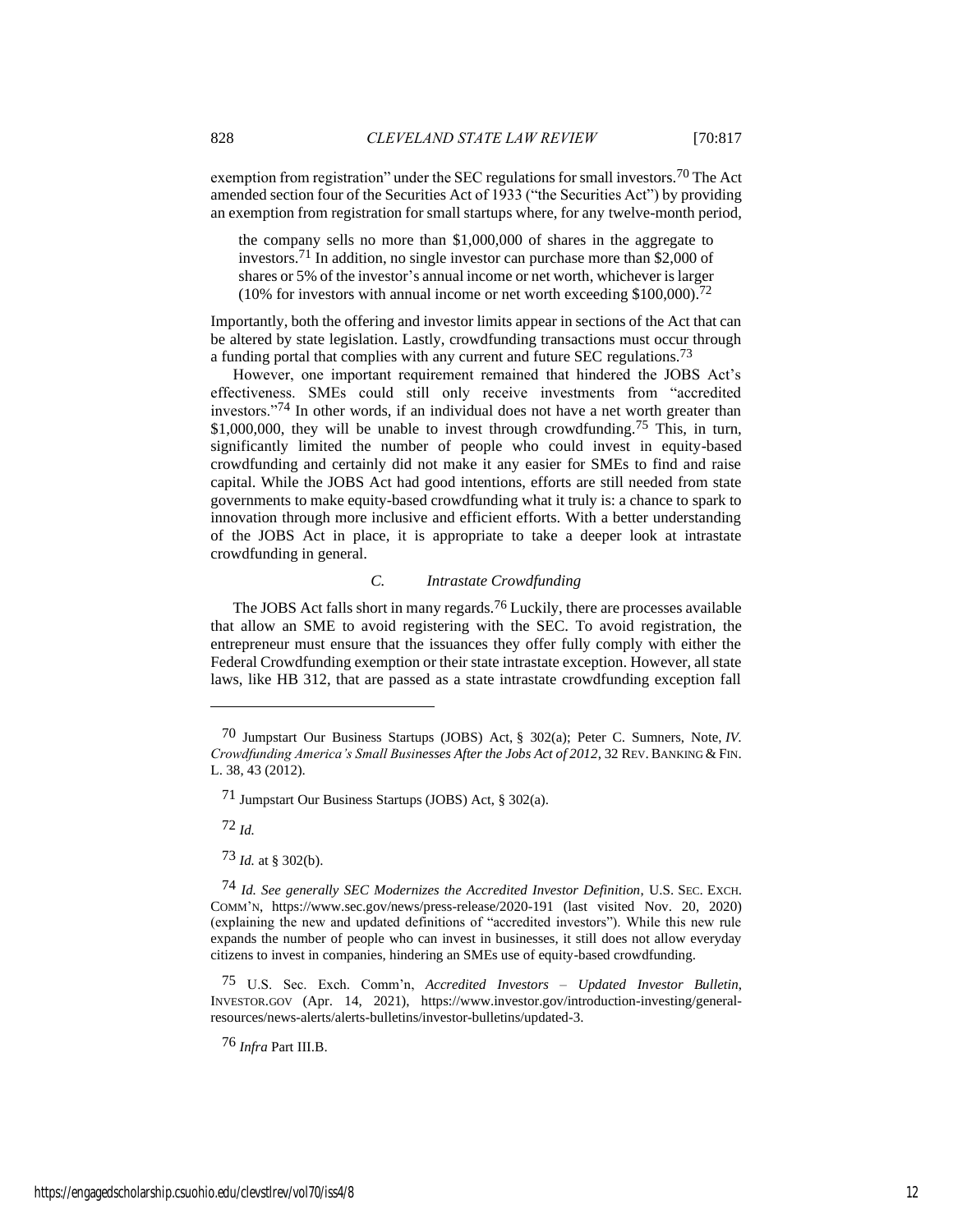exemption from registration" under the SEC regulations for small investors.[70] The Act amended section four of the Securities Act of 1933 ("the Securities Act") by providing an exemption from registration for small startups where, for any twelve-month period,

> the company sells no more than $1,000,000 of shares in the aggregate to investors.[71] In addition, no single investor can purchase more than $2,000 of shares or 5% of the investor's annual income or net worth, whichever is larger (10% for investors with annual income or net worth exceeding $100,000).[72]

Importantly, both the offering and investor limits appear in sections of the Act that can be altered by state legislation. Lastly, crowdfunding transactions must occur through a funding portal that complies with any current and future SEC regulations.[73]

However, one important requirement remained that hindered the JOBS Act's effectiveness. SMEs could still only receive investments from "accredited investors."[74] In other words, if an individual does not have a net worth greater than $1,000,000, they will be unable to invest through crowdfunding.[75] This, in turn, significantly limited the number of people who could invest in equity-based crowdfunding and certainly did not make it any easier for SMEs to find and raise capital. While the JOBS Act had good intentions, efforts are still needed from state governments to make equity-based crowdfunding what it truly is: a chance to spark to innovation through more inclusive and efficient efforts. With a better understanding of the JOBS Act in place, it is appropriate to take a deeper look at intrastate crowdfunding in general.

### *C. Intrastate Crowdfunding*

The JOBS Act falls short in many regards.[76] Luckily, there are processes available that allow an SME to avoid registering with the SEC. To avoid registration, the entrepreneur must ensure that the issuances they offer fully comply with either the Federal Crowdfunding exemption or their state intrastate exception. However, all state laws, like HB 312, that are passed as a state intrastate crowdfunding exception fall

---

70 Jumpstart Our Business Startups (JOBS) Act, § 302(a); Peter C. Sumners, Note, *IV. Crowdfunding America's Small Businesses After the Jobs Act of 2012*, 32 REV. BANKING & FIN. L. 38, 43 (2012).

71 Jumpstart Our Business Startups (JOBS) Act, § 302(a).

72 *Id.*

73 *Id.* at § 302(b).

74 *Id. See generally SEC Modernizes the Accredited Investor Definition*, U.S. SEC. EXCH. COMM'N, https://www.sec.gov/news/press-release/2020-191 (last visited Nov. 20, 2020) (explaining the new and updated definitions of "accredited investors"). While this new rule expands the number of people who can invest in businesses, it still does not allow everyday citizens to invest in companies, hindering an SMEs use of equity-based crowdfunding.

75 U.S. Sec. Exch. Comm'n, *Accredited Investors – Updated Investor Bulletin*, INVESTOR.GOV (Apr. 14, 2021), https://www.investor.gov/introduction-investing/general-resources/news-alerts/alerts-bulletins/investor-bulletins/updated-3.

76 *Infra* Part III.B.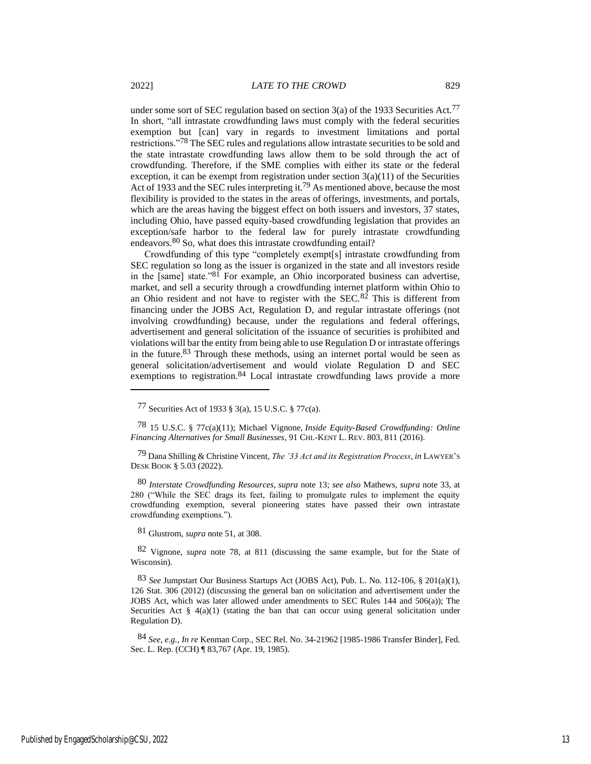under some sort of SEC regulation based on section 3(a) of the 1933 Securities Act.[77] In short, "all intrastate crowdfunding laws must comply with the federal securities exemption but [can] vary in regards to investment limitations and portal restrictions."[78] The SEC rules and regulations allow intrastate securities to be sold and the state intrastate crowdfunding laws allow them to be sold through the act of crowdfunding. Therefore, if the SME complies with either its state or the federal exception, it can be exempt from registration under section 3(a)(11) of the Securities Act of 1933 and the SEC rules interpreting it.[79] As mentioned above, because the most flexibility is provided to the states in the areas of offerings, investments, and portals, which are the areas having the biggest effect on both issuers and investors, 37 states, including Ohio, have passed equity-based crowdfunding legislation that provides an exception/safe harbor to the federal law for purely intrastate crowdfunding endeavors.[80] So, what does this intrastate crowdfunding entail?

Crowdfunding of this type "completely exempt[s] intrastate crowdfunding from SEC regulation so long as the issuer is organized in the state and all investors reside in the [same] state."[81] For example, an Ohio incorporated business can advertise, market, and sell a security through a crowdfunding internet platform within Ohio to an Ohio resident and not have to register with the SEC.[82] This is different from financing under the JOBS Act, Regulation D, and regular intrastate offerings (not involving crowdfunding) because, under the regulations and federal offerings, advertisement and general solicitation of the issuance of securities is prohibited and violations will bar the entity from being able to use Regulation D or intrastate offerings in the future.[83] Through these methods, using an internet portal would be seen as general solicitation/advertisement and would violate Regulation D and SEC exemptions to registration.[84] Local intrastate crowdfunding laws provide a more

---

[77] Securities Act of 1933 § 3(a), 15 U.S.C. § 77c(a).

[78] 15 U.S.C. § 77c(a)(11); Michael Vignone, *Inside Equity-Based Crowdfunding: Online Financing Alternatives for Small Businesses*, 91 CHI.-KENT L. REV. 803, 811 (2016).

[79] Dana Shilling & Christine Vincent, *The '33 Act and its Registration Process*, *in* LAWYER'S DESK BOOK § 5.03 (2022).

[80] *Interstate Crowdfunding Resources*, *supra* note 13; *see also* Mathews, *supra* note 33, at 280 ("While the SEC drags its feet, failing to promulgate rules to implement the equity crowdfunding exemption, several pioneering states have passed their own intrastate crowdfunding exemptions.").

[81] Glustrom, *supra* note 51, at 308.

[82] Vignone, *supra* note 78, at 811 (discussing the same example, but for the State of Wisconsin).

[83] *See* Jumpstart Our Business Startups Act (JOBS Act), Pub. L. No. 112-106, § 201(a)(1), 126 Stat. 306 (2012) (discussing the general ban on solicitation and advertisement under the JOBS Act, which was later allowed under amendments to SEC Rules 144 and 506(a)); The Securities Act § 4(a)(1) (stating the ban that can occur using general solicitation under Regulation D).

[84] *See, e.g.*, *In re* Kenman Corp., SEC Rel. No. 34-21962 [1985-1986 Transfer Binder], Fed. Sec. L. Rep. (CCH) ¶ 83,767 (Apr. 19, 1985).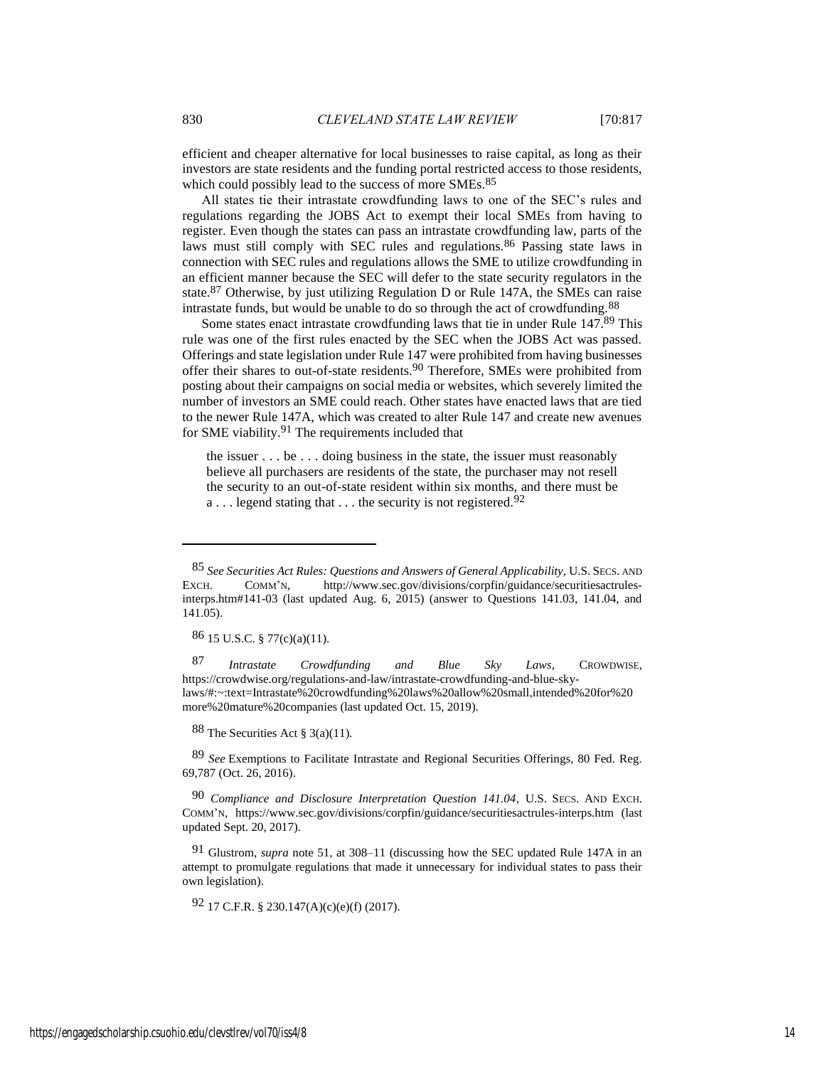efficient and cheaper alternative for local businesses to raise capital, as long as their investors are state residents and the funding portal restricted access to those residents, which could possibly lead to the success of more SMEs.[85]

All states tie their intrastate crowdfunding laws to one of the SEC's rules and regulations regarding the JOBS Act to exempt their local SMEs from having to register. Even though the states can pass an intrastate crowdfunding law, parts of the laws must still comply with SEC rules and regulations.[86] Passing state laws in connection with SEC rules and regulations allows the SME to utilize crowdfunding in an efficient manner because the SEC will defer to the state security regulators in the state.[87] Otherwise, by just utilizing Regulation D or Rule 147A, the SMEs can raise intrastate funds, but would be unable to do so through the act of crowdfunding.[88]

Some states enact intrastate crowdfunding laws that tie in under Rule 147.[89] This rule was one of the first rules enacted by the SEC when the JOBS Act was passed. Offerings and state legislation under Rule 147 were prohibited from having businesses offer their shares to out-of-state residents.[90] Therefore, SMEs were prohibited from posting about their campaigns on social media or websites, which severely limited the number of investors an SME could reach. Other states have enacted laws that are tied to the newer Rule 147A, which was created to alter Rule 147 and create new avenues for SME viability.[91] The requirements included that

> the issuer . . . be . . . doing business in the state, the issuer must reasonably believe all purchasers are residents of the state, the purchaser may not resell the security to an out-of-state resident within six months, and there must be a . . . legend stating that . . . the security is not registered.[92]

---

85 *See Securities Act Rules: Questions and Answers of General Applicability*, U.S. SECS. AND EXCH. COMM'N, http://www.sec.gov/divisions/corpfin/guidance/securitiesactrules-interps.htm#141-03 (last updated Aug. 6, 2015) (answer to Questions 141.03, 141.04, and 141.05).

86 15 U.S.C. § 77(c)(a)(11).

87 *Intrastate Crowdfunding and Blue Sky Laws*, CROWDWISE, https://crowdwise.org/regulations-and-law/intrastate-crowdfunding-and-blue-sky-laws/#:~:text=Intrastate%20crowdfunding%20laws%20allow%20small,intended%20for%20more%20mature%20companies (last updated Oct. 15, 2019).

88 The Securities Act § 3(a)(11).

89 *See* Exemptions to Facilitate Intrastate and Regional Securities Offerings, 80 Fed. Reg. 69,787 (Oct. 26, 2016).

90 *Compliance and Disclosure Interpretation Question 141.04*, U.S. SECS. AND EXCH. COMM'N, https://www.sec.gov/divisions/corpfin/guidance/securitiesactrules-interps.htm (last updated Sept. 20, 2017).

91 Glustrom, *supra* note 51, at 308–11 (discussing how the SEC updated Rule 147A in an attempt to promulgate regulations that made it unnecessary for individual states to pass their own legislation).

92 17 C.F.R. § 230.147(A)(c)(e)(f) (2017).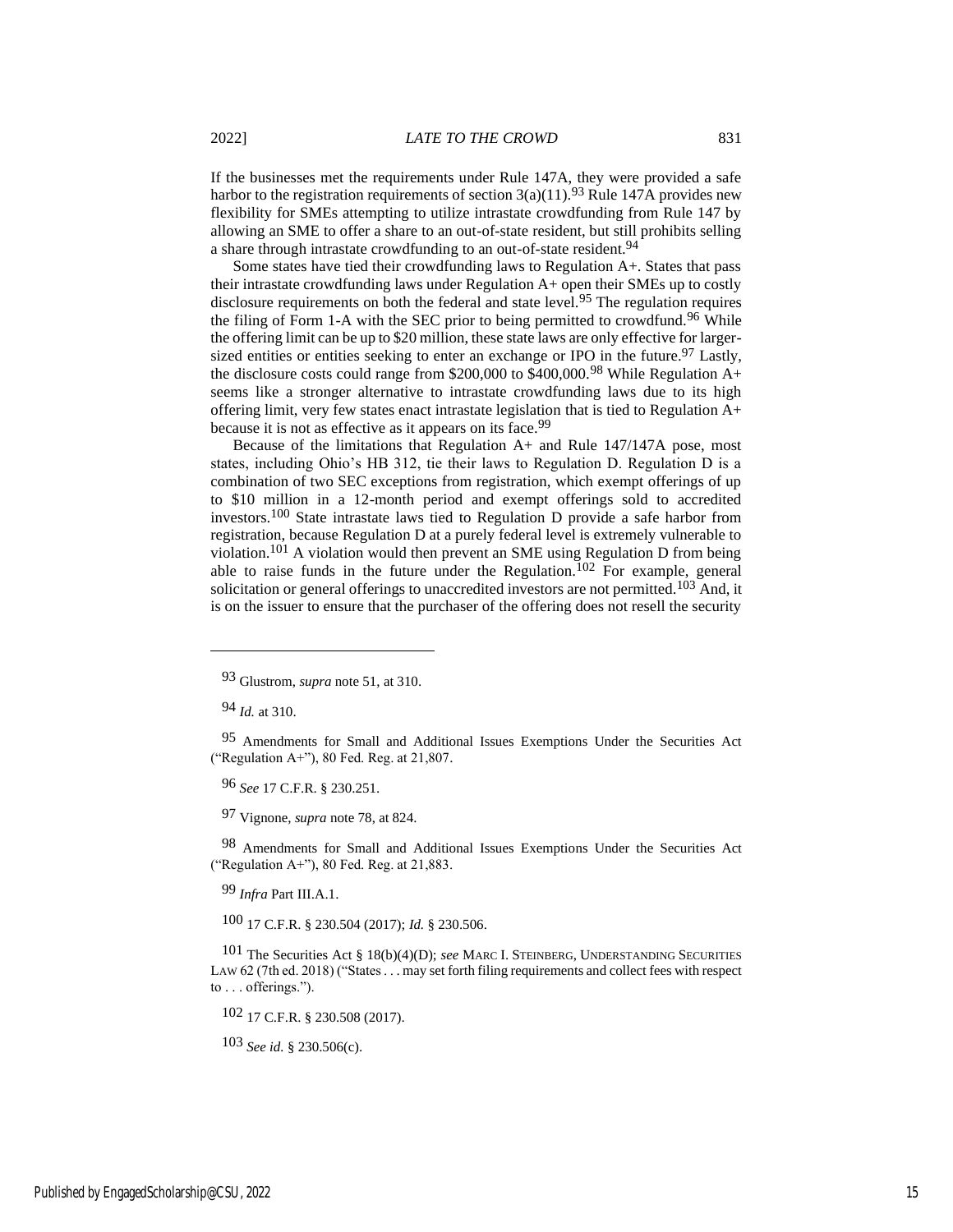If the businesses met the requirements under Rule 147A, they were provided a safe harbor to the registration requirements of section 3(a)(11).[93] Rule 147A provides new flexibility for SMEs attempting to utilize intrastate crowdfunding from Rule 147 by allowing an SME to offer a share to an out-of-state resident, but still prohibits selling a share through intrastate crowdfunding to an out-of-state resident.[94]

Some states have tied their crowdfunding laws to Regulation A+. States that pass their intrastate crowdfunding laws under Regulation A+ open their SMEs up to costly disclosure requirements on both the federal and state level.[95] The regulation requires the filing of Form 1-A with the SEC prior to being permitted to crowdfund.[96] While the offering limit can be up to $20 million, these state laws are only effective for larger-sized entities or entities seeking to enter an exchange or IPO in the future.[97] Lastly, the disclosure costs could range from $200,000 to $400,000.[98] While Regulation A+ seems like a stronger alternative to intrastate crowdfunding laws due to its high offering limit, very few states enact intrastate legislation that is tied to Regulation A+ because it is not as effective as it appears on its face.[99]

Because of the limitations that Regulation A+ and Rule 147/147A pose, most states, including Ohio's HB 312, tie their laws to Regulation D. Regulation D is a combination of two SEC exceptions from registration, which exempt offerings of up to $10 million in a 12-month period and exempt offerings sold to accredited investors.[100] State intrastate laws tied to Regulation D provide a safe harbor from registration, because Regulation D at a purely federal level is extremely vulnerable to violation.[101] A violation would then prevent an SME using Regulation D from being able to raise funds in the future under the Regulation.[102] For example, general solicitation or general offerings to unaccredited investors are not permitted.[103] And, it is on the issuer to ensure that the purchaser of the offering does not resell the security

---

93 Glustrom, *supra* note 51, at 310.

94 *Id.* at 310.

95 Amendments for Small and Additional Issues Exemptions Under the Securities Act ("Regulation A+"), 80 Fed. Reg. at 21,807.

96 *See* 17 C.F.R. § 230.251.

97 Vignone, *supra* note 78, at 824.

98 Amendments for Small and Additional Issues Exemptions Under the Securities Act ("Regulation A+"), 80 Fed. Reg. at 21,883.

99 *Infra* Part III.A.1.

100 17 C.F.R. § 230.504 (2017); *Id.* § 230.506.

101 The Securities Act § 18(b)(4)(D); *see* MARC I. STEINBERG, UNDERSTANDING SECURITIES LAW 62 (7th ed. 2018) ("States . . . may set forth filing requirements and collect fees with respect to . . . offerings.").

102 17 C.F.R. § 230.508 (2017).

103 *See id.* § 230.506(c).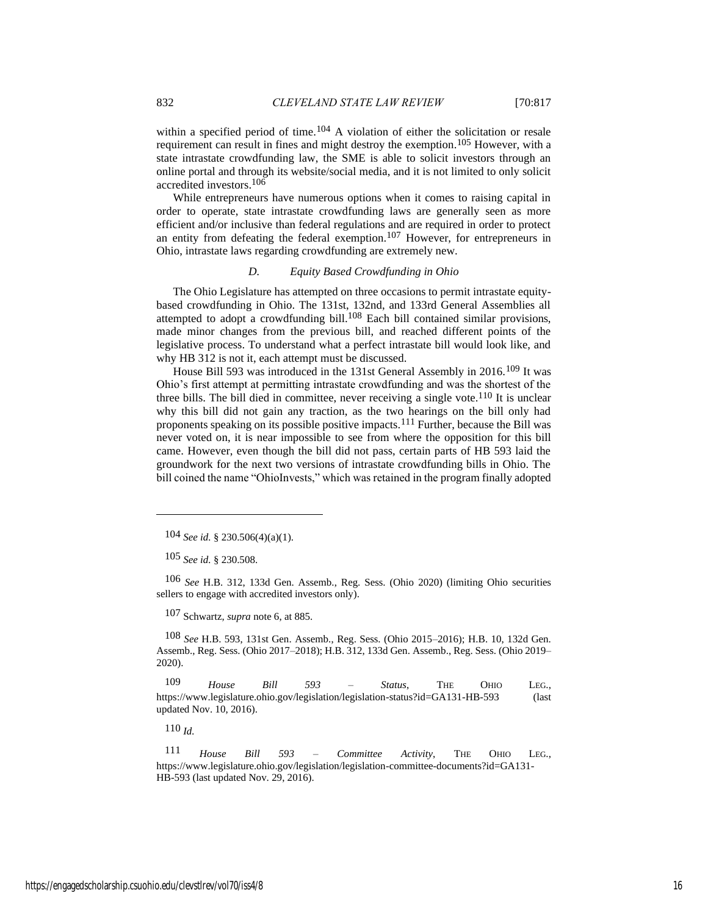within a specified period of time.[104] A violation of either the solicitation or resale requirement can result in fines and might destroy the exemption.[105] However, with a state intrastate crowdfunding law, the SME is able to solicit investors through an online portal and through its website/social media, and it is not limited to only solicit accredited investors.[106]

While entrepreneurs have numerous options when it comes to raising capital in order to operate, state intrastate crowdfunding laws are generally seen as more efficient and/or inclusive than federal regulations and are required in order to protect an entity from defeating the federal exemption.[107] However, for entrepreneurs in Ohio, intrastate laws regarding crowdfunding are extremely new.

### *D. Equity Based Crowdfunding in Ohio*

The Ohio Legislature has attempted on three occasions to permit intrastate equity-based crowdfunding in Ohio. The 131st, 132nd, and 133rd General Assemblies all attempted to adopt a crowdfunding bill.[108] Each bill contained similar provisions, made minor changes from the previous bill, and reached different points of the legislative process. To understand what a perfect intrastate bill would look like, and why HB 312 is not it, each attempt must be discussed.

House Bill 593 was introduced in the 131st General Assembly in 2016.[109] It was Ohio's first attempt at permitting intrastate crowdfunding and was the shortest of the three bills. The bill died in committee, never receiving a single vote.[110] It is unclear why this bill did not gain any traction, as the two hearings on the bill only had proponents speaking on its possible positive impacts.[111] Further, because the Bill was never voted on, it is near impossible to see from where the opposition for this bill came. However, even though the bill did not pass, certain parts of HB 593 laid the groundwork for the next two versions of intrastate crowdfunding bills in Ohio. The bill coined the name "OhioInvests," which was retained in the program finally adopted

---

104 *See id.* § 230.506(4)(a)(1).

105 *See id.* § 230.508.

106 *See* H.B. 312, 133d Gen. Assemb., Reg. Sess. (Ohio 2020) (limiting Ohio securities sellers to engage with accredited investors only).

107 Schwartz, *supra* note 6, at 885.

108 *See* H.B. 593, 131st Gen. Assemb., Reg. Sess. (Ohio 2015–2016); H.B. 10, 132d Gen. Assemb., Reg. Sess. (Ohio 2017–2018); H.B. 312, 133d Gen. Assemb., Reg. Sess. (Ohio 2019–2020).

109 *House Bill 593 – Status*, THE OHIO LEG., https://www.legislature.ohio.gov/legislation/legislation-status?id=GA131-HB-593 (last updated Nov. 10, 2016).

110 *Id.*

111 *House Bill 593 – Committee Activity*, THE OHIO LEG., https://www.legislature.ohio.gov/legislation/legislation-committee-documents?id=GA131-HB-593 (last updated Nov. 29, 2016).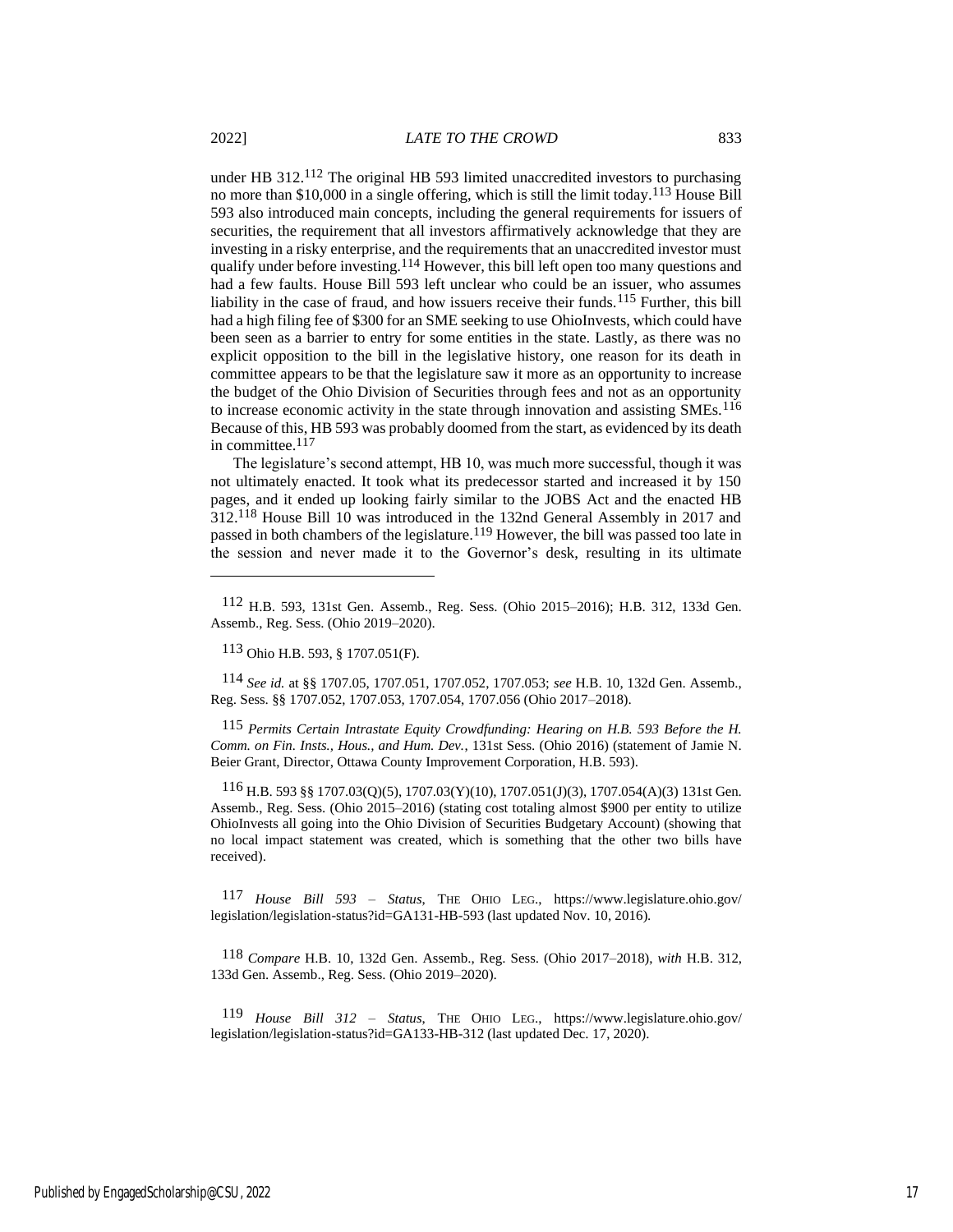under HB 312.[112] The original HB 593 limited unaccredited investors to purchasing no more than $10,000 in a single offering, which is still the limit today.[113] House Bill 593 also introduced main concepts, including the general requirements for issuers of securities, the requirement that all investors affirmatively acknowledge that they are investing in a risky enterprise, and the requirements that an unaccredited investor must qualify under before investing.[114] However, this bill left open too many questions and had a few faults. House Bill 593 left unclear who could be an issuer, who assumes liability in the case of fraud, and how issuers receive their funds.[115] Further, this bill had a high filing fee of $300 for an SME seeking to use OhioInvests, which could have been seen as a barrier to entry for some entities in the state. Lastly, as there was no explicit opposition to the bill in the legislative history, one reason for its death in committee appears to be that the legislature saw it more as an opportunity to increase the budget of the Ohio Division of Securities through fees and not as an opportunity to increase economic activity in the state through innovation and assisting SMEs.[116] Because of this, HB 593 was probably doomed from the start, as evidenced by its death in committee.[117]

The legislature's second attempt, HB 10, was much more successful, though it was not ultimately enacted. It took what its predecessor started and increased it by 150 pages, and it ended up looking fairly similar to the JOBS Act and the enacted HB 312.[118] House Bill 10 was introduced in the 132nd General Assembly in 2017 and passed in both chambers of the legislature.[119] However, the bill was passed too late in the session and never made it to the Governor's desk, resulting in its ultimate

---

112 H.B. 593, 131st Gen. Assemb., Reg. Sess. (Ohio 2015–2016); H.B. 312, 133d Gen. Assemb., Reg. Sess. (Ohio 2019–2020).

113 Ohio H.B. 593, § 1707.051(F).

114 *See id.* at §§ 1707.05, 1707.051, 1707.052, 1707.053; *see* H.B. 10, 132d Gen. Assemb., Reg. Sess. §§ 1707.052, 1707.053, 1707.054, 1707.056 (Ohio 2017–2018).

115 *Permits Certain Intrastate Equity Crowdfunding: Hearing on H.B. 593 Before the H. Comm. on Fin. Insts., Hous., and Hum. Dev.*, 131st Sess. (Ohio 2016) (statement of Jamie N. Beier Grant, Director, Ottawa County Improvement Corporation, H.B. 593).

116 H.B. 593 §§ 1707.03(Q)(5), 1707.03(Y)(10), 1707.051(J)(3), 1707.054(A)(3) 131st Gen. Assemb., Reg. Sess. (Ohio 2015–2016) (stating cost totaling almost $900 per entity to utilize OhioInvests all going into the Ohio Division of Securities Budgetary Account) (showing that no local impact statement was created, which is something that the other two bills have received).

117 *House Bill 593 – Status*, THE OHIO LEG., https://www.legislature.ohio.gov/legislation/legislation-status?id=GA131-HB-593 (last updated Nov. 10, 2016).

118 *Compare* H.B. 10, 132d Gen. Assemb., Reg. Sess. (Ohio 2017–2018), *with* H.B. 312, 133d Gen. Assemb., Reg. Sess. (Ohio 2019–2020).

119 *House Bill 312 – Status*, THE OHIO LEG., https://www.legislature.ohio.gov/legislation/legislation-status?id=GA133-HB-312 (last updated Dec. 17, 2020).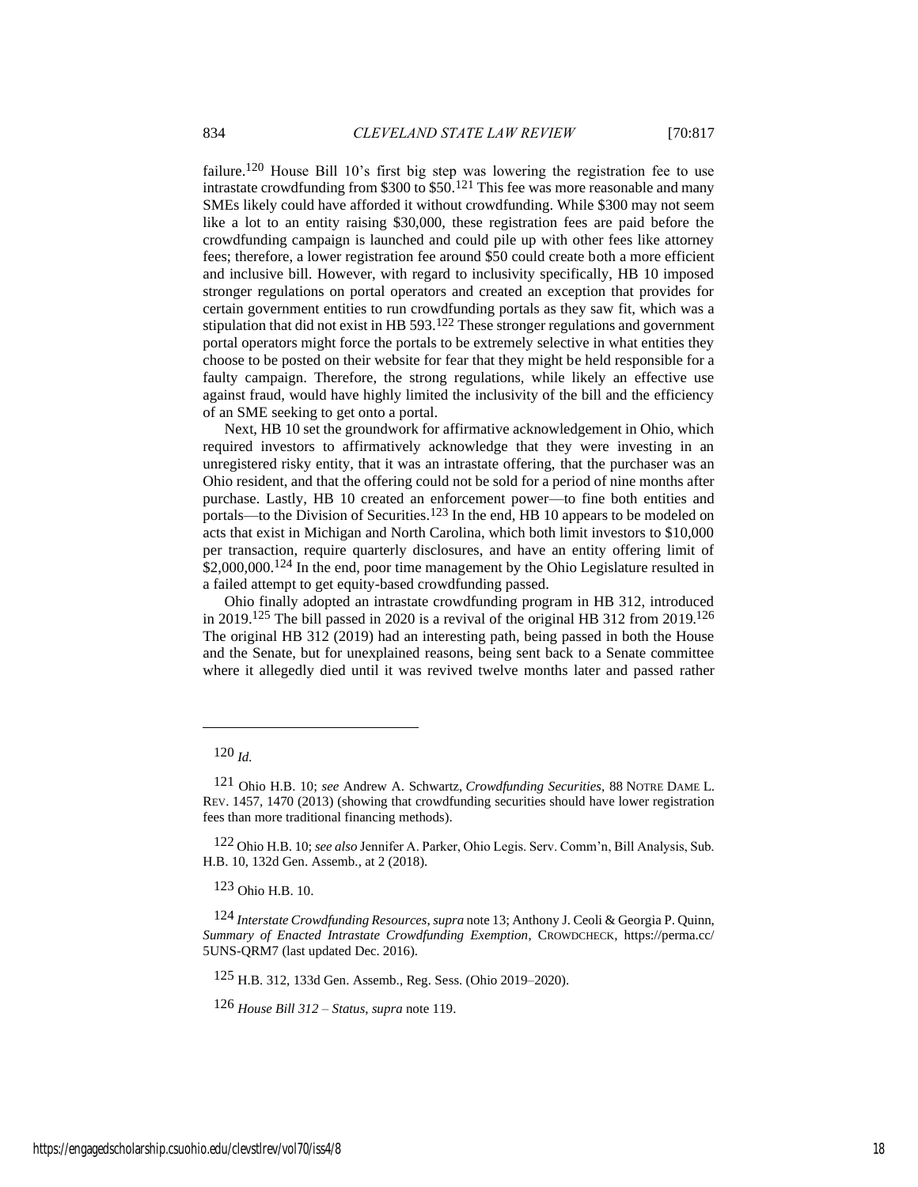failure.[120] House Bill 10's first big step was lowering the registration fee to use intrastate crowdfunding from $300 to $50.[121] This fee was more reasonable and many SMEs likely could have afforded it without crowdfunding. While $300 may not seem like a lot to an entity raising $30,000, these registration fees are paid before the crowdfunding campaign is launched and could pile up with other fees like attorney fees; therefore, a lower registration fee around $50 could create both a more efficient and inclusive bill. However, with regard to inclusivity specifically, HB 10 imposed stronger regulations on portal operators and created an exception that provides for certain government entities to run crowdfunding portals as they saw fit, which was a stipulation that did not exist in HB 593.[122] These stronger regulations and government portal operators might force the portals to be extremely selective in what entities they choose to be posted on their website for fear that they might be held responsible for a faulty campaign. Therefore, the strong regulations, while likely an effective use against fraud, would have highly limited the inclusivity of the bill and the efficiency of an SME seeking to get onto a portal.

Next, HB 10 set the groundwork for affirmative acknowledgement in Ohio, which required investors to affirmatively acknowledge that they were investing in an unregistered risky entity, that it was an intrastate offering, that the purchaser was an Ohio resident, and that the offering could not be sold for a period of nine months after purchase. Lastly, HB 10 created an enforcement power—to fine both entities and portals—to the Division of Securities.[123] In the end, HB 10 appears to be modeled on acts that exist in Michigan and North Carolina, which both limit investors to $10,000 per transaction, require quarterly disclosures, and have an entity offering limit of $2,000,000.[124] In the end, poor time management by the Ohio Legislature resulted in a failed attempt to get equity-based crowdfunding passed.

Ohio finally adopted an intrastate crowdfunding program in HB 312, introduced in 2019.[125] The bill passed in 2020 is a revival of the original HB 312 from 2019.[126] The original HB 312 (2019) had an interesting path, being passed in both the House and the Senate, but for unexplained reasons, being sent back to a Senate committee where it allegedly died until it was revived twelve months later and passed rather

---

[120] *Id.*

[121] Ohio H.B. 10; *see* Andrew A. Schwartz, *Crowdfunding Securities*, 88 NOTRE DAME L. REV. 1457, 1470 (2013) (showing that crowdfunding securities should have lower registration fees than more traditional financing methods).

[122] Ohio H.B. 10; *see also* Jennifer A. Parker, Ohio Legis. Serv. Comm'n, Bill Analysis, Sub. H.B. 10, 132d Gen. Assemb., at 2 (2018).

[123] Ohio H.B. 10.

[124] *Interstate Crowdfunding Resources*, *supra* note 13; Anthony J. Ceoli & Georgia P. Quinn, *Summary of Enacted Intrastate Crowdfunding Exemption*, CROWDCHECK, https://perma.cc/5UNS-QRM7 (last updated Dec. 2016).

[125] H.B. 312, 133d Gen. Assemb., Reg. Sess. (Ohio 2019–2020).

[126] *House Bill 312 – Status*, *supra* note 119.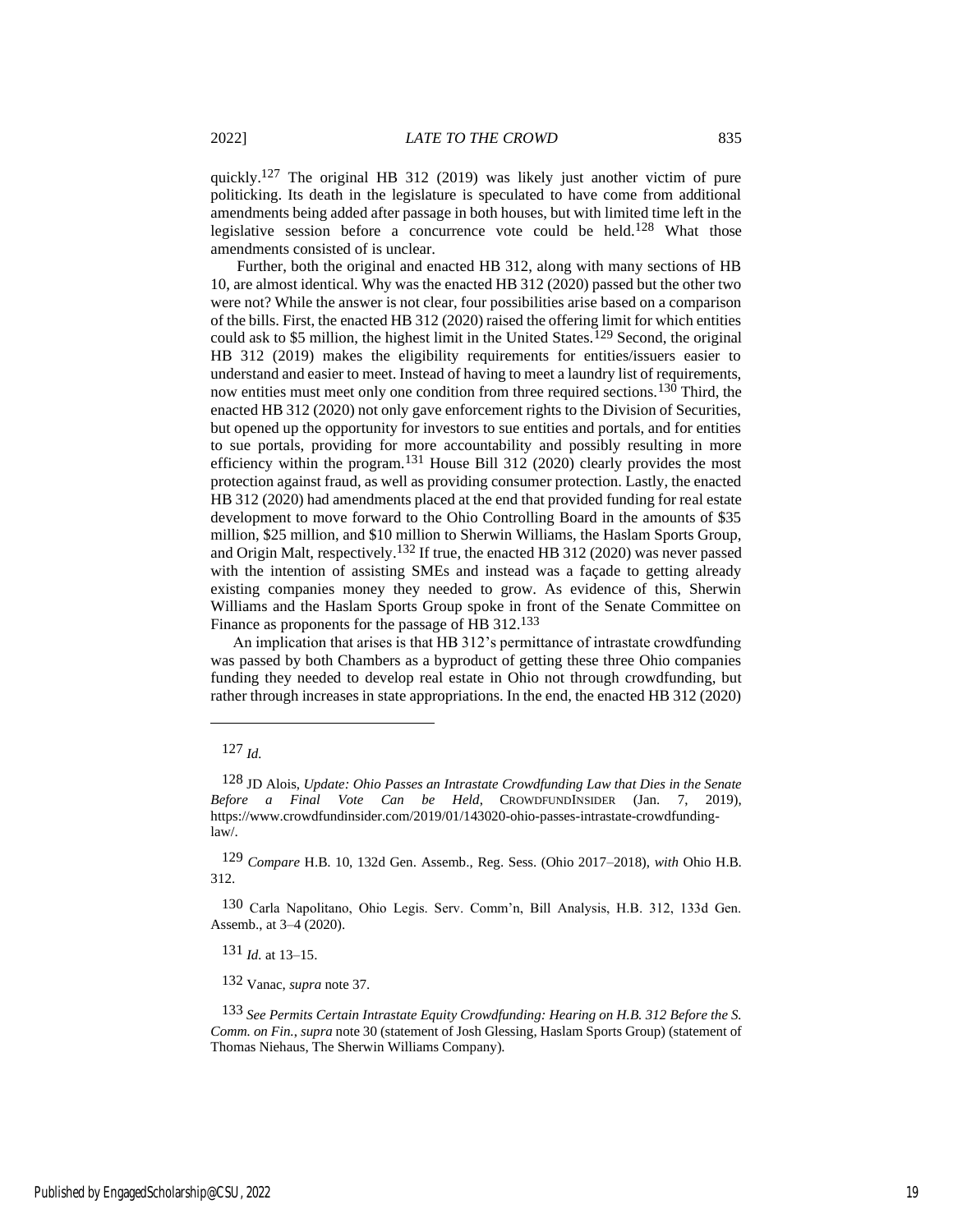quickly.[127] The original HB 312 (2019) was likely just another victim of pure politicking. Its death in the legislature is speculated to have come from additional amendments being added after passage in both houses, but with limited time left in the legislative session before a concurrence vote could be held.[128] What those amendments consisted of is unclear.

Further, both the original and enacted HB 312, along with many sections of HB 10, are almost identical. Why was the enacted HB 312 (2020) passed but the other two were not? While the answer is not clear, four possibilities arise based on a comparison of the bills. First, the enacted HB 312 (2020) raised the offering limit for which entities could ask to $5 million, the highest limit in the United States.[129] Second, the original HB 312 (2019) makes the eligibility requirements for entities/issuers easier to understand and easier to meet. Instead of having to meet a laundry list of requirements, now entities must meet only one condition from three required sections.[130] Third, the enacted HB 312 (2020) not only gave enforcement rights to the Division of Securities, but opened up the opportunity for investors to sue entities and portals, and for entities to sue portals, providing for more accountability and possibly resulting in more efficiency within the program.[131] House Bill 312 (2020) clearly provides the most protection against fraud, as well as providing consumer protection. Lastly, the enacted HB 312 (2020) had amendments placed at the end that provided funding for real estate development to move forward to the Ohio Controlling Board in the amounts of $35 million, $25 million, and $10 million to Sherwin Williams, the Haslam Sports Group, and Origin Malt, respectively.[132] If true, the enacted HB 312 (2020) was never passed with the intention of assisting SMEs and instead was a façade to getting already existing companies money they needed to grow. As evidence of this, Sherwin Williams and the Haslam Sports Group spoke in front of the Senate Committee on Finance as proponents for the passage of HB 312.[133]

An implication that arises is that HB 312's permittance of intrastate crowdfunding was passed by both Chambers as a byproduct of getting these three Ohio companies funding they needed to develop real estate in Ohio not through crowdfunding, but rather through increases in state appropriations. In the end, the enacted HB 312 (2020)

---

127 *Id.*

128 JD Alois, *Update: Ohio Passes an Intrastate Crowdfunding Law that Dies in the Senate Before a Final Vote Can be Held*, CROWDFUNDINSIDER (Jan. 7, 2019), https://www.crowdfundinsider.com/2019/01/143020-ohio-passes-intrastate-crowdfunding-law/.

129 *Compare* H.B. 10, 132d Gen. Assemb., Reg. Sess. (Ohio 2017–2018), *with* Ohio H.B. 312.

130 Carla Napolitano, Ohio Legis. Serv. Comm'n, Bill Analysis, H.B. 312, 133d Gen. Assemb., at 3–4 (2020).

131 *Id.* at 13–15.

132 Vanac, *supra* note 37.

133 *See Permits Certain Intrastate Equity Crowdfunding: Hearing on H.B. 312 Before the S. Comm. on Fin.*, *supra* note 30 (statement of Josh Glessing, Haslam Sports Group) (statement of Thomas Niehaus, The Sherwin Williams Company).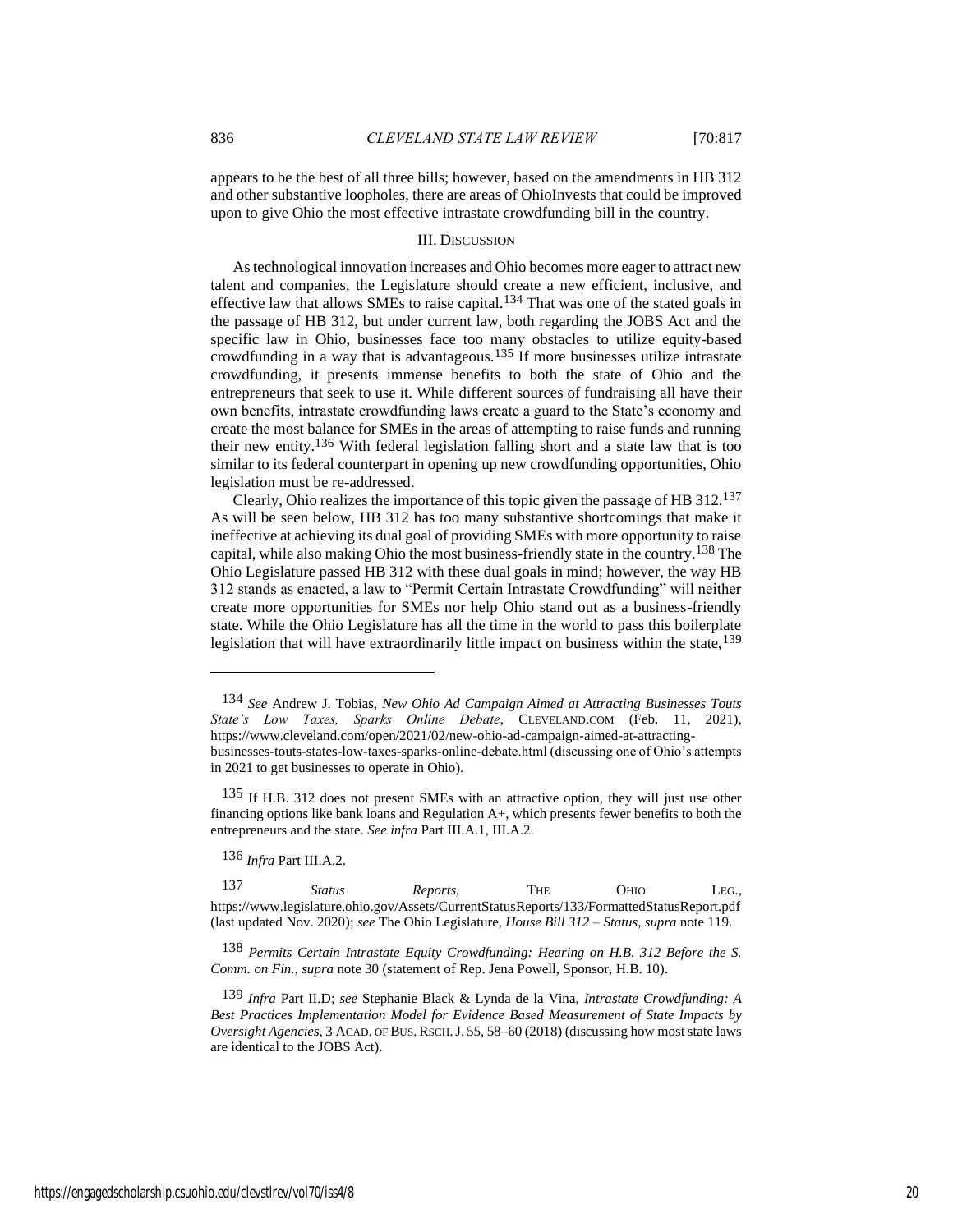appears to be the best of all three bills; however, based on the amendments in HB 312 and other substantive loopholes, there are areas of OhioInvests that could be improved upon to give Ohio the most effective intrastate crowdfunding bill in the country.

## III. Discussion

As technological innovation increases and Ohio becomes more eager to attract new talent and companies, the Legislature should create a new efficient, inclusive, and effective law that allows SMEs to raise capital.[134] That was one of the stated goals in the passage of HB 312, but under current law, both regarding the JOBS Act and the specific law in Ohio, businesses face too many obstacles to utilize equity-based crowdfunding in a way that is advantageous.[135] If more businesses utilize intrastate crowdfunding, it presents immense benefits to both the state of Ohio and the entrepreneurs that seek to use it. While different sources of fundraising all have their own benefits, intrastate crowdfunding laws create a guard to the State's economy and create the most balance for SMEs in the areas of attempting to raise funds and running their new entity.[136] With federal legislation falling short and a state law that is too similar to its federal counterpart in opening up new crowdfunding opportunities, Ohio legislation must be re-addressed.

Clearly, Ohio realizes the importance of this topic given the passage of HB 312.[137] As will be seen below, HB 312 has too many substantive shortcomings that make it ineffective at achieving its dual goal of providing SMEs with more opportunity to raise capital, while also making Ohio the most business-friendly state in the country.[138] The Ohio Legislature passed HB 312 with these dual goals in mind; however, the way HB 312 stands as enacted, a law to "Permit Certain Intrastate Crowdfunding" will neither create more opportunities for SMEs nor help Ohio stand out as a business-friendly state. While the Ohio Legislature has all the time in the world to pass this boilerplate legislation that will have extraordinarily little impact on business within the state,[139]

---

[134] *See* Andrew J. Tobias, *New Ohio Ad Campaign Aimed at Attracting Businesses Touts State's Low Taxes, Sparks Online Debate*, CLEVELAND.COM (Feb. 11, 2021), https://www.cleveland.com/open/2021/02/new-ohio-ad-campaign-aimed-at-attracting-businesses-touts-states-low-taxes-sparks-online-debate.html (discussing one of Ohio's attempts in 2021 to get businesses to operate in Ohio).

[135] If H.B. 312 does not present SMEs with an attractive option, they will just use other financing options like bank loans and Regulation A+, which presents fewer benefits to both the entrepreneurs and the state. *See infra* Part III.A.1, III.A.2.

[136] *Infra* Part III.A.2.

[137] *Status Reports*, THE OHIO LEG., https://www.legislature.ohio.gov/Assets/CurrentStatusReports/133/FormattedStatusReport.pdf (last updated Nov. 2020); *see* The Ohio Legislature, *House Bill 312 – Status*, *supra* note 119.

[138] *Permits Certain Intrastate Equity Crowdfunding: Hearing on H.B. 312 Before the S. Comm. on Fin.*, *supra* note 30 (statement of Rep. Jena Powell, Sponsor, H.B. 10).

[139] *Infra* Part II.D; *see* Stephanie Black & Lynda de la Vina, *Intrastate Crowdfunding: A Best Practices Implementation Model for Evidence Based Measurement of State Impacts by Oversight Agencies*, 3 ACAD. OF BUS. RSCH. J. 55, 58–60 (2018) (discussing how most state laws are identical to the JOBS Act).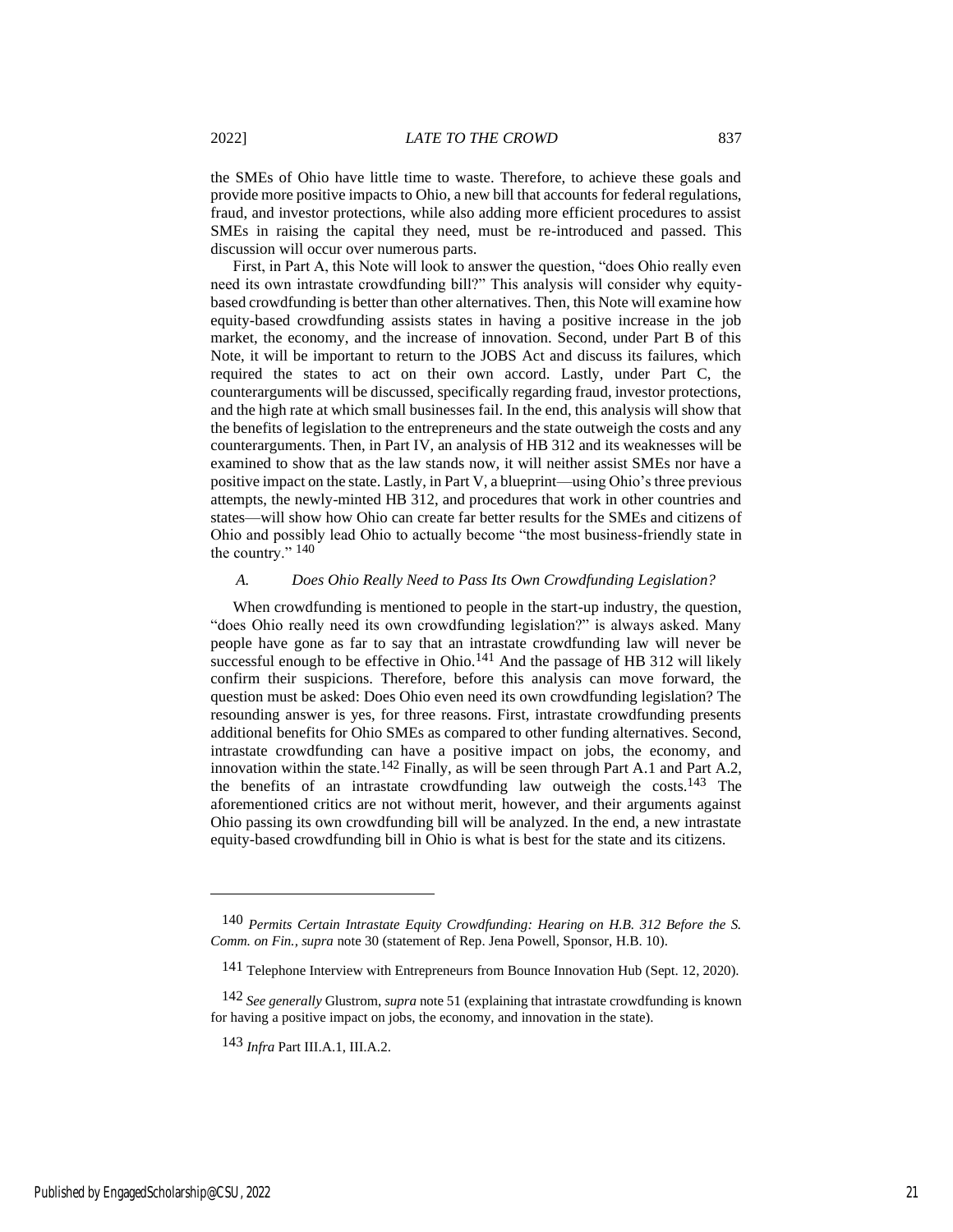the SMEs of Ohio have little time to waste. Therefore, to achieve these goals and provide more positive impacts to Ohio, a new bill that accounts for federal regulations, fraud, and investor protections, while also adding more efficient procedures to assist SMEs in raising the capital they need, must be re-introduced and passed. This discussion will occur over numerous parts.

First, in Part A, this Note will look to answer the question, "does Ohio really even need its own intrastate crowdfunding bill?" This analysis will consider why equity-based crowdfunding is better than other alternatives. Then, this Note will examine how equity-based crowdfunding assists states in having a positive increase in the job market, the economy, and the increase of innovation. Second, under Part B of this Note, it will be important to return to the JOBS Act and discuss its failures, which required the states to act on their own accord. Lastly, under Part C, the counterarguments will be discussed, specifically regarding fraud, investor protections, and the high rate at which small businesses fail. In the end, this analysis will show that the benefits of legislation to the entrepreneurs and the state outweigh the costs and any counterarguments. Then, in Part IV, an analysis of HB 312 and its weaknesses will be examined to show that as the law stands now, it will neither assist SMEs nor have a positive impact on the state. Lastly, in Part V, a blueprint—using Ohio's three previous attempts, the newly-minted HB 312, and procedures that work in other countries and states—will show how Ohio can create far better results for the SMEs and citizens of Ohio and possibly lead Ohio to actually become "the most business-friendly state in the country." [140]

### *A. Does Ohio Really Need to Pass Its Own Crowdfunding Legislation?*

When crowdfunding is mentioned to people in the start-up industry, the question, "does Ohio really need its own crowdfunding legislation?" is always asked. Many people have gone as far to say that an intrastate crowdfunding law will never be successful enough to be effective in Ohio.[141] And the passage of HB 312 will likely confirm their suspicions. Therefore, before this analysis can move forward, the question must be asked: Does Ohio even need its own crowdfunding legislation? The resounding answer is yes, for three reasons. First, intrastate crowdfunding presents additional benefits for Ohio SMEs as compared to other funding alternatives. Second, intrastate crowdfunding can have a positive impact on jobs, the economy, and innovation within the state.[142] Finally, as will be seen through Part A.1 and Part A.2, the benefits of an intrastate crowdfunding law outweigh the costs.[143] The aforementioned critics are not without merit, however, and their arguments against Ohio passing its own crowdfunding bill will be analyzed. In the end, a new intrastate equity-based crowdfunding bill in Ohio is what is best for the state and its citizens.

---

[140] *Permits Certain Intrastate Equity Crowdfunding: Hearing on H.B. 312 Before the S. Comm. on Fin.*, *supra* note 30 (statement of Rep. Jena Powell, Sponsor, H.B. 10).

[141] Telephone Interview with Entrepreneurs from Bounce Innovation Hub (Sept. 12, 2020).

[142] *See generally* Glustrom, *supra* note 51 (explaining that intrastate crowdfunding is known for having a positive impact on jobs, the economy, and innovation in the state).

[143] *Infra* Part III.A.1, III.A.2.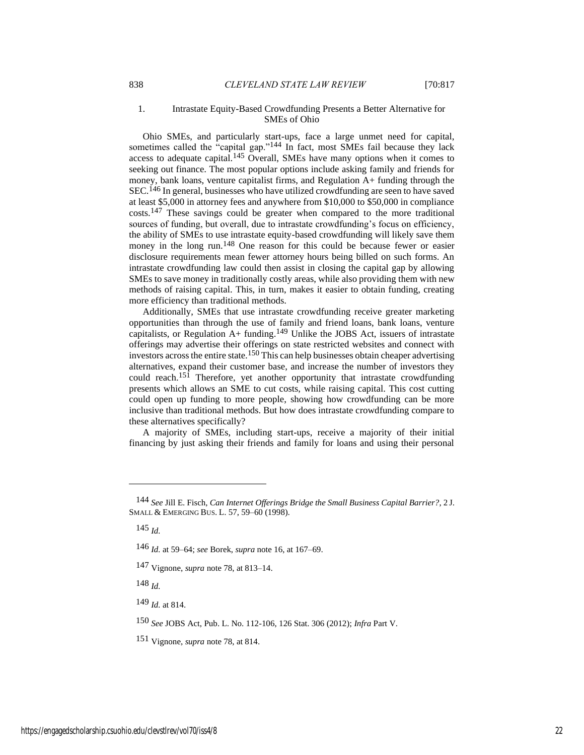### 1. Intrastate Equity-Based Crowdfunding Presents a Better Alternative for SMEs of Ohio

Ohio SMEs, and particularly start-ups, face a large unmet need for capital, sometimes called the "capital gap."[144] In fact, most SMEs fail because they lack access to adequate capital.[145] Overall, SMEs have many options when it comes to seeking out finance. The most popular options include asking family and friends for money, bank loans, venture capitalist firms, and Regulation A+ funding through the SEC.[146] In general, businesses who have utilized crowdfunding are seen to have saved at least $5,000 in attorney fees and anywhere from $10,000 to $50,000 in compliance costs.[147] These savings could be greater when compared to the more traditional sources of funding, but overall, due to intrastate crowdfunding's focus on efficiency, the ability of SMEs to use intrastate equity-based crowdfunding will likely save them money in the long run.[148] One reason for this could be because fewer or easier disclosure requirements mean fewer attorney hours being billed on such forms. An intrastate crowdfunding law could then assist in closing the capital gap by allowing SMEs to save money in traditionally costly areas, while also providing them with new methods of raising capital. This, in turn, makes it easier to obtain funding, creating more efficiency than traditional methods.

Additionally, SMEs that use intrastate crowdfunding receive greater marketing opportunities than through the use of family and friend loans, bank loans, venture capitalists, or Regulation A+ funding.[149] Unlike the JOBS Act, issuers of intrastate offerings may advertise their offerings on state restricted websites and connect with investors across the entire state.[150] This can help businesses obtain cheaper advertising alternatives, expand their customer base, and increase the number of investors they could reach.[151] Therefore, yet another opportunity that intrastate crowdfunding presents which allows an SME to cut costs, while raising capital. This cost cutting could open up funding to more people, showing how crowdfunding can be more inclusive than traditional methods. But how does intrastate crowdfunding compare to these alternatives specifically?

A majority of SMEs, including start-ups, receive a majority of their initial financing by just asking their friends and family for loans and using their personal

---

[144] *See* Jill E. Fisch, *Can Internet Offerings Bridge the Small Business Capital Barrier?*, 2 J. SMALL & EMERGING BUS. L. 57, 59–60 (1998).

[145] *Id.*

[146] *Id.* at 59–64; *see* Borek, *supra* note 16, at 167–69.

[147] Vignone, *supra* note 78, at 813–14.

[148] *Id.*

[149] *Id.* at 814.

[150] *See* JOBS Act, Pub. L. No. 112-106, 126 Stat. 306 (2012); *Infra* Part V.

[151] Vignone, *supra* note 78, at 814.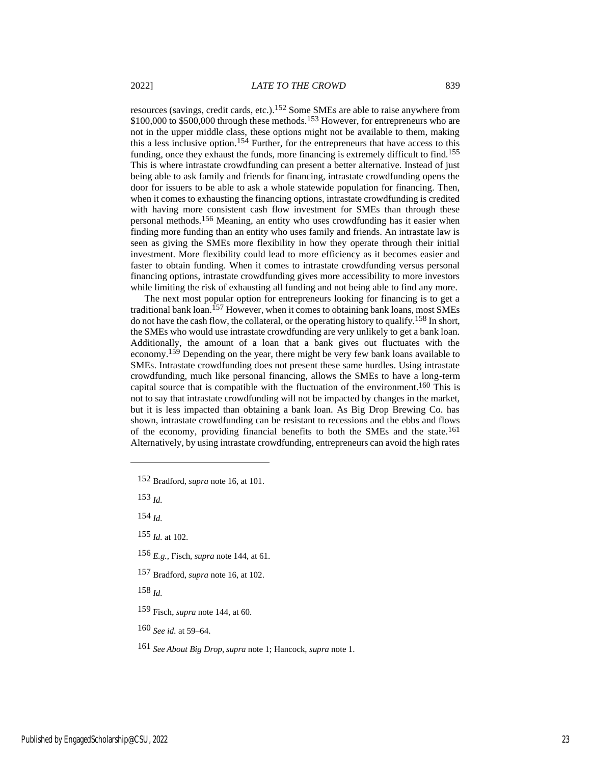resources (savings, credit cards, etc.).[152] Some SMEs are able to raise anywhere from $100,000 to $500,000 through these methods.[153] However, for entrepreneurs who are not in the upper middle class, these options might not be available to them, making this a less inclusive option.[154] Further, for the entrepreneurs that have access to this funding, once they exhaust the funds, more financing is extremely difficult to find.[155] This is where intrastate crowdfunding can present a better alternative. Instead of just being able to ask family and friends for financing, intrastate crowdfunding opens the door for issuers to be able to ask a whole statewide population for financing. Then, when it comes to exhausting the financing options, intrastate crowdfunding is credited with having more consistent cash flow investment for SMEs than through these personal methods.[156] Meaning, an entity who uses crowdfunding has it easier when finding more funding than an entity who uses family and friends. An intrastate law is seen as giving the SMEs more flexibility in how they operate through their initial investment. More flexibility could lead to more efficiency as it becomes easier and faster to obtain funding. When it comes to intrastate crowdfunding versus personal financing options, intrastate crowdfunding gives more accessibility to more investors while limiting the risk of exhausting all funding and not being able to find any more.

The next most popular option for entrepreneurs looking for financing is to get a traditional bank loan.[157] However, when it comes to obtaining bank loans, most SMEs do not have the cash flow, the collateral, or the operating history to qualify.[158] In short, the SMEs who would use intrastate crowdfunding are very unlikely to get a bank loan. Additionally, the amount of a loan that a bank gives out fluctuates with the economy.[159] Depending on the year, there might be very few bank loans available to SMEs. Intrastate crowdfunding does not present these same hurdles. Using intrastate crowdfunding, much like personal financing, allows the SMEs to have a long-term capital source that is compatible with the fluctuation of the environment.[160] This is not to say that intrastate crowdfunding will not be impacted by changes in the market, but it is less impacted than obtaining a bank loan. As Big Drop Brewing Co. has shown, intrastate crowdfunding can be resistant to recessions and the ebbs and flows of the economy, providing financial benefits to both the SMEs and the state.[161] Alternatively, by using intrastate crowdfunding, entrepreneurs can avoid the high rates

---

152 Bradford, *supra* note 16, at 101.

153 *Id.*

154 *Id.*

155 *Id.* at 102.

156 *E.g.*, Fisch, *supra* note 144, at 61.

157 Bradford, *supra* note 16, at 102.

158 *Id.*

159 Fisch, *supra* note 144, at 60.

160 *See id.* at 59–64.

161 *See About Big Drop*, *supra* note 1; Hancock, *supra* note 1.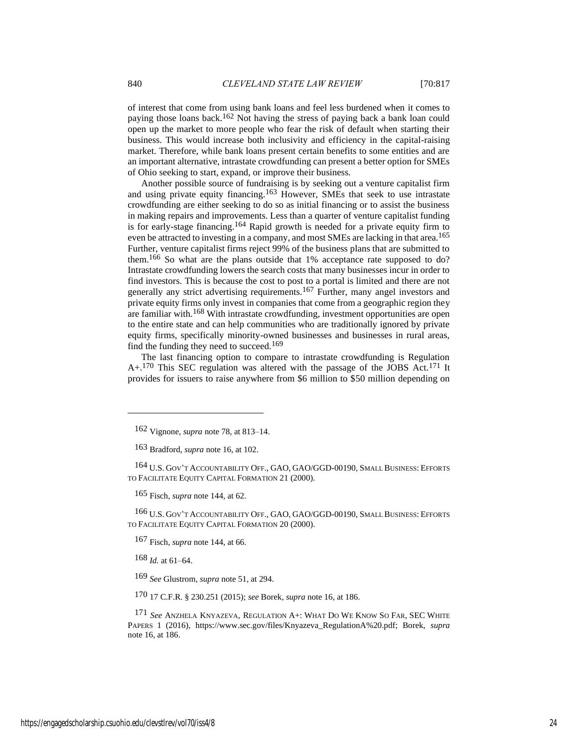of interest that come from using bank loans and feel less burdened when it comes to paying those loans back.[162] Not having the stress of paying back a bank loan could open up the market to more people who fear the risk of default when starting their business. This would increase both inclusivity and efficiency in the capital-raising market. Therefore, while bank loans present certain benefits to some entities and are an important alternative, intrastate crowdfunding can present a better option for SMEs of Ohio seeking to start, expand, or improve their business.

Another possible source of fundraising is by seeking out a venture capitalist firm and using private equity financing.[163] However, SMEs that seek to use intrastate crowdfunding are either seeking to do so as initial financing or to assist the business in making repairs and improvements. Less than a quarter of venture capitalist funding is for early-stage financing.[164] Rapid growth is needed for a private equity firm to even be attracted to investing in a company, and most SMEs are lacking in that area.[165] Further, venture capitalist firms reject 99% of the business plans that are submitted to them.[166] So what are the plans outside that 1% acceptance rate supposed to do? Intrastate crowdfunding lowers the search costs that many businesses incur in order to find investors. This is because the cost to post to a portal is limited and there are not generally any strict advertising requirements.[167] Further, many angel investors and private equity firms only invest in companies that come from a geographic region they are familiar with.[168] With intrastate crowdfunding, investment opportunities are open to the entire state and can help communities who are traditionally ignored by private equity firms, specifically minority-owned businesses and businesses in rural areas, find the funding they need to succeed.[169]

The last financing option to compare to intrastate crowdfunding is Regulation A+.[170] This SEC regulation was altered with the passage of the JOBS Act.[171] It provides for issuers to raise anywhere from $6 million to $50 million depending on

---

[162] Vignone, *supra* note 78, at 813–14.

[163] Bradford, *supra* note 16, at 102.

[164] U.S. GOV'T ACCOUNTABILITY OFF., GAO, GAO/GGD-00190, SMALL BUSINESS: EFFORTS TO FACILITATE EQUITY CAPITAL FORMATION 21 (2000).

[165] Fisch, *supra* note 144, at 62.

[166] U.S. GOV'T ACCOUNTABILITY OFF., GAO, GAO/GGD-00190, SMALL BUSINESS: EFFORTS TO FACILITATE EQUITY CAPITAL FORMATION 20 (2000).

[167] Fisch, *supra* note 144, at 66.

[168] *Id.* at 61–64.

[169] *See* Glustrom, *supra* note 51, at 294.

[170] 17 C.F.R. § 230.251 (2015); *see* Borek, *supra* note 16, at 186.

[171] *See* ANZHELA KNYAZEVA, REGULATION A+: WHAT DO WE KNOW SO FAR, SEC WHITE PAPERS 1 (2016), https://www.sec.gov/files/Knyazeva_RegulationA%20.pdf; Borek, *supra* note 16, at 186.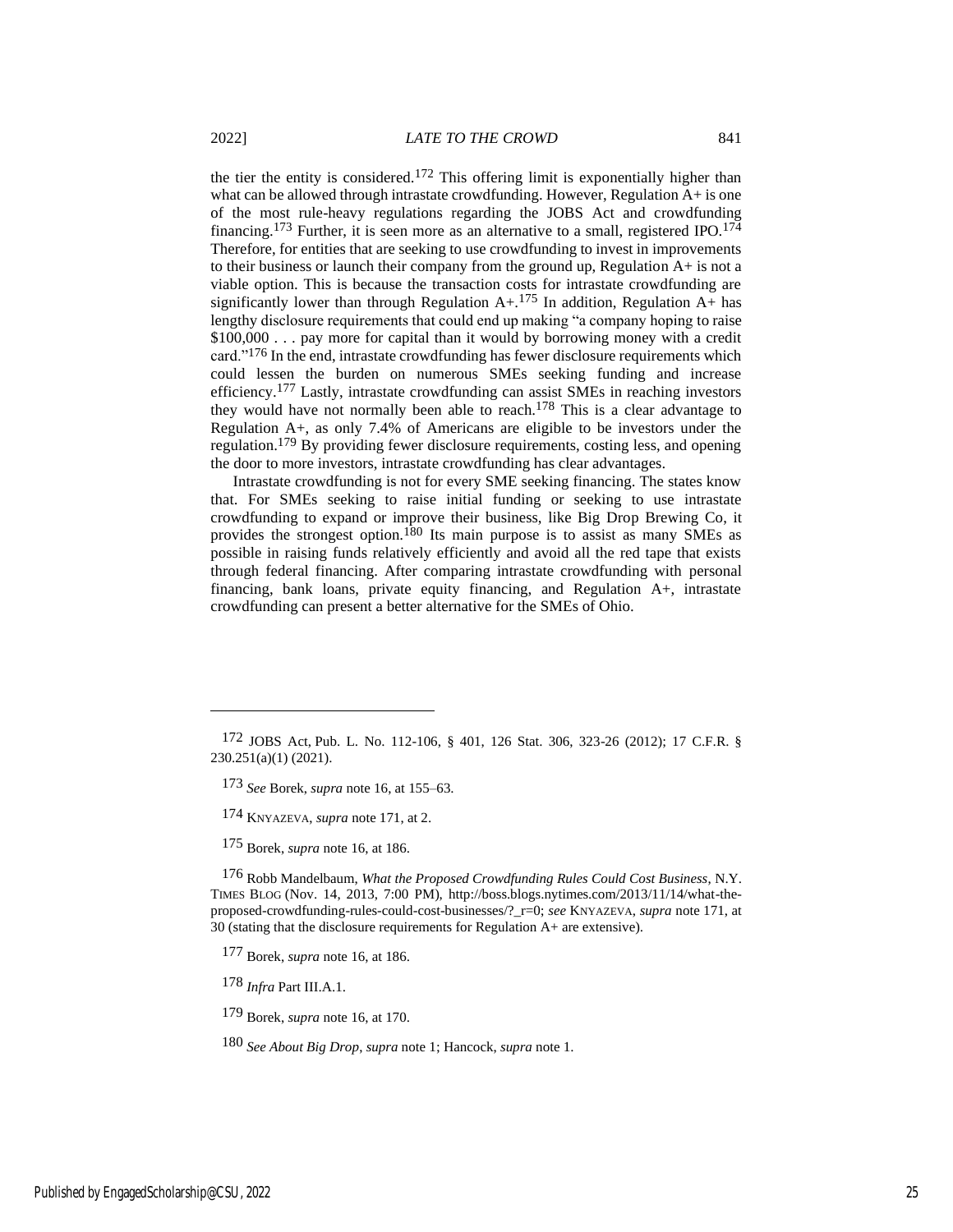the tier the entity is considered.[172] This offering limit is exponentially higher than what can be allowed through intrastate crowdfunding. However, Regulation A+ is one of the most rule-heavy regulations regarding the JOBS Act and crowdfunding financing.[173] Further, it is seen more as an alternative to a small, registered IPO.[174] Therefore, for entities that are seeking to use crowdfunding to invest in improvements to their business or launch their company from the ground up, Regulation A+ is not a viable option. This is because the transaction costs for intrastate crowdfunding are significantly lower than through Regulation A+.[175] In addition, Regulation A+ has lengthy disclosure requirements that could end up making "a company hoping to raise $100,000 . . . pay more for capital than it would by borrowing money with a credit card."[176] In the end, intrastate crowdfunding has fewer disclosure requirements which could lessen the burden on numerous SMEs seeking funding and increase efficiency.[177] Lastly, intrastate crowdfunding can assist SMEs in reaching investors they would have not normally been able to reach.[178] This is a clear advantage to Regulation A+, as only 7.4% of Americans are eligible to be investors under the regulation.[179] By providing fewer disclosure requirements, costing less, and opening the door to more investors, intrastate crowdfunding has clear advantages.

Intrastate crowdfunding is not for every SME seeking financing. The states know that. For SMEs seeking to raise initial funding or seeking to use intrastate crowdfunding to expand or improve their business, like Big Drop Brewing Co, it provides the strongest option.[180] Its main purpose is to assist as many SMEs as possible in raising funds relatively efficiently and avoid all the red tape that exists through federal financing. After comparing intrastate crowdfunding with personal financing, bank loans, private equity financing, and Regulation A+, intrastate crowdfunding can present a better alternative for the SMEs of Ohio.

---

172 JOBS Act, Pub. L. No. 112-106, § 401, 126 Stat. 306, 323-26 (2012); 17 C.F.R. § 230.251(a)(1) (2021).

173 *See* Borek, *supra* note 16, at 155–63.

174 KNYAZEVA, *supra* note 171, at 2.

175 Borek, *supra* note 16, at 186.

176 Robb Mandelbaum, *What the Proposed Crowdfunding Rules Could Cost Business*, N.Y. TIMES BLOG (Nov. 14, 2013, 7:00 PM), http://boss.blogs.nytimes.com/2013/11/14/what-the-proposed-crowdfunding-rules-could-cost-businesses/?_r=0; *see* KNYAZEVA, *supra* note 171, at 30 (stating that the disclosure requirements for Regulation A+ are extensive).

177 Borek, *supra* note 16, at 186.

178 *Infra* Part III.A.1.

179 Borek, *supra* note 16, at 170.

180 *See About Big Drop*, *supra* note 1; Hancock, *supra* note 1.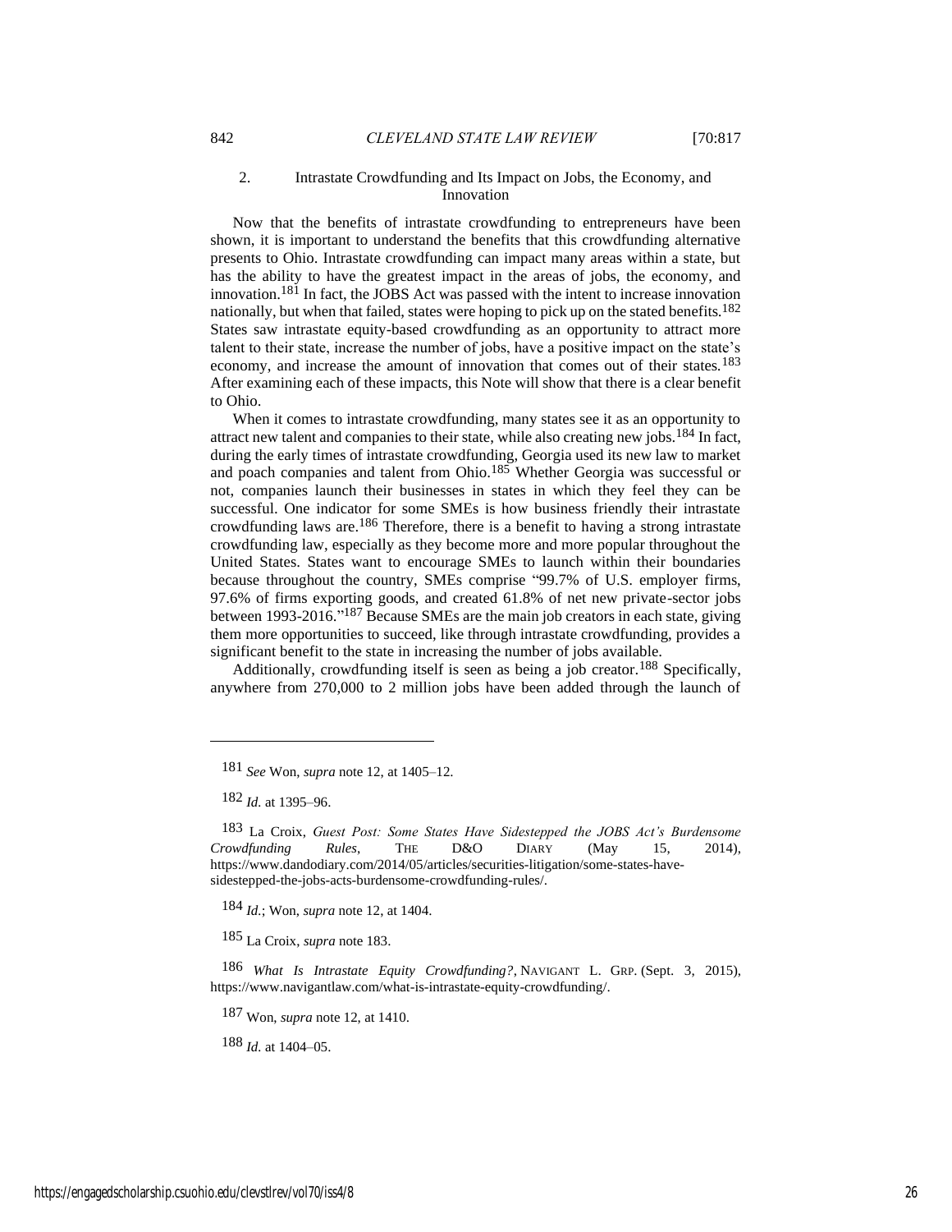### 2. Intrastate Crowdfunding and Its Impact on Jobs, the Economy, and Innovation

Now that the benefits of intrastate crowdfunding to entrepreneurs have been shown, it is important to understand the benefits that this crowdfunding alternative presents to Ohio. Intrastate crowdfunding can impact many areas within a state, but has the ability to have the greatest impact in the areas of jobs, the economy, and innovation.[181] In fact, the JOBS Act was passed with the intent to increase innovation nationally, but when that failed, states were hoping to pick up on the stated benefits.[182] States saw intrastate equity-based crowdfunding as an opportunity to attract more talent to their state, increase the number of jobs, have a positive impact on the state's economy, and increase the amount of innovation that comes out of their states.[183] After examining each of these impacts, this Note will show that there is a clear benefit to Ohio.

When it comes to intrastate crowdfunding, many states see it as an opportunity to attract new talent and companies to their state, while also creating new jobs.[184] In fact, during the early times of intrastate crowdfunding, Georgia used its new law to market and poach companies and talent from Ohio.[185] Whether Georgia was successful or not, companies launch their businesses in states in which they feel they can be successful. One indicator for some SMEs is how business friendly their intrastate crowdfunding laws are.[186] Therefore, there is a benefit to having a strong intrastate crowdfunding law, especially as they become more and more popular throughout the United States. States want to encourage SMEs to launch within their boundaries because throughout the country, SMEs comprise "99.7% of U.S. employer firms, 97.6% of firms exporting goods, and created 61.8% of net new private-sector jobs between 1993-2016."[187] Because SMEs are the main job creators in each state, giving them more opportunities to succeed, like through intrastate crowdfunding, provides a significant benefit to the state in increasing the number of jobs available.

Additionally, crowdfunding itself is seen as being a job creator.[188] Specifically, anywhere from 270,000 to 2 million jobs have been added through the launch of

---

181 *See* Won, *supra* note 12, at 1405–12.

182 *Id.* at 1395–96.

183 La Croix, *Guest Post: Some States Have Sidestepped the JOBS Act's Burdensome Crowdfunding Rules*, THE D&O DIARY (May 15, 2014), https://www.dandodiary.com/2014/05/articles/securities-litigation/some-states-have-sidestepped-the-jobs-acts-burdensome-crowdfunding-rules/.

184 *Id.*; Won, *supra* note 12, at 1404.

185 La Croix, *supra* note 183.

186 *What Is Intrastate Equity Crowdfunding?*, NAVIGANT L. GRP. (Sept. 3, 2015), https://www.navigantlaw.com/what-is-intrastate-equity-crowdfunding/.

187 Won, *supra* note 12, at 1410.

188 *Id.* at 1404–05.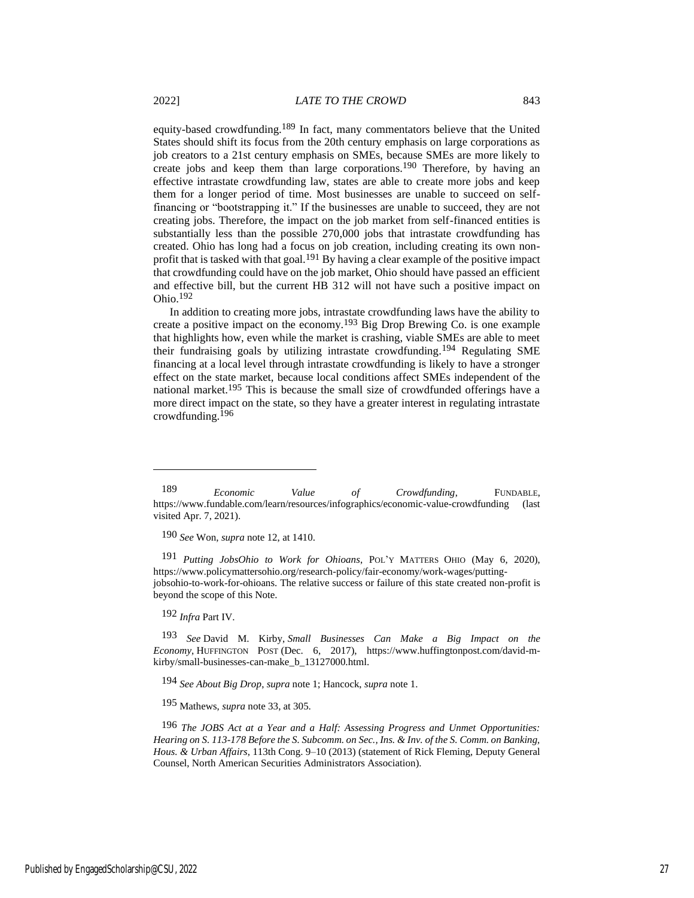equity-based crowdfunding.[189] In fact, many commentators believe that the United States should shift its focus from the 20th century emphasis on large corporations as job creators to a 21st century emphasis on SMEs, because SMEs are more likely to create jobs and keep them than large corporations.[190] Therefore, by having an effective intrastate crowdfunding law, states are able to create more jobs and keep them for a longer period of time. Most businesses are unable to succeed on self-financing or "bootstrapping it." If the businesses are unable to succeed, they are not creating jobs. Therefore, the impact on the job market from self-financed entities is substantially less than the possible 270,000 jobs that intrastate crowdfunding has created. Ohio has long had a focus on job creation, including creating its own non-profit that is tasked with that goal.[191] By having a clear example of the positive impact that crowdfunding could have on the job market, Ohio should have passed an efficient and effective bill, but the current HB 312 will not have such a positive impact on Ohio.[192]

In addition to creating more jobs, intrastate crowdfunding laws have the ability to create a positive impact on the economy.[193] Big Drop Brewing Co. is one example that highlights how, even while the market is crashing, viable SMEs are able to meet their fundraising goals by utilizing intrastate crowdfunding.[194] Regulating SME financing at a local level through intrastate crowdfunding is likely to have a stronger effect on the state market, because local conditions affect SMEs independent of the national market.[195] This is because the small size of crowdfunded offerings have a more direct impact on the state, so they have a greater interest in regulating intrastate crowdfunding.[196]

---

189 *Economic Value of Crowdfunding*, FUNDABLE, https://www.fundable.com/learn/resources/infographics/economic-value-crowdfunding (last visited Apr. 7, 2021).

190 *See* Won, *supra* note 12, at 1410.

191 *Putting JobsOhio to Work for Ohioans*, POL'Y MATTERS OHIO (May 6, 2020), https://www.policymattersohio.org/research-policy/fair-economy/work-wages/putting-jobsohio-to-work-for-ohioans. The relative success or failure of this state created non-profit is beyond the scope of this Note.

192 *Infra* Part IV.

193 *See* David M. Kirby, *Small Businesses Can Make a Big Impact on the Economy*, HUFFINGTON POST (Dec. 6, 2017), https://www.huffingtonpost.com/david-m-kirby/small-businesses-can-make_b_13127000.html.

194 *See About Big Drop*, *supra* note 1; Hancock, *supra* note 1.

195 Mathews, *supra* note 33, at 305.

196 *The JOBS Act at a Year and a Half: Assessing Progress and Unmet Opportunities: Hearing on S. 113-178 Before the S. Subcomm. on Sec., Ins. & Inv. of the S. Comm. on Banking, Hous. & Urban Affairs*, 113th Cong. 9–10 (2013) (statement of Rick Fleming, Deputy General Counsel, North American Securities Administrators Association).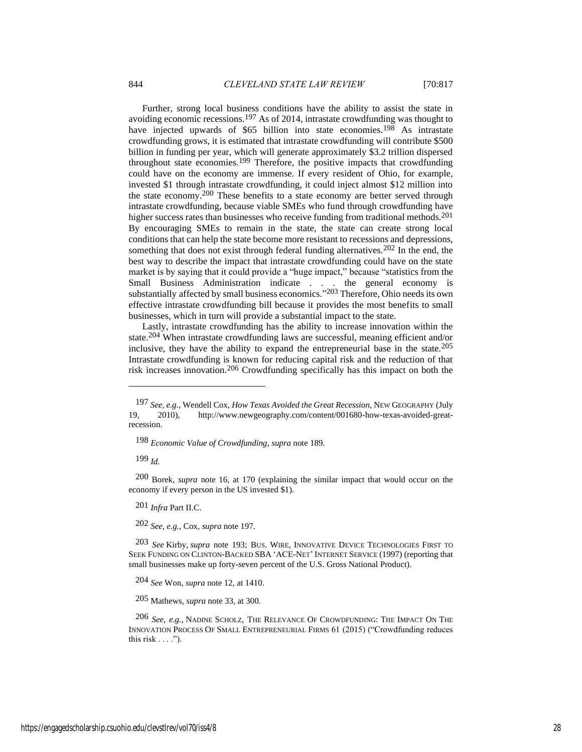Further, strong local business conditions have the ability to assist the state in avoiding economic recessions.[197] As of 2014, intrastate crowdfunding was thought to have injected upwards of $65 billion into state economies.[198] As intrastate crowdfunding grows, it is estimated that intrastate crowdfunding will contribute $500 billion in funding per year, which will generate approximately $3.2 trillion dispersed throughout state economies.[199] Therefore, the positive impacts that crowdfunding could have on the economy are immense. If every resident of Ohio, for example, invested $1 through intrastate crowdfunding, it could inject almost $12 million into the state economy.[200] These benefits to a state economy are better served through intrastate crowdfunding, because viable SMEs who fund through crowdfunding have higher success rates than businesses who receive funding from traditional methods.[201] By encouraging SMEs to remain in the state, the state can create strong local conditions that can help the state become more resistant to recessions and depressions, something that does not exist through federal funding alternatives.[202] In the end, the best way to describe the impact that intrastate crowdfunding could have on the state market is by saying that it could provide a "huge impact," because "statistics from the Small Business Administration indicate . . . the general economy is substantially affected by small business economics."[203] Therefore, Ohio needs its own effective intrastate crowdfunding bill because it provides the most benefits to small businesses, which in turn will provide a substantial impact to the state.

Lastly, intrastate crowdfunding has the ability to increase innovation within the state.[204] When intrastate crowdfunding laws are successful, meaning efficient and/or inclusive, they have the ability to expand the entrepreneurial base in the state.[205] Intrastate crowdfunding is known for reducing capital risk and the reduction of that risk increases innovation.[206] Crowdfunding specifically has this impact on both the

---

197 *See, e.g.*, Wendell Cox, *How Texas Avoided the Great Recession*, NEW GEOGRAPHY (July 19, 2010), http://www.newgeography.com/content/001680-how-texas-avoided-great-recession.

198 *Economic Value of Crowdfunding*, *supra* note 189.

199 *Id.*

200 Borek, *supra* note 16, at 170 (explaining the similar impact that would occur on the economy if every person in the US invested $1).

201 *Infra* Part II.C.

202 *See, e.g.*, Cox, *supra* note 197.

203 *See* Kirby, *supra* note 193; BUS. WIRE, INNOVATIVE DEVICE TECHNOLOGIES FIRST TO SEEK FUNDING ON CLINTON-BACKED SBA 'ACE-NET' INTERNET SERVICE (1997) (reporting that small businesses make up forty-seven percent of the U.S. Gross National Product).

204 *See* Won, *supra* note 12, at 1410.

205 Mathews, *supra* note 33, at 300.

206 *See, e.g.*, NADINE SCHOLZ, THE RELEVANCE OF CROWDFUNDING: THE IMPACT ON THE INNOVATION PROCESS OF SMALL ENTREPRENEURIAL FIRMS 61 (2015) ("Crowdfunding reduces this risk . . . .").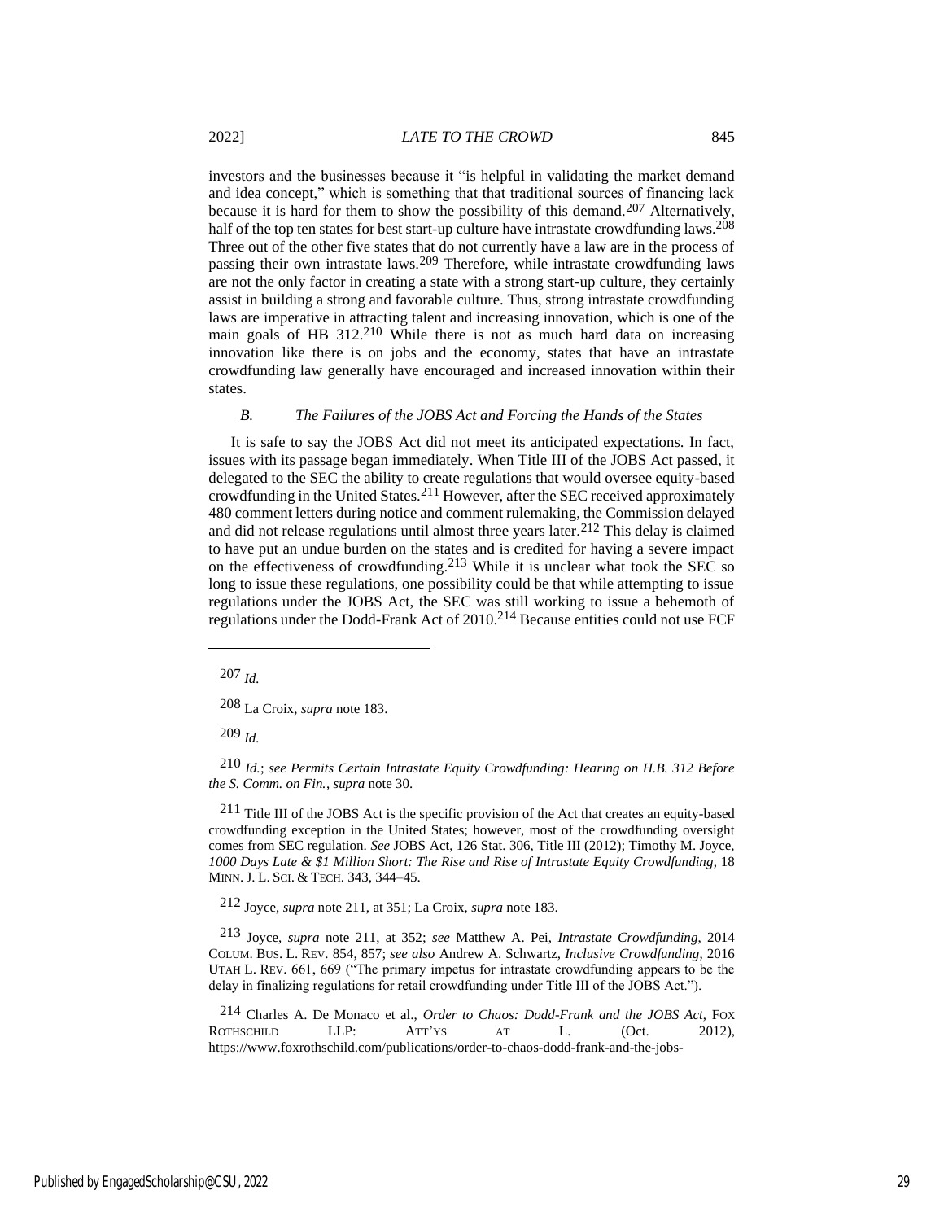investors and the businesses because it "is helpful in validating the market demand and idea concept," which is something that that traditional sources of financing lack because it is hard for them to show the possibility of this demand.[207] Alternatively, half of the top ten states for best start-up culture have intrastate crowdfunding laws.[208] Three out of the other five states that do not currently have a law are in the process of passing their own intrastate laws.[209] Therefore, while intrastate crowdfunding laws are not the only factor in creating a state with a strong start-up culture, they certainly assist in building a strong and favorable culture. Thus, strong intrastate crowdfunding laws are imperative in attracting talent and increasing innovation, which is one of the main goals of HB 312.[210] While there is not as much hard data on increasing innovation like there is on jobs and the economy, states that have an intrastate crowdfunding law generally have encouraged and increased innovation within their states.

### *B. The Failures of the JOBS Act and Forcing the Hands of the States*

It is safe to say the JOBS Act did not meet its anticipated expectations. In fact, issues with its passage began immediately. When Title III of the JOBS Act passed, it delegated to the SEC the ability to create regulations that would oversee equity-based crowdfunding in the United States.[211] However, after the SEC received approximately 480 comment letters during notice and comment rulemaking, the Commission delayed and did not release regulations until almost three years later.[212] This delay is claimed to have put an undue burden on the states and is credited for having a severe impact on the effectiveness of crowdfunding.[213] While it is unclear what took the SEC so long to issue these regulations, one possibility could be that while attempting to issue regulations under the JOBS Act, the SEC was still working to issue a behemoth of regulations under the Dodd-Frank Act of 2010.[214] Because entities could not use FCF

---

[207] *Id.*

[208] La Croix, *supra* note 183.

[209] *Id.*

[210] *Id.*; *see Permits Certain Intrastate Equity Crowdfunding: Hearing on H.B. 312 Before the S. Comm. on Fin.*, *supra* note 30.

[211] Title III of the JOBS Act is the specific provision of the Act that creates an equity-based crowdfunding exception in the United States; however, most of the crowdfunding oversight comes from SEC regulation. *See* JOBS Act, 126 Stat. 306, Title III (2012); Timothy M. Joyce, *1000 Days Late & $1 Million Short: The Rise and Rise of Intrastate Equity Crowdfunding*, 18 MINN. J. L. SCI. & TECH. 343, 344–45.

[212] Joyce, *supra* note 211, at 351; La Croix, *supra* note 183.

[213] Joyce, *supra* note 211, at 352; *see* Matthew A. Pei, *Intrastate Crowdfunding*, 2014 COLUM. BUS. L. REV. 854, 857; *see also* Andrew A. Schwartz, *Inclusive Crowdfunding*, 2016 UTAH L. REV. 661, 669 ("The primary impetus for intrastate crowdfunding appears to be the delay in finalizing regulations for retail crowdfunding under Title III of the JOBS Act.").

[214] Charles A. De Monaco et al., *Order to Chaos: Dodd-Frank and the JOBS Act*, FOX ROTHSCHILD LLP: ATT'YS AT L. (Oct. 2012), https://www.foxrothschild.com/publications/order-to-chaos-dodd-frank-and-the-jobs-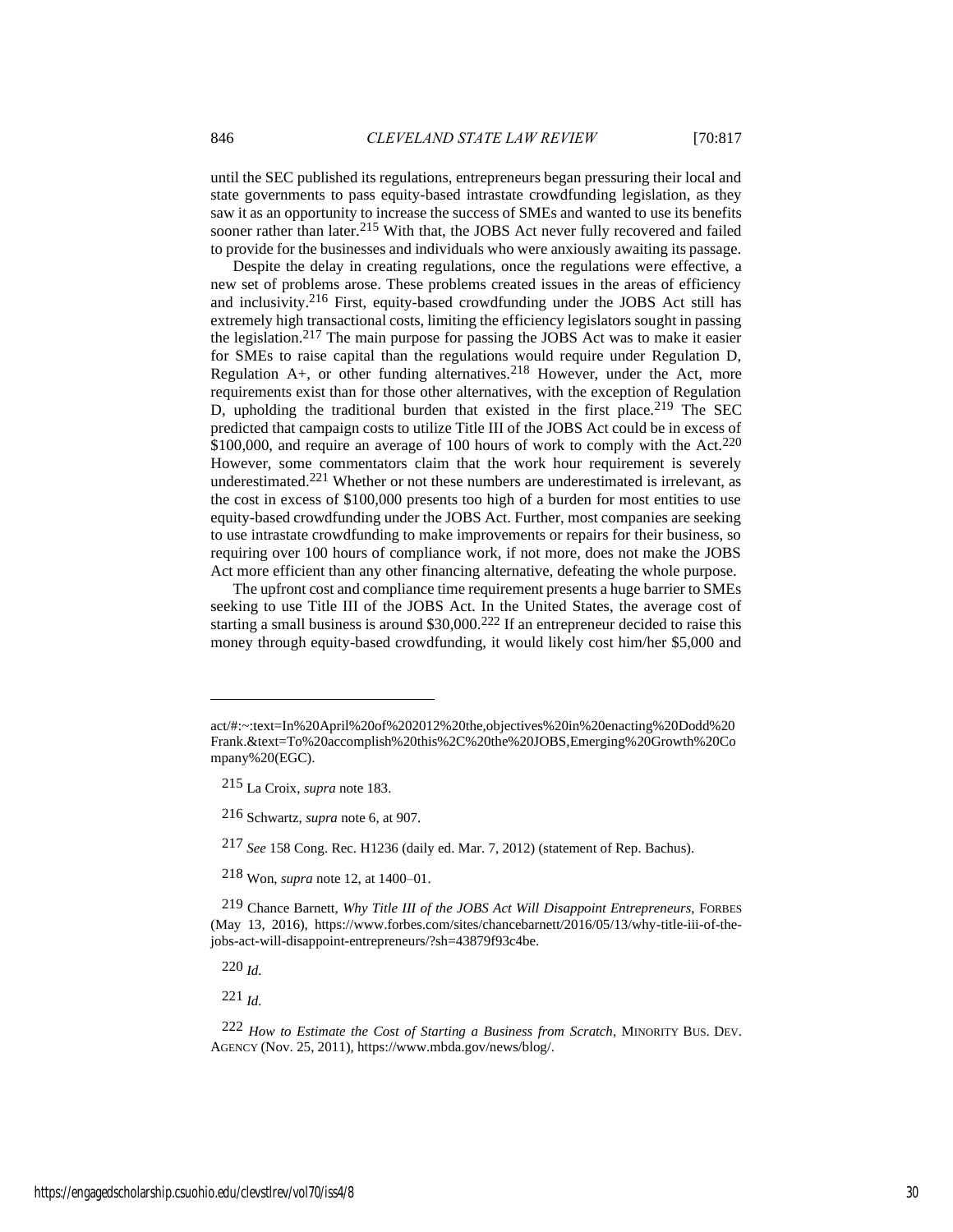until the SEC published its regulations, entrepreneurs began pressuring their local and state governments to pass equity-based intrastate crowdfunding legislation, as they saw it as an opportunity to increase the success of SMEs and wanted to use its benefits sooner rather than later.[215] With that, the JOBS Act never fully recovered and failed to provide for the businesses and individuals who were anxiously awaiting its passage.

Despite the delay in creating regulations, once the regulations were effective, a new set of problems arose. These problems created issues in the areas of efficiency and inclusivity.[216] First, equity-based crowdfunding under the JOBS Act still has extremely high transactional costs, limiting the efficiency legislators sought in passing the legislation.[217] The main purpose for passing the JOBS Act was to make it easier for SMEs to raise capital than the regulations would require under Regulation D, Regulation A+, or other funding alternatives.[218] However, under the Act, more requirements exist than for those other alternatives, with the exception of Regulation D, upholding the traditional burden that existed in the first place.[219] The SEC predicted that campaign costs to utilize Title III of the JOBS Act could be in excess of \$100,000, and require an average of 100 hours of work to comply with the Act.[220] However, some commentators claim that the work hour requirement is severely underestimated.[221] Whether or not these numbers are underestimated is irrelevant, as the cost in excess of \$100,000 presents too high of a burden for most entities to use equity-based crowdfunding under the JOBS Act. Further, most companies are seeking to use intrastate crowdfunding to make improvements or repairs for their business, so requiring over 100 hours of compliance work, if not more, does not make the JOBS Act more efficient than any other financing alternative, defeating the whole purpose.

The upfront cost and compliance time requirement presents a huge barrier to SMEs seeking to use Title III of the JOBS Act. In the United States, the average cost of starting a small business is around \$30,000.[222] If an entrepreneur decided to raise this money through equity-based crowdfunding, it would likely cost him/her \$5,000 and

---

act/#:~:text=In%20April%20of%202012%20the,objectives%20in%20enacting%20Dodd%20Frank.&text=To%20accomplish%20this%2C%20the%20JOBS,Emerging%20Growth%20Company%20(EGC).

215 La Croix, *supra* note 183.

216 Schwartz, *supra* note 6, at 907.

217 *See* 158 Cong. Rec. H1236 (daily ed. Mar. 7, 2012) (statement of Rep. Bachus).

218 Won, *supra* note 12, at 1400–01.

219 Chance Barnett, *Why Title III of the JOBS Act Will Disappoint Entrepreneurs*, FORBES (May 13, 2016), https://www.forbes.com/sites/chancebarnett/2016/05/13/why-title-iii-of-the-jobs-act-will-disappoint-entrepreneurs/?sh=43879f93c4be.

220 *Id.*

221 *Id.*

222 *How to Estimate the Cost of Starting a Business from Scratch*, MINORITY BUS. DEV. AGENCY (Nov. 25, 2011), https://www.mbda.gov/news/blog/.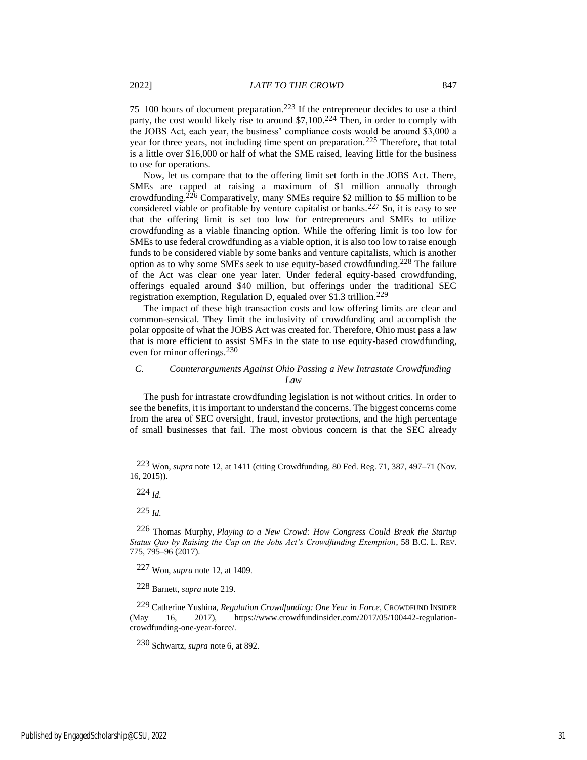75–100 hours of document preparation.[223] If the entrepreneur decides to use a third party, the cost would likely rise to around $7,100.[224] Then, in order to comply with the JOBS Act, each year, the business' compliance costs would be around $3,000 a year for three years, not including time spent on preparation.[225] Therefore, that total is a little over $16,000 or half of what the SME raised, leaving little for the business to use for operations.

Now, let us compare that to the offering limit set forth in the JOBS Act. There, SMEs are capped at raising a maximum of $1 million annually through crowdfunding.[226] Comparatively, many SMEs require $2 million to $5 million to be considered viable or profitable by venture capitalist or banks.[227] So, it is easy to see that the offering limit is set too low for entrepreneurs and SMEs to utilize crowdfunding as a viable financing option. While the offering limit is too low for SMEs to use federal crowdfunding as a viable option, it is also too low to raise enough funds to be considered viable by some banks and venture capitalists, which is another option as to why some SMEs seek to use equity-based crowdfunding.[228] The failure of the Act was clear one year later. Under federal equity-based crowdfunding, offerings equaled around $40 million, but offerings under the traditional SEC registration exemption, Regulation D, equaled over $1.3 trillion.[229]

The impact of these high transaction costs and low offering limits are clear and common-sensical. They limit the inclusivity of crowdfunding and accomplish the polar opposite of what the JOBS Act was created for. Therefore, Ohio must pass a law that is more efficient to assist SMEs in the state to use equity-based crowdfunding, even for minor offerings.[230]

### *C. Counterarguments Against Ohio Passing a New Intrastate Crowdfunding Law*

The push for intrastate crowdfunding legislation is not without critics. In order to see the benefits, it is important to understand the concerns. The biggest concerns come from the area of SEC oversight, fraud, investor protections, and the high percentage of small businesses that fail. The most obvious concern is that the SEC already

---

[223] Won, *supra* note 12, at 1411 (citing Crowdfunding, 80 Fed. Reg. 71, 387, 497–71 (Nov. 16, 2015)).

[224] *Id.*

[225] *Id.*

[226] Thomas Murphy, *Playing to a New Crowd: How Congress Could Break the Startup Status Quo by Raising the Cap on the Jobs Act's Crowdfunding Exemption*, 58 B.C. L. REV. 775, 795–96 (2017).

[227] Won, *supra* note 12, at 1409.

[228] Barnett, *supra* note 219.

[229] Catherine Yushina, *Regulation Crowdfunding: One Year in Force*, CROWDFUND INSIDER (May 16, 2017), https://www.crowdfundinsider.com/2017/05/100442-regulation-crowdfunding-one-year-force/.

[230] Schwartz, *supra* note 6, at 892.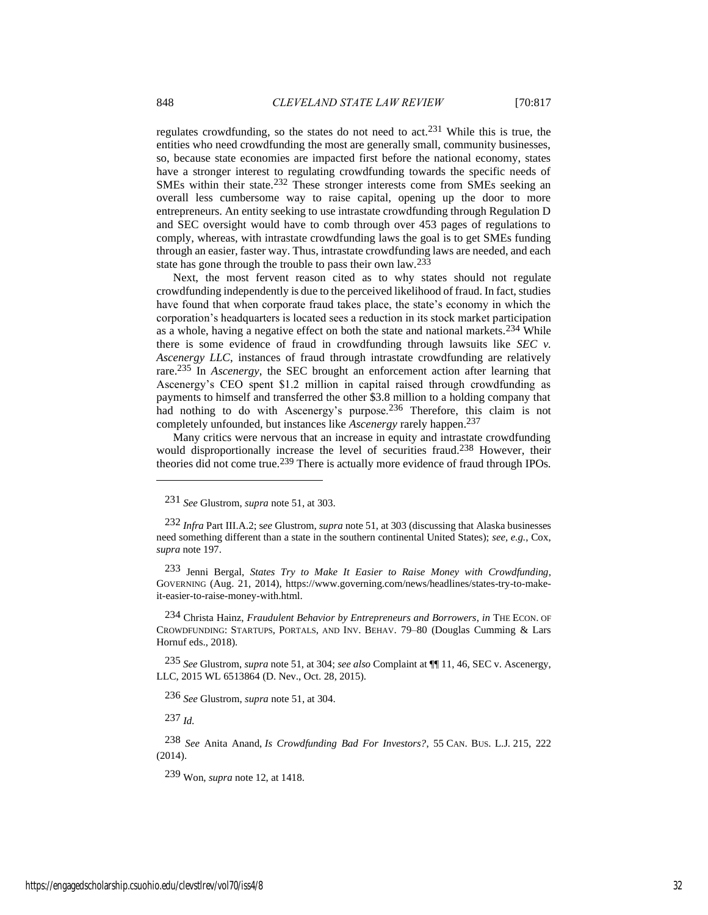regulates crowdfunding, so the states do not need to act.[231] While this is true, the entities who need crowdfunding the most are generally small, community businesses, so, because state economies are impacted first before the national economy, states have a stronger interest to regulating crowdfunding towards the specific needs of SMEs within their state.[232] These stronger interests come from SMEs seeking an overall less cumbersome way to raise capital, opening up the door to more entrepreneurs. An entity seeking to use intrastate crowdfunding through Regulation D and SEC oversight would have to comb through over 453 pages of regulations to comply, whereas, with intrastate crowdfunding laws the goal is to get SMEs funding through an easier, faster way. Thus, intrastate crowdfunding laws are needed, and each state has gone through the trouble to pass their own law.[233]

Next, the most fervent reason cited as to why states should not regulate crowdfunding independently is due to the perceived likelihood of fraud. In fact, studies have found that when corporate fraud takes place, the state's economy in which the corporation's headquarters is located sees a reduction in its stock market participation as a whole, having a negative effect on both the state and national markets.[234] While there is some evidence of fraud in crowdfunding through lawsuits like *SEC v. Ascenergy LLC*, instances of fraud through intrastate crowdfunding are relatively rare.[235] In *Ascenergy*, the SEC brought an enforcement action after learning that Ascenergy's CEO spent $1.2 million in capital raised through crowdfunding as payments to himself and transferred the other $3.8 million to a holding company that had nothing to do with Ascenergy's purpose.[236] Therefore, this claim is not completely unfounded, but instances like *Ascenergy* rarely happen.[237]

Many critics were nervous that an increase in equity and intrastate crowdfunding would disproportionally increase the level of securities fraud.[238] However, their theories did not come true.[239] There is actually more evidence of fraud through IPOs.

---

[231] *See* Glustrom, *supra* note 51, at 303.

[232] *Infra* Part III.A.2; s*ee* Glustrom, *supra* note 51, at 303 (discussing that Alaska businesses need something different than a state in the southern continental United States); *see, e.g.*, Cox, *supra* note 197.

[233] Jenni Bergal, *States Try to Make It Easier to Raise Money with Crowdfunding*, GOVERNING (Aug. 21, 2014), https://www.governing.com/news/headlines/states-try-to-make-it-easier-to-raise-money-with.html.

[234] Christa Hainz, *Fraudulent Behavior by Entrepreneurs and Borrowers*, *in* THE ECON. OF CROWDFUNDING: STARTUPS, PORTALS, AND INV. BEHAV. 79–80 (Douglas Cumming & Lars Hornuf eds., 2018).

[235] *See* Glustrom, *supra* note 51, at 304; *see also* Complaint at ¶¶ 11, 46, SEC v. Ascenergy, LLC, 2015 WL 6513864 (D. Nev., Oct. 28, 2015).

[236] *See* Glustrom, *supra* note 51, at 304.

[237] *Id.*

[238] *See* Anita Anand, *Is Crowdfunding Bad For Investors?*, 55 CAN. BUS. L.J. 215, 222 (2014).

[239] Won, *supra* note 12, at 1418.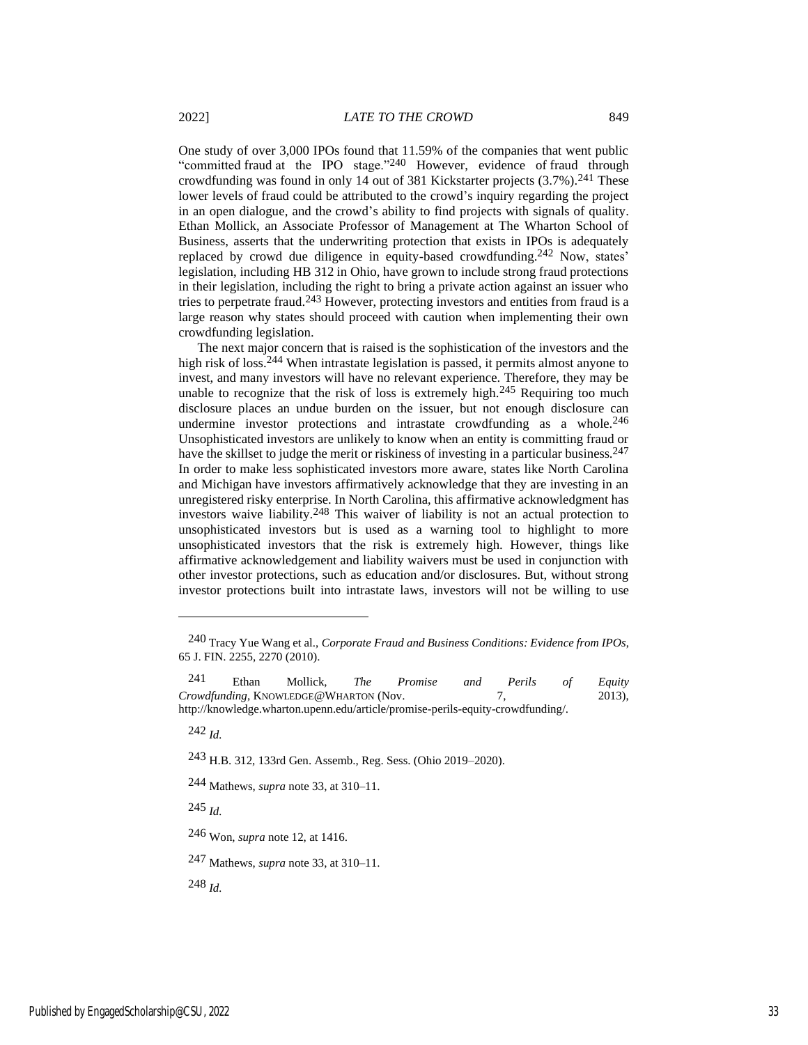One study of over 3,000 IPOs found that 11.59% of the companies that went public "committed fraud at the IPO stage."[240] However, evidence of fraud through crowdfunding was found in only 14 out of 381 Kickstarter projects (3.7%).[241] These lower levels of fraud could be attributed to the crowd's inquiry regarding the project in an open dialogue, and the crowd's ability to find projects with signals of quality. Ethan Mollick, an Associate Professor of Management at The Wharton School of Business, asserts that the underwriting protection that exists in IPOs is adequately replaced by crowd due diligence in equity-based crowdfunding.[242] Now, states' legislation, including HB 312 in Ohio, have grown to include strong fraud protections in their legislation, including the right to bring a private action against an issuer who tries to perpetrate fraud.[243] However, protecting investors and entities from fraud is a large reason why states should proceed with caution when implementing their own crowdfunding legislation.

The next major concern that is raised is the sophistication of the investors and the high risk of loss.[244] When intrastate legislation is passed, it permits almost anyone to invest, and many investors will have no relevant experience. Therefore, they may be unable to recognize that the risk of loss is extremely high.[245] Requiring too much disclosure places an undue burden on the issuer, but not enough disclosure can undermine investor protections and intrastate crowdfunding as a whole.[246] Unsophisticated investors are unlikely to know when an entity is committing fraud or have the skillset to judge the merit or riskiness of investing in a particular business.[247] In order to make less sophisticated investors more aware, states like North Carolina and Michigan have investors affirmatively acknowledge that they are investing in an unregistered risky enterprise. In North Carolina, this affirmative acknowledgment has investors waive liability.[248] This waiver of liability is not an actual protection to unsophisticated investors but is used as a warning tool to highlight to more unsophisticated investors that the risk is extremely high. However, things like affirmative acknowledgement and liability waivers must be used in conjunction with other investor protections, such as education and/or disclosures. But, without strong investor protections built into intrastate laws, investors will not be willing to use

---

240 Tracy Yue Wang et al., *Corporate Fraud and Business Conditions: Evidence from IPOs*, 65 J. FIN. 2255, 2270 (2010).

241 Ethan Mollick, *The Promise and Perils of Equity Crowdfunding*, KNOWLEDGE@WHARTON (Nov. 7, 2013), http://knowledge.wharton.upenn.edu/article/promise-perils-equity-crowdfunding/.

242 *Id.*

243 H.B. 312, 133rd Gen. Assemb., Reg. Sess. (Ohio 2019–2020).

244 Mathews, *supra* note 33, at 310–11.

245 *Id.*

246 Won, *supra* note 12, at 1416.

247 Mathews, *supra* note 33, at 310–11.

248 *Id.*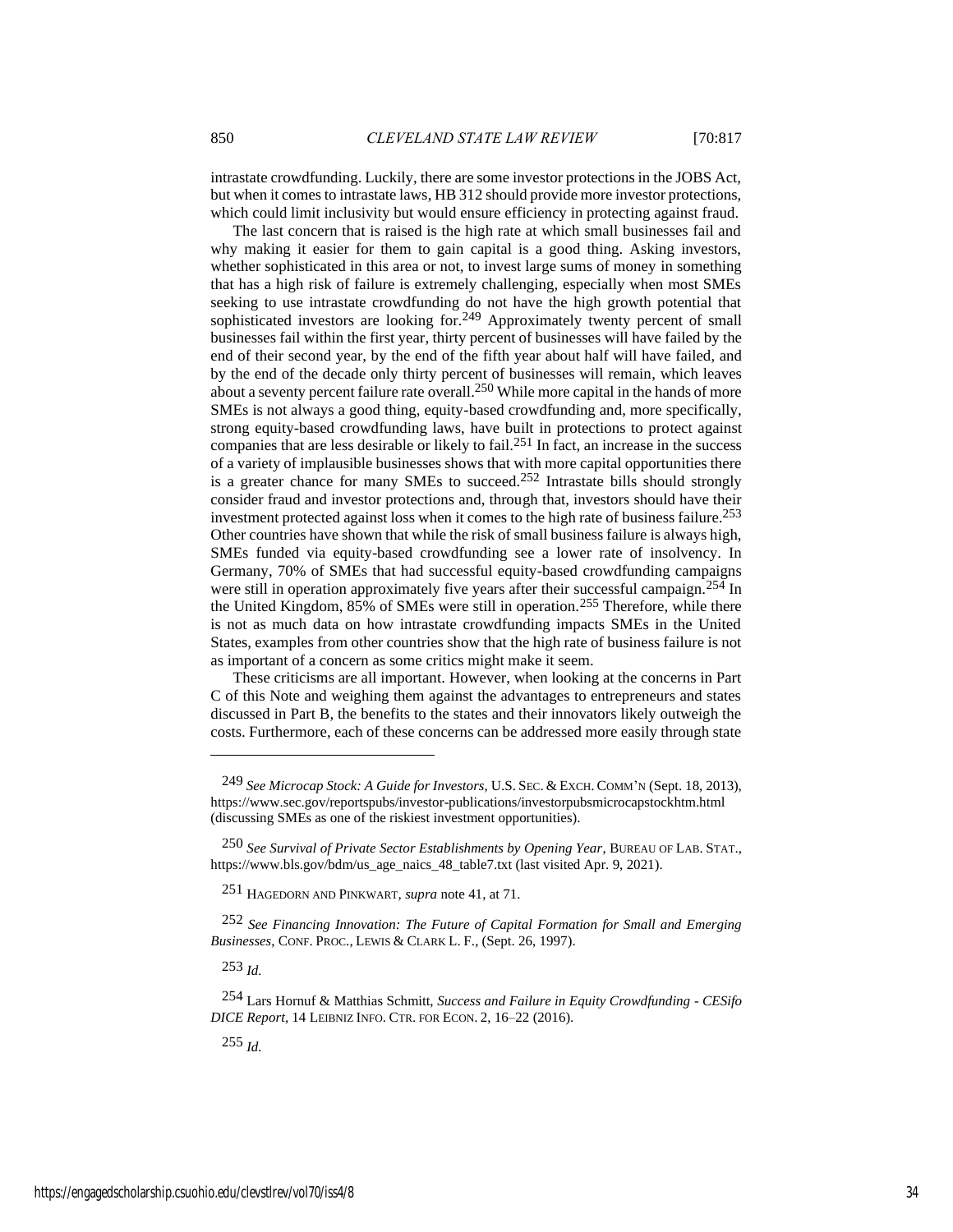intrastate crowdfunding. Luckily, there are some investor protections in the JOBS Act, but when it comes to intrastate laws, HB 312 should provide more investor protections, which could limit inclusivity but would ensure efficiency in protecting against fraud.

The last concern that is raised is the high rate at which small businesses fail and why making it easier for them to gain capital is a good thing. Asking investors, whether sophisticated in this area or not, to invest large sums of money in something that has a high risk of failure is extremely challenging, especially when most SMEs seeking to use intrastate crowdfunding do not have the high growth potential that sophisticated investors are looking for.[249] Approximately twenty percent of small businesses fail within the first year, thirty percent of businesses will have failed by the end of their second year, by the end of the fifth year about half will have failed, and by the end of the decade only thirty percent of businesses will remain, which leaves about a seventy percent failure rate overall.[250] While more capital in the hands of more SMEs is not always a good thing, equity-based crowdfunding and, more specifically, strong equity-based crowdfunding laws, have built in protections to protect against companies that are less desirable or likely to fail.[251] In fact, an increase in the success of a variety of implausible businesses shows that with more capital opportunities there is a greater chance for many SMEs to succeed.[252] Intrastate bills should strongly consider fraud and investor protections and, through that, investors should have their investment protected against loss when it comes to the high rate of business failure.[253] Other countries have shown that while the risk of small business failure is always high, SMEs funded via equity-based crowdfunding see a lower rate of insolvency. In Germany, 70% of SMEs that had successful equity-based crowdfunding campaigns were still in operation approximately five years after their successful campaign.[254] In the United Kingdom, 85% of SMEs were still in operation.[255] Therefore, while there is not as much data on how intrastate crowdfunding impacts SMEs in the United States, examples from other countries show that the high rate of business failure is not as important of a concern as some critics might make it seem.

These criticisms are all important. However, when looking at the concerns in Part C of this Note and weighing them against the advantages to entrepreneurs and states discussed in Part B, the benefits to the states and their innovators likely outweigh the costs. Furthermore, each of these concerns can be addressed more easily through state

---

[249] *See Microcap Stock: A Guide for Investors*, U.S. SEC. & EXCH. COMM'N (Sept. 18, 2013), https://www.sec.gov/reportspubs/investor-publications/investorpubsmicrocapstockhtm.html (discussing SMEs as one of the riskiest investment opportunities).

[250] *See Survival of Private Sector Establishments by Opening Year*, BUREAU OF LAB. STAT., https://www.bls.gov/bdm/us_age_naics_48_table7.txt (last visited Apr. 9, 2021).

[251] HAGEDORN AND PINKWART, *supra* note 41, at 71.

[252] *See Financing Innovation: The Future of Capital Formation for Small and Emerging Businesses*, CONF. PROC., LEWIS & CLARK L. F., (Sept. 26, 1997).

[253] *Id.*

[254] Lars Hornuf & Matthias Schmitt, *Success and Failure in Equity Crowdfunding - CESifo DICE Report*, 14 LEIBNIZ INFO. CTR. FOR ECON. 2, 16–22 (2016).

[255] *Id.*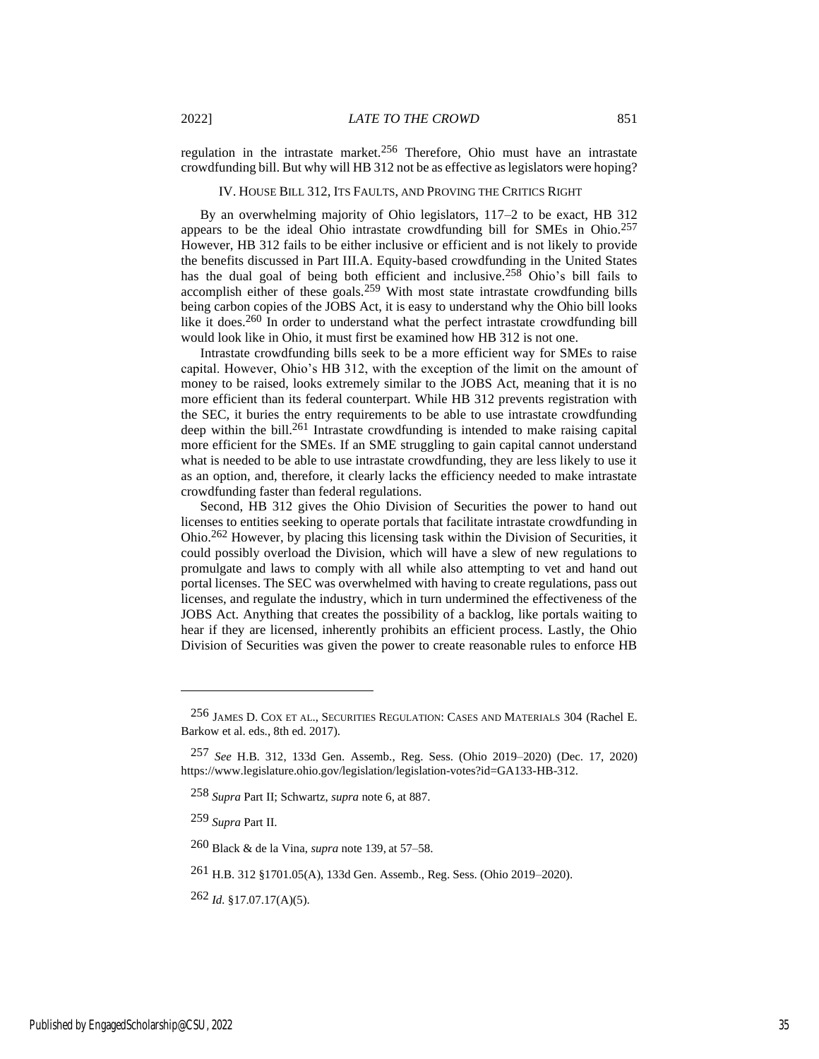regulation in the intrastate market.[256] Therefore, Ohio must have an intrastate crowdfunding bill. But why will HB 312 not be as effective as legislators were hoping?

## IV. House Bill 312, Its Faults, and Proving the Critics Right

By an overwhelming majority of Ohio legislators, 117–2 to be exact, HB 312 appears to be the ideal Ohio intrastate crowdfunding bill for SMEs in Ohio.[257] However, HB 312 fails to be either inclusive or efficient and is not likely to provide the benefits discussed in Part III.A. Equity-based crowdfunding in the United States has the dual goal of being both efficient and inclusive.[258] Ohio's bill fails to accomplish either of these goals.[259] With most state intrastate crowdfunding bills being carbon copies of the JOBS Act, it is easy to understand why the Ohio bill looks like it does.[260] In order to understand what the perfect intrastate crowdfunding bill would look like in Ohio, it must first be examined how HB 312 is not one.

Intrastate crowdfunding bills seek to be a more efficient way for SMEs to raise capital. However, Ohio's HB 312, with the exception of the limit on the amount of money to be raised, looks extremely similar to the JOBS Act, meaning that it is no more efficient than its federal counterpart. While HB 312 prevents registration with the SEC, it buries the entry requirements to be able to use intrastate crowdfunding deep within the bill.[261] Intrastate crowdfunding is intended to make raising capital more efficient for the SMEs. If an SME struggling to gain capital cannot understand what is needed to be able to use intrastate crowdfunding, they are less likely to use it as an option, and, therefore, it clearly lacks the efficiency needed to make intrastate crowdfunding faster than federal regulations.

Second, HB 312 gives the Ohio Division of Securities the power to hand out licenses to entities seeking to operate portals that facilitate intrastate crowdfunding in Ohio.[262] However, by placing this licensing task within the Division of Securities, it could possibly overload the Division, which will have a slew of new regulations to promulgate and laws to comply with all while also attempting to vet and hand out portal licenses. The SEC was overwhelmed with having to create regulations, pass out licenses, and regulate the industry, which in turn undermined the effectiveness of the JOBS Act. Anything that creates the possibility of a backlog, like portals waiting to hear if they are licensed, inherently prohibits an efficient process. Lastly, the Ohio Division of Securities was given the power to create reasonable rules to enforce HB

---

256 James D. Cox et al., Securities Regulation: Cases and Materials 304 (Rachel E. Barkow et al. eds., 8th ed. 2017).

257 *See* H.B. 312, 133d Gen. Assemb., Reg. Sess. (Ohio 2019–2020) (Dec. 17, 2020) https://www.legislature.ohio.gov/legislation/legislation-votes?id=GA133-HB-312.

258 *Supra* Part II; Schwartz, *supra* note 6, at 887.

259 *Supra* Part II.

260 Black & de la Vina, *supra* note 139, at 57–58.

261 H.B. 312 §1701.05(A), 133d Gen. Assemb., Reg. Sess. (Ohio 2019–2020).

262 *Id.* §17.07.17(A)(5).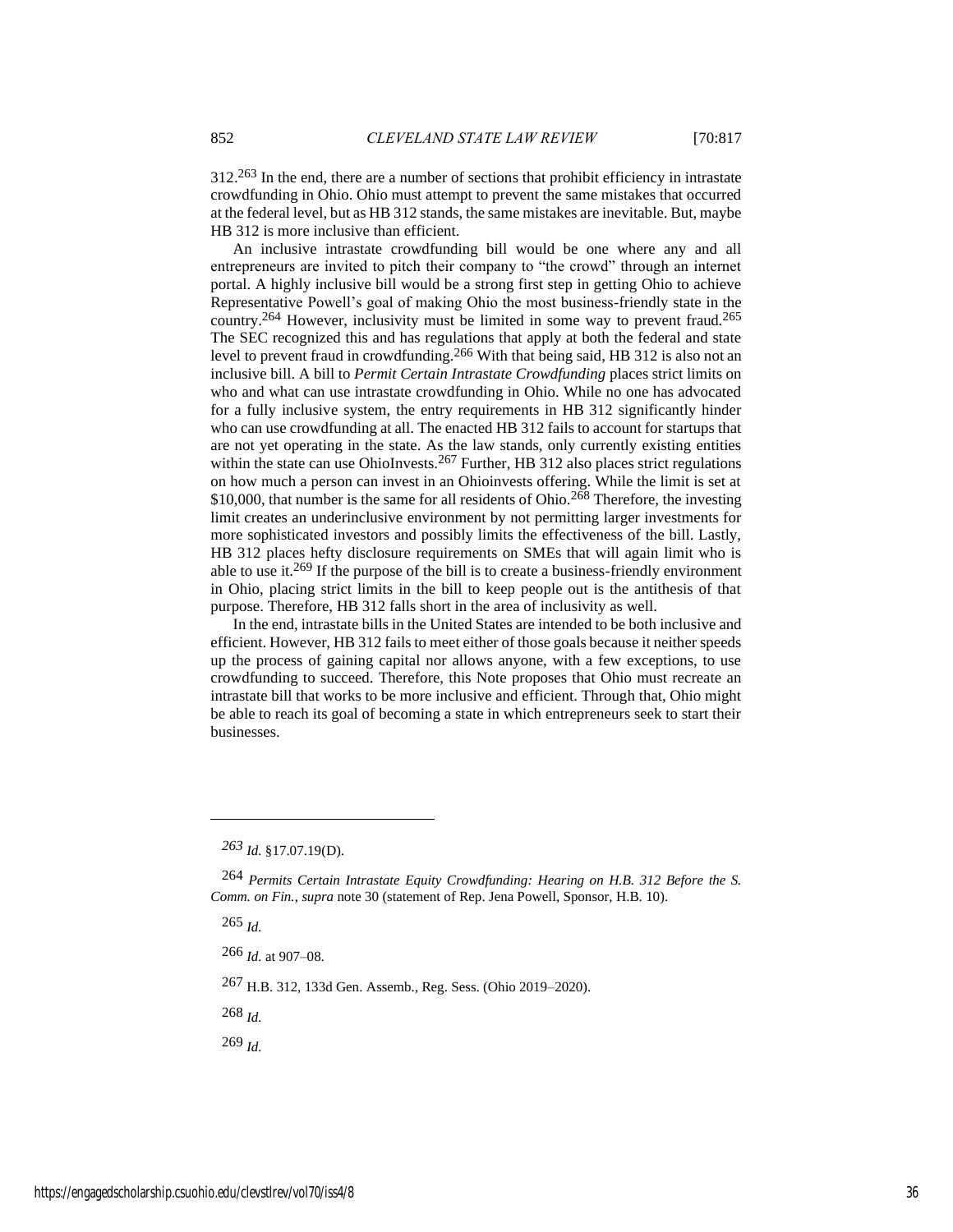312.[263] In the end, there are a number of sections that prohibit efficiency in intrastate crowdfunding in Ohio. Ohio must attempt to prevent the same mistakes that occurred at the federal level, but as HB 312 stands, the same mistakes are inevitable. But, maybe HB 312 is more inclusive than efficient.

An inclusive intrastate crowdfunding bill would be one where any and all entrepreneurs are invited to pitch their company to "the crowd" through an internet portal. A highly inclusive bill would be a strong first step in getting Ohio to achieve Representative Powell's goal of making Ohio the most business-friendly state in the country.[264] However, inclusivity must be limited in some way to prevent fraud.[265] The SEC recognized this and has regulations that apply at both the federal and state level to prevent fraud in crowdfunding.[266] With that being said, HB 312 is also not an inclusive bill. A bill to *Permit Certain Intrastate Crowdfunding* places strict limits on who and what can use intrastate crowdfunding in Ohio. While no one has advocated for a fully inclusive system, the entry requirements in HB 312 significantly hinder who can use crowdfunding at all. The enacted HB 312 fails to account for startups that are not yet operating in the state. As the law stands, only currently existing entities within the state can use OhioInvests.[267] Further, HB 312 also places strict regulations on how much a person can invest in an Ohioinvests offering. While the limit is set at $10,000, that number is the same for all residents of Ohio.[268] Therefore, the investing limit creates an underinclusive environment by not permitting larger investments for more sophisticated investors and possibly limits the effectiveness of the bill. Lastly, HB 312 places hefty disclosure requirements on SMEs that will again limit who is able to use it.[269] If the purpose of the bill is to create a business-friendly environment in Ohio, placing strict limits in the bill to keep people out is the antithesis of that purpose. Therefore, HB 312 falls short in the area of inclusivity as well.

In the end, intrastate bills in the United States are intended to be both inclusive and efficient. However, HB 312 fails to meet either of those goals because it neither speeds up the process of gaining capital nor allows anyone, with a few exceptions, to use crowdfunding to succeed. Therefore, this Note proposes that Ohio must recreate an intrastate bill that works to be more inclusive and efficient. Through that, Ohio might be able to reach its goal of becoming a state in which entrepreneurs seek to start their businesses.

---

[263] *Id.* §17.07.19(D).

[264] *Permits Certain Intrastate Equity Crowdfunding: Hearing on H.B. 312 Before the S. Comm. on Fin.*, *supra* note 30 (statement of Rep. Jena Powell, Sponsor, H.B. 10).

[265] *Id.*

[266] *Id.* at 907–08.

[267] H.B. 312, 133d Gen. Assemb., Reg. Sess. (Ohio 2019–2020).

[268] *Id.*

[269] *Id.*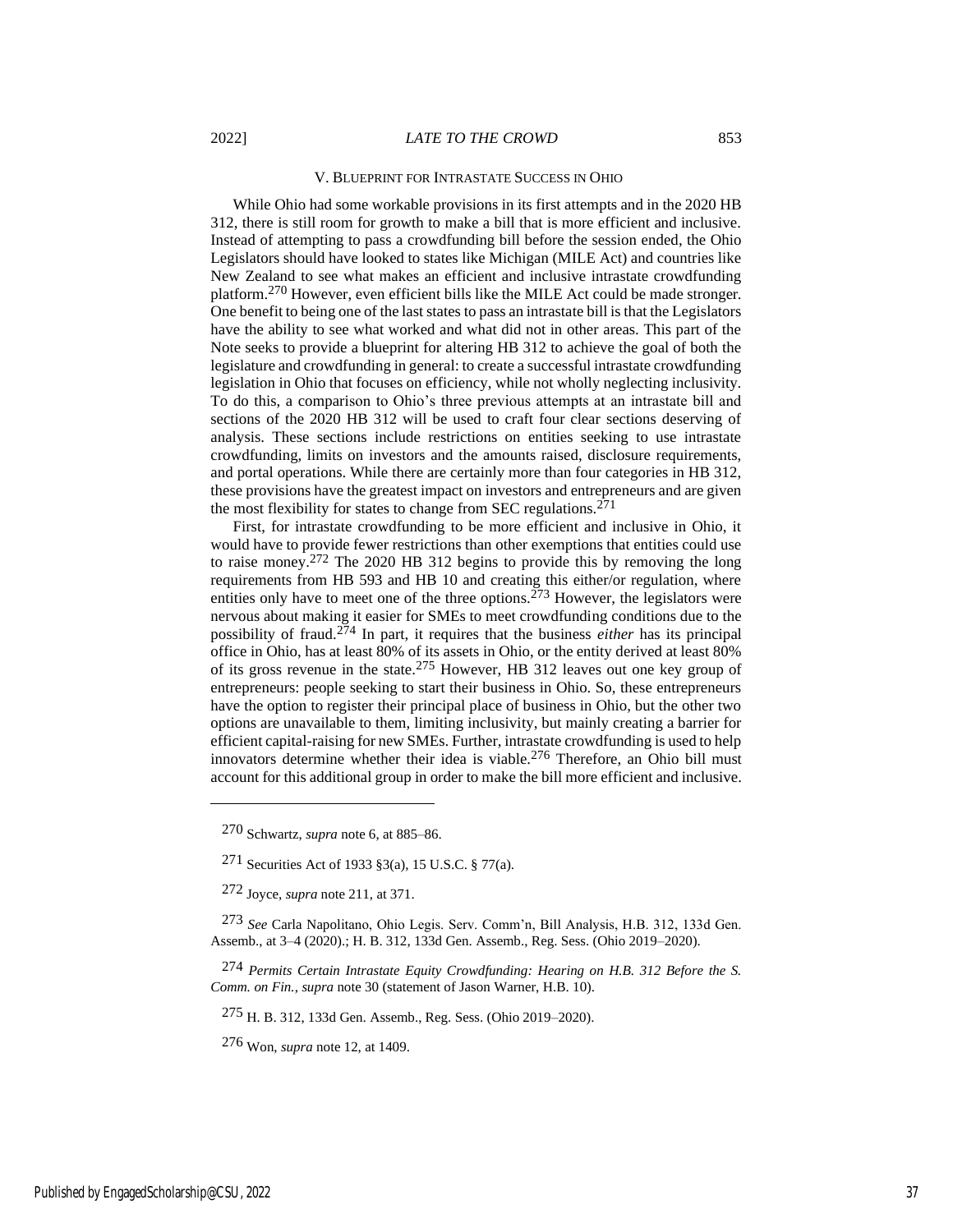## V. BLUEPRINT FOR INTRASTATE SUCCESS IN OHIO

While Ohio had some workable provisions in its first attempts and in the 2020 HB 312, there is still room for growth to make a bill that is more efficient and inclusive. Instead of attempting to pass a crowdfunding bill before the session ended, the Ohio Legislators should have looked to states like Michigan (MILE Act) and countries like New Zealand to see what makes an efficient and inclusive intrastate crowdfunding platform.[270] However, even efficient bills like the MILE Act could be made stronger. One benefit to being one of the last states to pass an intrastate bill is that the Legislators have the ability to see what worked and what did not in other areas. This part of the Note seeks to provide a blueprint for altering HB 312 to achieve the goal of both the legislature and crowdfunding in general: to create a successful intrastate crowdfunding legislation in Ohio that focuses on efficiency, while not wholly neglecting inclusivity. To do this, a comparison to Ohio's three previous attempts at an intrastate bill and sections of the 2020 HB 312 will be used to craft four clear sections deserving of analysis. These sections include restrictions on entities seeking to use intrastate crowdfunding, limits on investors and the amounts raised, disclosure requirements, and portal operations. While there are certainly more than four categories in HB 312, these provisions have the greatest impact on investors and entrepreneurs and are given the most flexibility for states to change from SEC regulations.[271]

First, for intrastate crowdfunding to be more efficient and inclusive in Ohio, it would have to provide fewer restrictions than other exemptions that entities could use to raise money.[272] The 2020 HB 312 begins to provide this by removing the long requirements from HB 593 and HB 10 and creating this either/or regulation, where entities only have to meet one of the three options.[273] However, the legislators were nervous about making it easier for SMEs to meet crowdfunding conditions due to the possibility of fraud.[274] In part, it requires that the business *either* has its principal office in Ohio, has at least 80% of its assets in Ohio, or the entity derived at least 80% of its gross revenue in the state.[275] However, HB 312 leaves out one key group of entrepreneurs: people seeking to start their business in Ohio. So, these entrepreneurs have the option to register their principal place of business in Ohio, but the other two options are unavailable to them, limiting inclusivity, but mainly creating a barrier for efficient capital-raising for new SMEs. Further, intrastate crowdfunding is used to help innovators determine whether their idea is viable.[276] Therefore, an Ohio bill must account for this additional group in order to make the bill more efficient and inclusive.

---

270 Schwartz, *supra* note 6, at 885–86.

271 Securities Act of 1933 §3(a), 15 U.S.C. § 77(a).

272 Joyce, *supra* note 211, at 371.

273 *See* Carla Napolitano, Ohio Legis. Serv. Comm'n, Bill Analysis, H.B. 312, 133d Gen. Assemb., at 3–4 (2020).; H. B. 312, 133d Gen. Assemb., Reg. Sess. (Ohio 2019–2020).

274 *Permits Certain Intrastate Equity Crowdfunding: Hearing on H.B. 312 Before the S. Comm. on Fin.*, *supra* note 30 (statement of Jason Warner, H.B. 10).

275 H. B. 312, 133d Gen. Assemb., Reg. Sess. (Ohio 2019–2020).

276 Won, *supra* note 12, at 1409.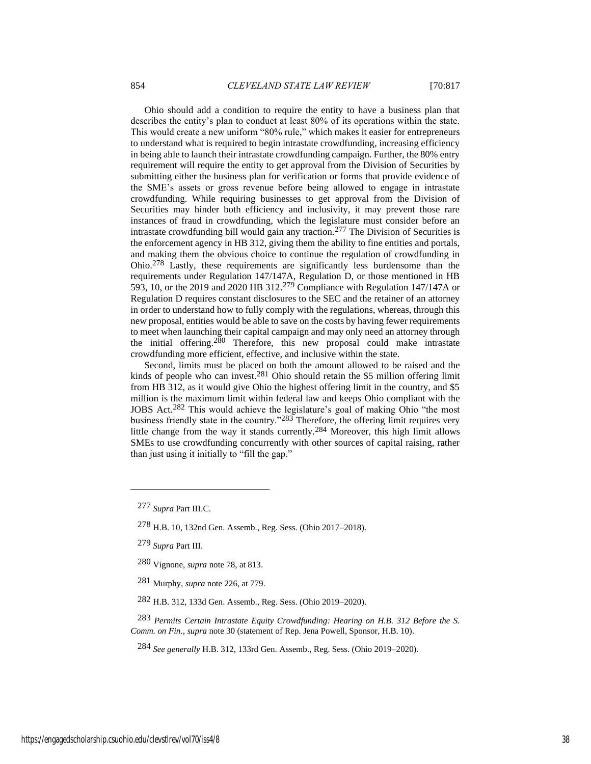Ohio should add a condition to require the entity to have a business plan that describes the entity's plan to conduct at least 80% of its operations within the state. This would create a new uniform "80% rule," which makes it easier for entrepreneurs to understand what is required to begin intrastate crowdfunding, increasing efficiency in being able to launch their intrastate crowdfunding campaign. Further, the 80% entry requirement will require the entity to get approval from the Division of Securities by submitting either the business plan for verification or forms that provide evidence of the SME's assets or gross revenue before being allowed to engage in intrastate crowdfunding. While requiring businesses to get approval from the Division of Securities may hinder both efficiency and inclusivity, it may prevent those rare instances of fraud in crowdfunding, which the legislature must consider before an intrastate crowdfunding bill would gain any traction.[277] The Division of Securities is the enforcement agency in HB 312, giving them the ability to fine entities and portals, and making them the obvious choice to continue the regulation of crowdfunding in Ohio.[278] Lastly, these requirements are significantly less burdensome than the requirements under Regulation 147/147A, Regulation D, or those mentioned in HB 593, 10, or the 2019 and 2020 HB 312.[279] Compliance with Regulation 147/147A or Regulation D requires constant disclosures to the SEC and the retainer of an attorney in order to understand how to fully comply with the regulations, whereas, through this new proposal, entities would be able to save on the costs by having fewer requirements to meet when launching their capital campaign and may only need an attorney through the initial offering.[280] Therefore, this new proposal could make intrastate crowdfunding more efficient, effective, and inclusive within the state.

Second, limits must be placed on both the amount allowed to be raised and the kinds of people who can invest.[281] Ohio should retain the $5 million offering limit from HB 312, as it would give Ohio the highest offering limit in the country, and $5 million is the maximum limit within federal law and keeps Ohio compliant with the JOBS Act.[282] This would achieve the legislature's goal of making Ohio "the most business friendly state in the country."[283] Therefore, the offering limit requires very little change from the way it stands currently.[284] Moreover, this high limit allows SMEs to use crowdfunding concurrently with other sources of capital raising, rather than just using it initially to "fill the gap."

---

277 *Supra* Part III.C.

278 H.B. 10, 132nd Gen. Assemb., Reg. Sess. (Ohio 2017–2018).

279 *Supra* Part III.

280 Vignone, *supra* note 78, at 813.

281 Murphy, *supra* note 226, at 779.

282 H.B. 312, 133d Gen. Assemb., Reg. Sess. (Ohio 2019–2020).

283 *Permits Certain Intrastate Equity Crowdfunding: Hearing on H.B. 312 Before the S. Comm. on Fin.*, *supra* note 30 (statement of Rep. Jena Powell, Sponsor, H.B. 10).

284 *See generally* H.B. 312, 133rd Gen. Assemb., Reg. Sess. (Ohio 2019–2020).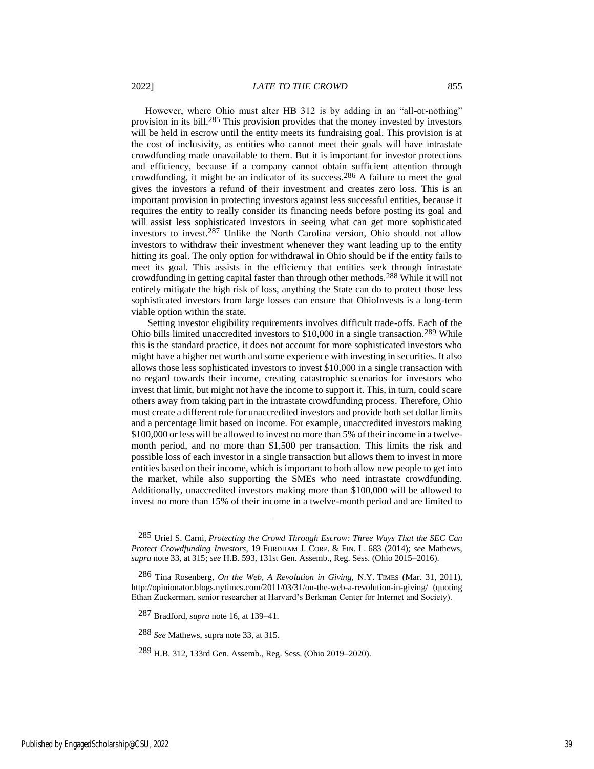However, where Ohio must alter HB 312 is by adding in an "all-or-nothing" provision in its bill.[285] This provision provides that the money invested by investors will be held in escrow until the entity meets its fundraising goal. This provision is at the cost of inclusivity, as entities who cannot meet their goals will have intrastate crowdfunding made unavailable to them. But it is important for investor protections and efficiency, because if a company cannot obtain sufficient attention through crowdfunding, it might be an indicator of its success.[286] A failure to meet the goal gives the investors a refund of their investment and creates zero loss. This is an important provision in protecting investors against less successful entities, because it requires the entity to really consider its financing needs before posting its goal and will assist less sophisticated investors in seeing what can get more sophisticated investors to invest.[287] Unlike the North Carolina version, Ohio should not allow investors to withdraw their investment whenever they want leading up to the entity hitting its goal. The only option for withdrawal in Ohio should be if the entity fails to meet its goal. This assists in the efficiency that entities seek through intrastate crowdfunding in getting capital faster than through other methods.[288] While it will not entirely mitigate the high risk of loss, anything the State can do to protect those less sophisticated investors from large losses can ensure that OhioInvests is a long-term viable option within the state.

Setting investor eligibility requirements involves difficult trade-offs. Each of the Ohio bills limited unaccredited investors to $10,000 in a single transaction.[289] While this is the standard practice, it does not account for more sophisticated investors who might have a higher net worth and some experience with investing in securities. It also allows those less sophisticated investors to invest $10,000 in a single transaction with no regard towards their income, creating catastrophic scenarios for investors who invest that limit, but might not have the income to support it. This, in turn, could scare others away from taking part in the intrastate crowdfunding process. Therefore, Ohio must create a different rule for unaccredited investors and provide both set dollar limits and a percentage limit based on income. For example, unaccredited investors making $100,000 or less will be allowed to invest no more than 5% of their income in a twelve-month period, and no more than $1,500 per transaction. This limits the risk and possible loss of each investor in a single transaction but allows them to invest in more entities based on their income, which is important to both allow new people to get into the market, while also supporting the SMEs who need intrastate crowdfunding. Additionally, unaccredited investors making more than $100,000 will be allowed to invest no more than 15% of their income in a twelve-month period and are limited to

---

[285] Uriel S. Carni, *Protecting the Crowd Through Escrow: Three Ways That the SEC Can Protect Crowdfunding Investors*, 19 FORDHAM J. CORP. & FIN. L. 683 (2014); *see* Mathews, *supra* note 33, at 315; *see* H.B. 593, 131st Gen. Assemb., Reg. Sess. (Ohio 2015–2016).

[286] Tina Rosenberg, *On the Web, A Revolution in Giving*, N.Y. TIMES (Mar. 31, 2011), http://opinionator.blogs.nytimes.com/2011/03/31/on-the-web-a-revolution-in-giving/ (quoting Ethan Zuckerman, senior researcher at Harvard's Berkman Center for Internet and Society).

[287] Bradford, *supra* note 16, at 139–41.

[288] *See* Mathews, supra note 33, at 315.

[289] H.B. 312, 133rd Gen. Assemb., Reg. Sess. (Ohio 2019–2020).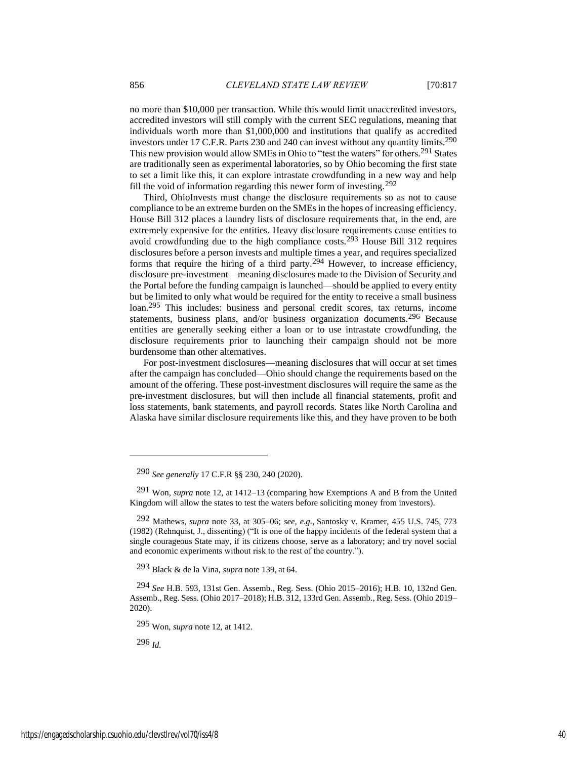no more than $10,000 per transaction. While this would limit unaccredited investors, accredited investors will still comply with the current SEC regulations, meaning that individuals worth more than $1,000,000 and institutions that qualify as accredited investors under 17 C.F.R. Parts 230 and 240 can invest without any quantity limits.[290] This new provision would allow SMEs in Ohio to "test the waters" for others.[291] States are traditionally seen as experimental laboratories, so by Ohio becoming the first state to set a limit like this, it can explore intrastate crowdfunding in a new way and help fill the void of information regarding this newer form of investing.[292]

Third, OhioInvests must change the disclosure requirements so as not to cause compliance to be an extreme burden on the SMEs in the hopes of increasing efficiency. House Bill 312 places a laundry lists of disclosure requirements that, in the end, are extremely expensive for the entities. Heavy disclosure requirements cause entities to avoid crowdfunding due to the high compliance costs.[293] House Bill 312 requires disclosures before a person invests and multiple times a year, and requires specialized forms that require the hiring of a third party.[294] However, to increase efficiency, disclosure pre-investment—meaning disclosures made to the Division of Security and the Portal before the funding campaign is launched—should be applied to every entity but be limited to only what would be required for the entity to receive a small business loan.[295] This includes: business and personal credit scores, tax returns, income statements, business plans, and/or business organization documents.[296] Because entities are generally seeking either a loan or to use intrastate crowdfunding, the disclosure requirements prior to launching their campaign should not be more burdensome than other alternatives.

For post-investment disclosures—meaning disclosures that will occur at set times after the campaign has concluded—Ohio should change the requirements based on the amount of the offering. These post-investment disclosures will require the same as the pre-investment disclosures, but will then include all financial statements, profit and loss statements, bank statements, and payroll records. States like North Carolina and Alaska have similar disclosure requirements like this, and they have proven to be both

---

290 *See generally* 17 C.F.R §§ 230, 240 (2020).

291 Won, *supra* note 12, at 1412–13 (comparing how Exemptions A and B from the United Kingdom will allow the states to test the waters before soliciting money from investors).

292 Mathews, *supra* note 33, at 305–06; *see, e.g.*, Santosky v. Kramer, 455 U.S. 745, 773 (1982) (Rehnquist, J., dissenting) ("It is one of the happy incidents of the federal system that a single courageous State may, if its citizens choose, serve as a laboratory; and try novel social and economic experiments without risk to the rest of the country.").

293 Black & de la Vina, *supra* note 139, at 64.

294 *See* H.B. 593, 131st Gen. Assemb., Reg. Sess. (Ohio 2015–2016); H.B. 10, 132nd Gen. Assemb., Reg. Sess. (Ohio 2017–2018); H.B. 312, 133rd Gen. Assemb., Reg. Sess. (Ohio 2019–2020).

295 Won, *supra* note 12, at 1412.

296 *Id.*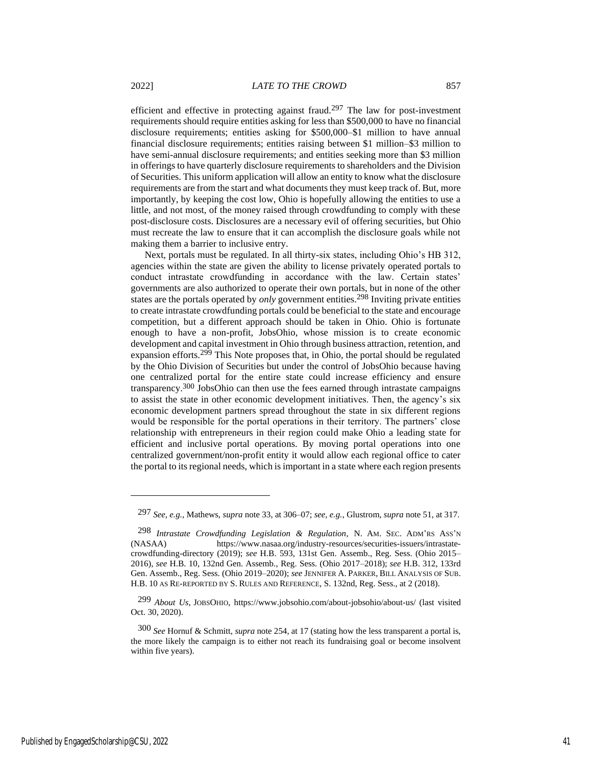efficient and effective in protecting against fraud.[297] The law for post-investment requirements should require entities asking for less than $500,000 to have no financial disclosure requirements; entities asking for $500,000–$1 million to have annual financial disclosure requirements; entities raising between $1 million–$3 million to have semi-annual disclosure requirements; and entities seeking more than $3 million in offerings to have quarterly disclosure requirements to shareholders and the Division of Securities. This uniform application will allow an entity to know what the disclosure requirements are from the start and what documents they must keep track of. But, more importantly, by keeping the cost low, Ohio is hopefully allowing the entities to use a little, and not most, of the money raised through crowdfunding to comply with these post-disclosure costs. Disclosures are a necessary evil of offering securities, but Ohio must recreate the law to ensure that it can accomplish the disclosure goals while not making them a barrier to inclusive entry.

Next, portals must be regulated. In all thirty-six states, including Ohio's HB 312, agencies within the state are given the ability to license privately operated portals to conduct intrastate crowdfunding in accordance with the law. Certain states' governments are also authorized to operate their own portals, but in none of the other states are the portals operated by *only* government entities.[298] Inviting private entities to create intrastate crowdfunding portals could be beneficial to the state and encourage competition, but a different approach should be taken in Ohio. Ohio is fortunate enough to have a non-profit, JobsOhio, whose mission is to create economic development and capital investment in Ohio through business attraction, retention, and expansion efforts.[299] This Note proposes that, in Ohio, the portal should be regulated by the Ohio Division of Securities but under the control of JobsOhio because having one centralized portal for the entire state could increase efficiency and ensure transparency.[300] JobsOhio can then use the fees earned through intrastate campaigns to assist the state in other economic development initiatives. Then, the agency's six economic development partners spread throughout the state in six different regions would be responsible for the portal operations in their territory. The partners' close relationship with entrepreneurs in their region could make Ohio a leading state for efficient and inclusive portal operations. By moving portal operations into one centralized government/non-profit entity it would allow each regional office to cater the portal to its regional needs, which is important in a state where each region presents

---

[297] *See, e.g.*, Mathews, *supra* note 33, at 306–07; *see, e.g.*, Glustrom, *supra* note 51, at 317.

[298] *Intrastate Crowdfunding Legislation & Regulation*, N. AM. SEC. ADM'RS ASS'N (NASAA) https://www.nasaa.org/industry-resources/securities-issuers/intrastate-crowdfunding-directory (2019); *see* H.B. 593, 131st Gen. Assemb., Reg. Sess. (Ohio 2015–2016), *see* H.B. 10, 132nd Gen. Assemb., Reg. Sess. (Ohio 2017–2018); *see* H.B. 312, 133rd Gen. Assemb., Reg. Sess. (Ohio 2019–2020); *see* JENNIFER A. PARKER, BILL ANALYSIS OF SUB. H.B. 10 AS RE-REPORTED BY S. RULES AND REFERENCE, S. 132nd, Reg. Sess., at 2 (2018).

[299] *About Us*, JOBSOHIO, https://www.jobsohio.com/about-jobsohio/about-us/ (last visited Oct. 30, 2020).

[300] *See* Hornuf & Schmitt, *supra* note 254, at 17 (stating how the less transparent a portal is, the more likely the campaign is to either not reach its fundraising goal or become insolvent within five years).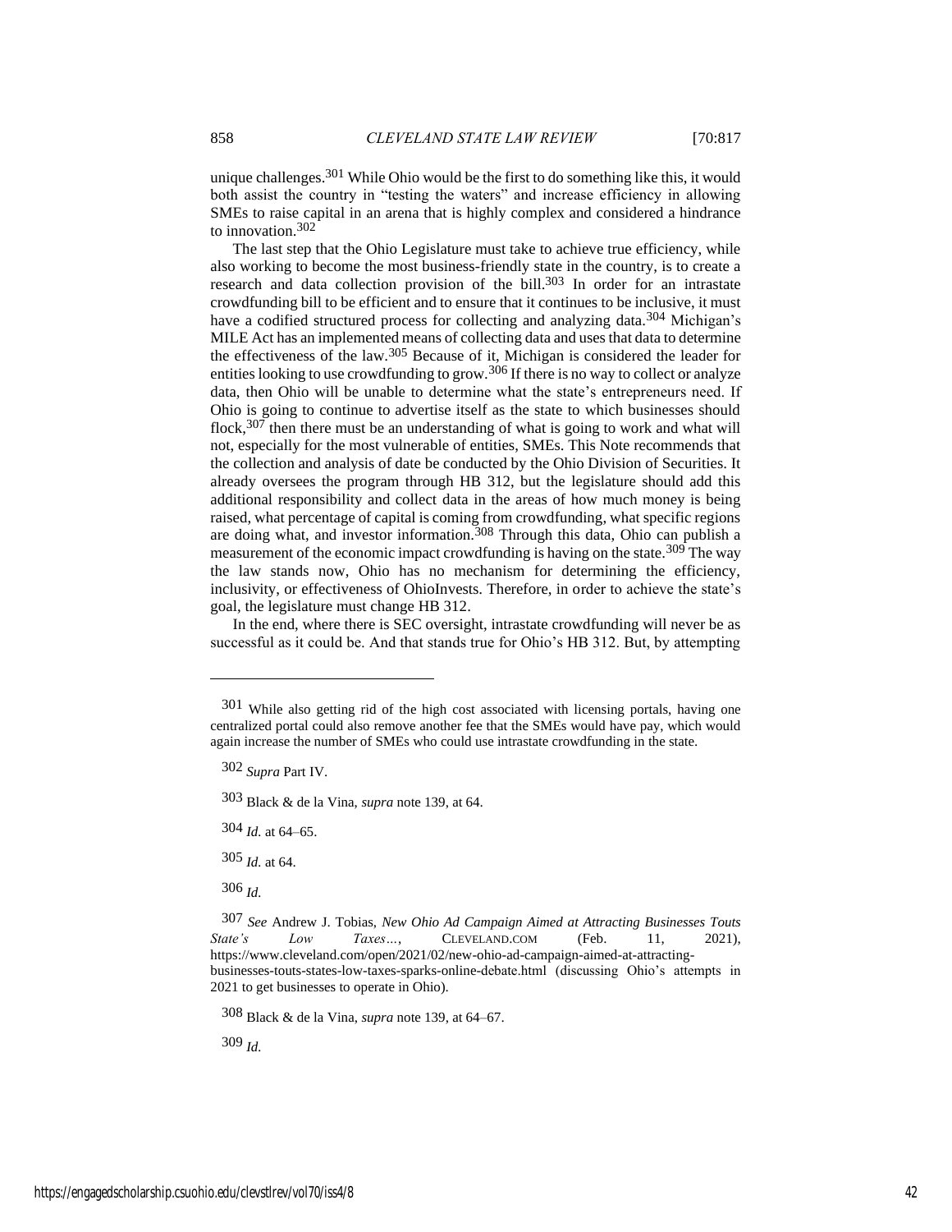unique challenges.[301] While Ohio would be the first to do something like this, it would both assist the country in "testing the waters" and increase efficiency in allowing SMEs to raise capital in an arena that is highly complex and considered a hindrance to innovation.[302]

The last step that the Ohio Legislature must take to achieve true efficiency, while also working to become the most business-friendly state in the country, is to create a research and data collection provision of the bill.[303] In order for an intrastate crowdfunding bill to be efficient and to ensure that it continues to be inclusive, it must have a codified structured process for collecting and analyzing data.[304] Michigan's MILE Act has an implemented means of collecting data and uses that data to determine the effectiveness of the law.[305] Because of it, Michigan is considered the leader for entities looking to use crowdfunding to grow.[306] If there is no way to collect or analyze data, then Ohio will be unable to determine what the state's entrepreneurs need. If Ohio is going to continue to advertise itself as the state to which businesses should flock,[307] then there must be an understanding of what is going to work and what will not, especially for the most vulnerable of entities, SMEs. This Note recommends that the collection and analysis of date be conducted by the Ohio Division of Securities. It already oversees the program through HB 312, but the legislature should add this additional responsibility and collect data in the areas of how much money is being raised, what percentage of capital is coming from crowdfunding, what specific regions are doing what, and investor information.[308] Through this data, Ohio can publish a measurement of the economic impact crowdfunding is having on the state.[309] The way the law stands now, Ohio has no mechanism for determining the efficiency, inclusivity, or effectiveness of OhioInvests. Therefore, in order to achieve the state's goal, the legislature must change HB 312.

In the end, where there is SEC oversight, intrastate crowdfunding will never be as successful as it could be. And that stands true for Ohio's HB 312. But, by attempting

---

301 While also getting rid of the high cost associated with licensing portals, having one centralized portal could also remove another fee that the SMEs would have pay, which would again increase the number of SMEs who could use intrastate crowdfunding in the state.

302 *Supra* Part IV.

303 Black & de la Vina, *supra* note 139, at 64.

304 *Id.* at 64–65.

305 *Id.* at 64.

306 *Id.*

307 *See* Andrew J. Tobias, *New Ohio Ad Campaign Aimed at Attracting Businesses Touts State's Low Taxes…*, CLEVELAND.COM (Feb. 11, 2021), https://www.cleveland.com/open/2021/02/new-ohio-ad-campaign-aimed-at-attracting-businesses-touts-states-low-taxes-sparks-online-debate.html (discussing Ohio's attempts in 2021 to get businesses to operate in Ohio).

308 Black & de la Vina, *supra* note 139, at 64–67.

309 *Id.*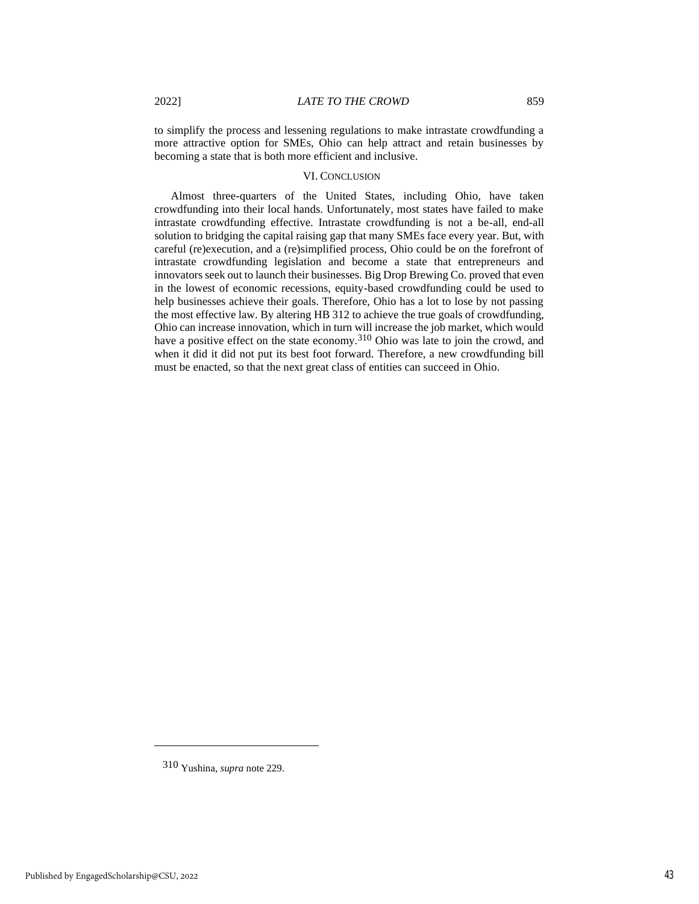to simplify the process and lessening regulations to make intrastate crowdfunding a more attractive option for SMEs, Ohio can help attract and retain businesses by becoming a state that is both more efficient and inclusive.

## VI. Conclusion

Almost three-quarters of the United States, including Ohio, have taken crowdfunding into their local hands. Unfortunately, most states have failed to make intrastate crowdfunding effective. Intrastate crowdfunding is not a be-all, end-all solution to bridging the capital raising gap that many SMEs face every year. But, with careful (re)execution, and a (re)simplified process, Ohio could be on the forefront of intrastate crowdfunding legislation and become a state that entrepreneurs and innovators seek out to launch their businesses. Big Drop Brewing Co. proved that even in the lowest of economic recessions, equity-based crowdfunding could be used to help businesses achieve their goals. Therefore, Ohio has a lot to lose by not passing the most effective law. By altering HB 312 to achieve the true goals of crowdfunding, Ohio can increase innovation, which in turn will increase the job market, which would have a positive effect on the state economy.[310] Ohio was late to join the crowd, and when it did it did not put its best foot forward. Therefore, a new crowdfunding bill must be enacted, so that the next great class of entities can succeed in Ohio.

---

310 Yushina, *supra* note 229.